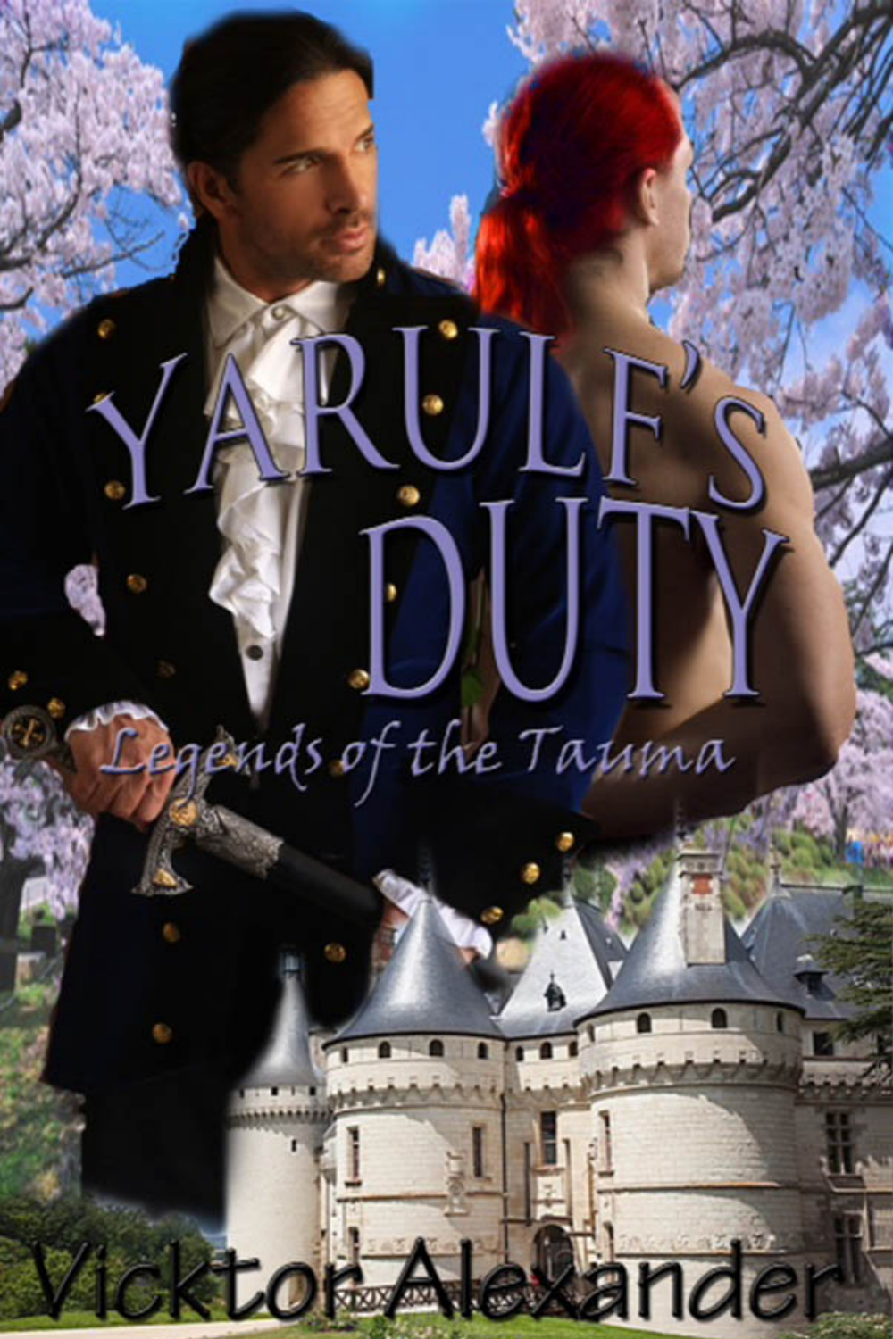# YARULE'S DUTY

*Legends of the Tauma*

Vicktor Alexander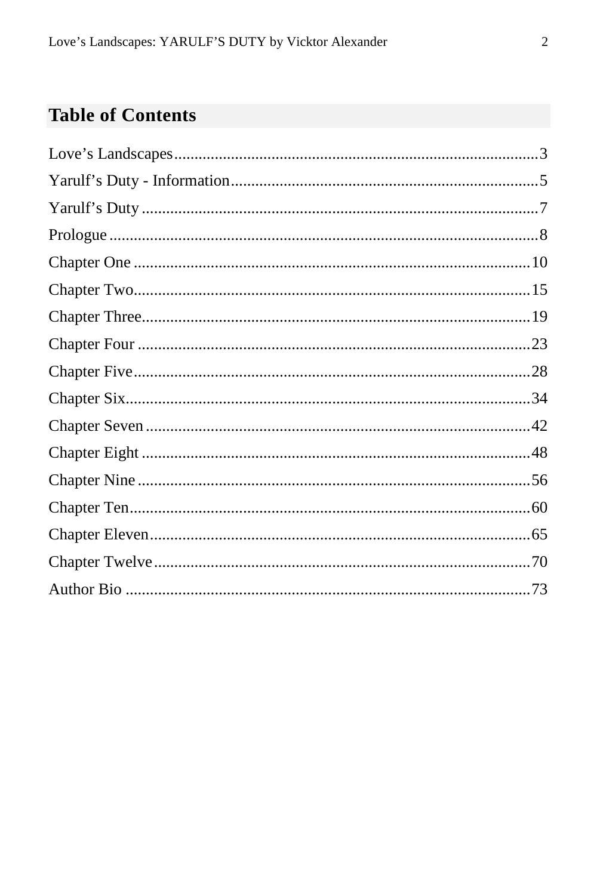## Table of Contents

Love's Landscapes........................................................................................3
Yarulf's Duty - Information..........................................................................5
Yarulf's Duty ...............................................................................................7
Prologue .......................................................................................................8
Chapter One ................................................................................................10
Chapter Two................................................................................................15
Chapter Three..............................................................................................19
Chapter Four ...............................................................................................23
Chapter Five................................................................................................28
Chapter Six..................................................................................................34
Chapter Seven .............................................................................................42
Chapter Eight ..............................................................................................48
Chapter Nine ...............................................................................................56
Chapter Ten.................................................................................................60
Chapter Eleven............................................................................................65
Chapter Twelve...........................................................................................70
Author Bio ..................................................................................................73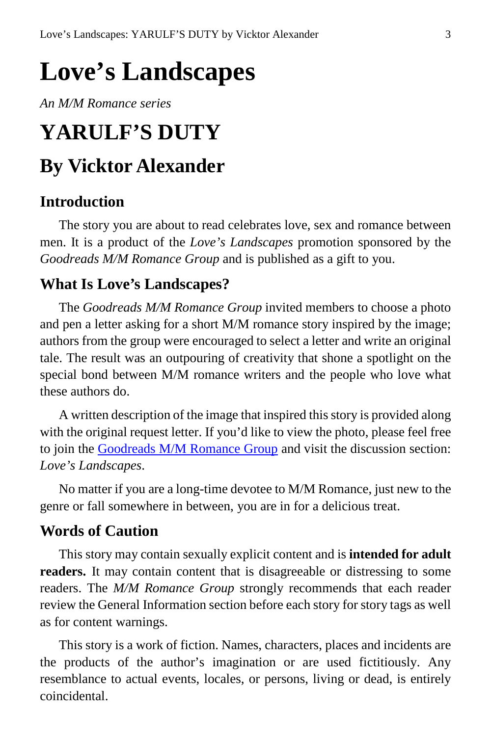# Love's Landscapes

*An M/M Romance series*

# YARULF'S DUTY

## By Vicktor Alexander

### Introduction

The story you are about to read celebrates love, sex and romance between men. It is a product of the *Love's Landscapes* promotion sponsored by the *Goodreads M/M Romance Group* and is published as a gift to you.

### What Is Love's Landscapes?

The *Goodreads M/M Romance Group* invited members to choose a photo and pen a letter asking for a short M/M romance story inspired by the image; authors from the group were encouraged to select a letter and write an original tale. The result was an outpouring of creativity that shone a spotlight on the special bond between M/M romance writers and the people who love what these authors do.

A written description of the image that inspired this story is provided along with the original request letter. If you'd like to view the photo, please feel free to join the Goodreads M/M Romance Group and visit the discussion section: *Love's Landscapes*.

No matter if you are a long-time devotee to M/M Romance, just new to the genre or fall somewhere in between, you are in for a delicious treat.

### Words of Caution

This story may contain sexually explicit content and is **intended for adult readers.** It may contain content that is disagreeable or distressing to some readers. The *M/M Romance Group* strongly recommends that each reader review the General Information section before each story for story tags as well as for content warnings.

This story is a work of fiction. Names, characters, places and incidents are the products of the author's imagination or are used fictitiously. Any resemblance to actual events, locales, or persons, living or dead, is entirely coincidental.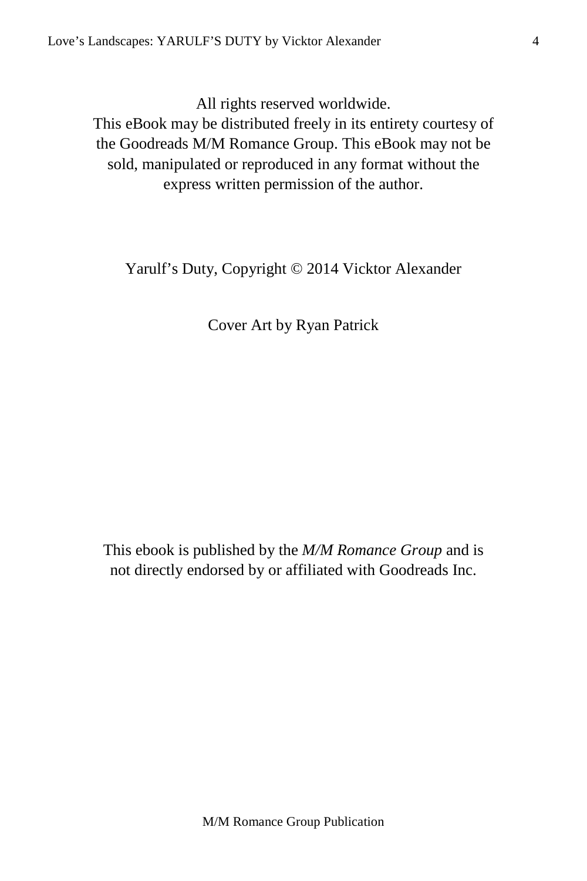All rights reserved worldwide.
This eBook may be distributed freely in its entirety courtesy of the Goodreads M/M Romance Group. This eBook may not be sold, manipulated or reproduced in any format without the express written permission of the author.

Yarulf's Duty, Copyright © 2014 Vicktor Alexander

Cover Art by Ryan Patrick

This ebook is published by the *M/M Romance Group* and is not directly endorsed by or affiliated with Goodreads Inc.

M/M Romance Group Publication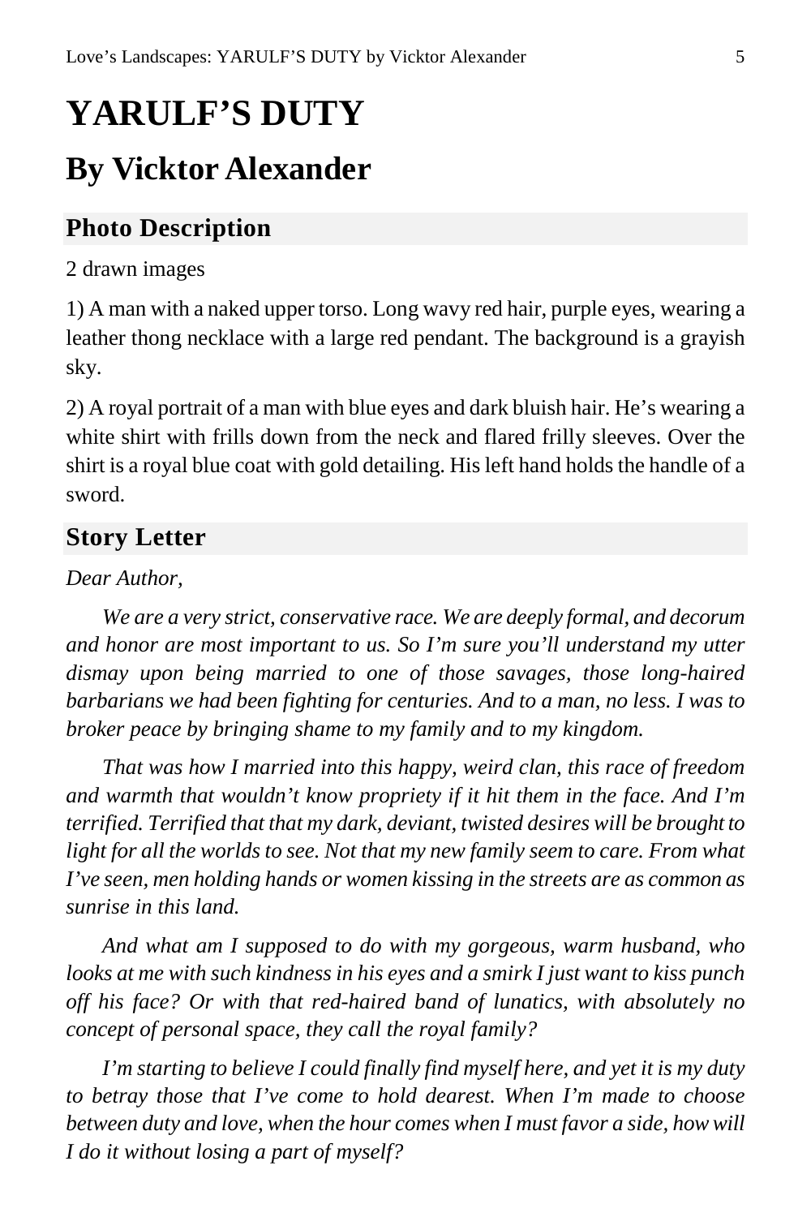# YARULF'S DUTY

## By Vicktor Alexander

### Photo Description

2 drawn images

1) A man with a naked upper torso. Long wavy red hair, purple eyes, wearing a leather thong necklace with a large red pendant. The background is a grayish sky.

2) A royal portrait of a man with blue eyes and dark bluish hair. He's wearing a white shirt with frills down from the neck and flared frilly sleeves. Over the shirt is a royal blue coat with gold detailing. His left hand holds the handle of a sword.

### Story Letter

*Dear Author,*

*We are a very strict, conservative race. We are deeply formal, and decorum and honor are most important to us. So I'm sure you'll understand my utter dismay upon being married to one of those savages, those long-haired barbarians we had been fighting for centuries. And to a man, no less. I was to broker peace by bringing shame to my family and to my kingdom.*

*That was how I married into this happy, weird clan, this race of freedom and warmth that wouldn't know propriety if it hit them in the face. And I'm terrified. Terrified that that my dark, deviant, twisted desires will be brought to light for all the worlds to see. Not that my new family seem to care. From what I've seen, men holding hands or women kissing in the streets are as common as sunrise in this land.*

*And what am I supposed to do with my gorgeous, warm husband, who looks at me with such kindness in his eyes and a smirk I just want to kiss punch off his face? Or with that red-haired band of lunatics, with absolutely no concept of personal space, they call the royal family?*

*I'm starting to believe I could finally find myself here, and yet it is my duty to betray those that I've come to hold dearest. When I'm made to choose between duty and love, when the hour comes when I must favor a side, how will I do it without losing a part of myself?*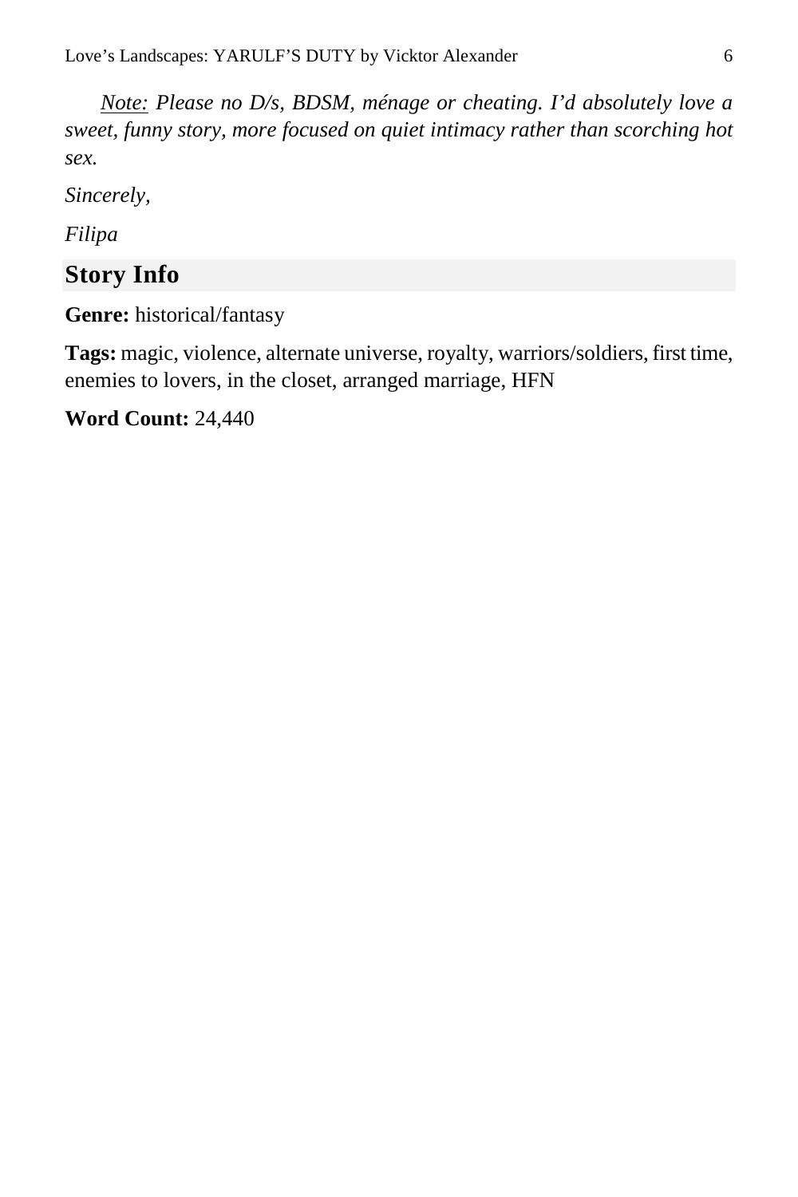*Note: Please no D/s, BDSM, ménage or cheating. I'd absolutely love a sweet, funny story, more focused on quiet intimacy rather than scorching hot sex.*

*Sincerely,*

*Filipa*

## Story Info

**Genre:** historical/fantasy

**Tags:** magic, violence, alternate universe, royalty, warriors/soldiers, first time, enemies to lovers, in the closet, arranged marriage, HFN

**Word Count:** 24,440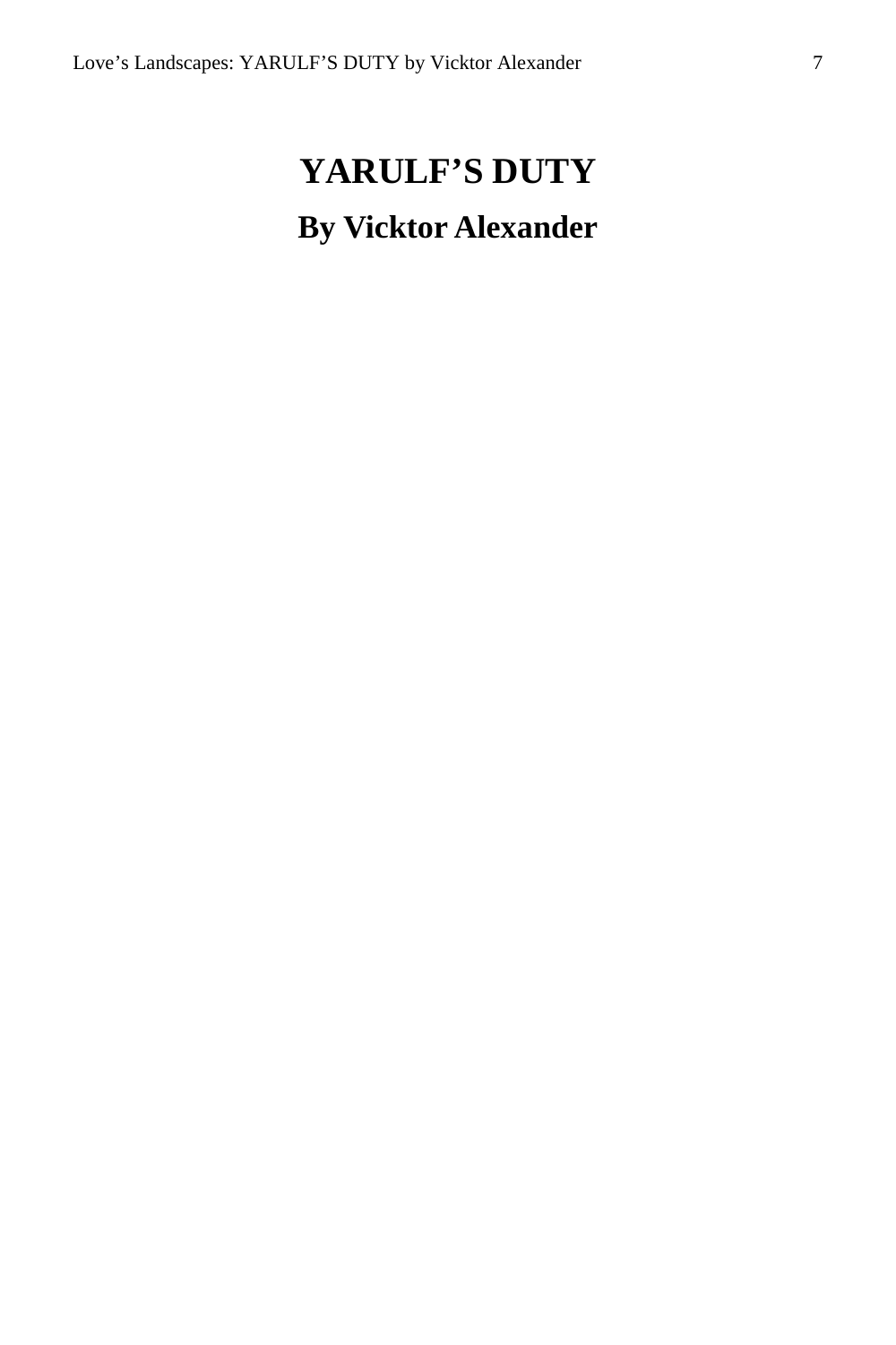# YARULF'S DUTY

## By Vicktor Alexander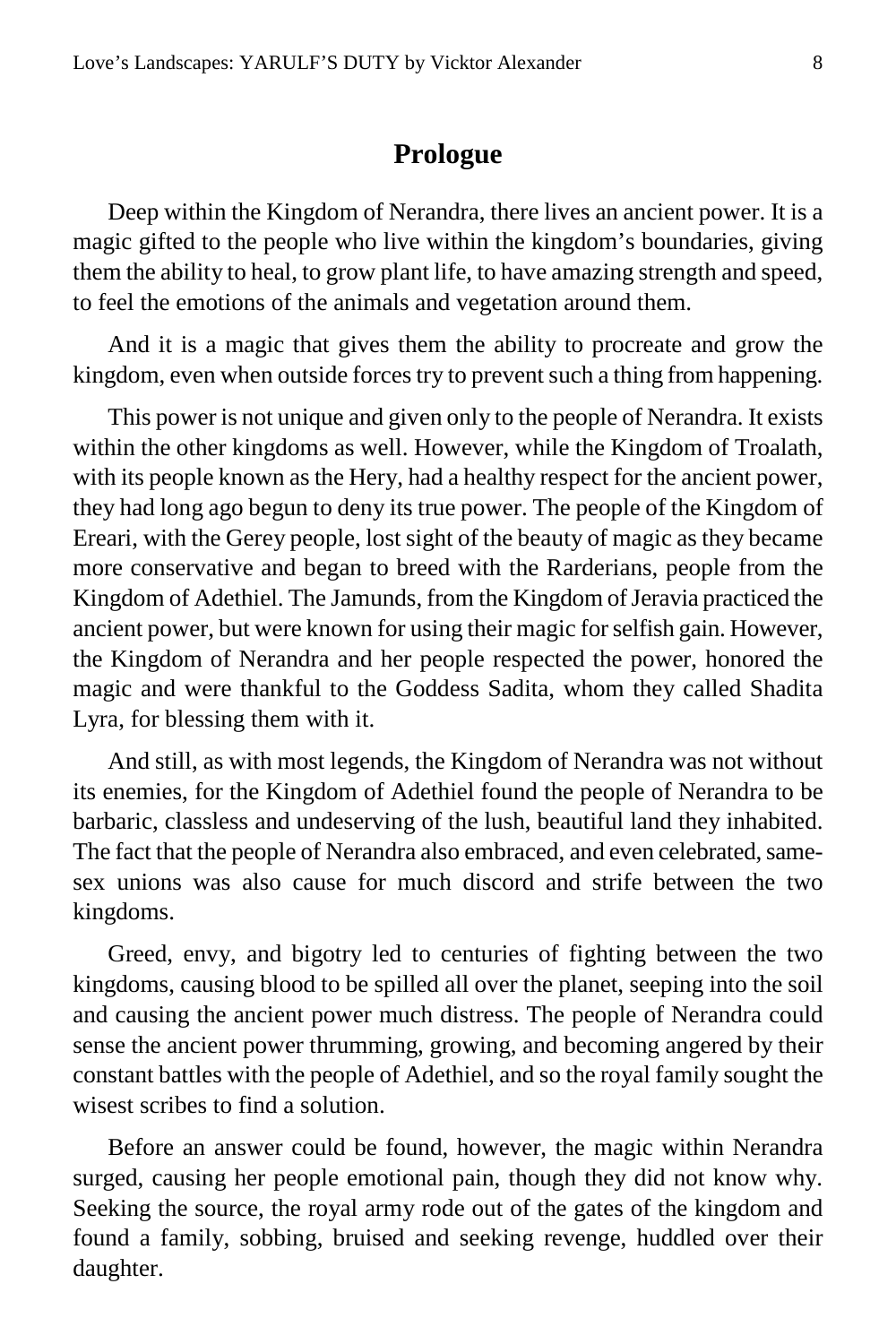## Prologue

Deep within the Kingdom of Nerandra, there lives an ancient power. It is a magic gifted to the people who live within the kingdom's boundaries, giving them the ability to heal, to grow plant life, to have amazing strength and speed, to feel the emotions of the animals and vegetation around them.

And it is a magic that gives them the ability to procreate and grow the kingdom, even when outside forces try to prevent such a thing from happening.

This power is not unique and given only to the people of Nerandra. It exists within the other kingdoms as well. However, while the Kingdom of Troalath, with its people known as the Hery, had a healthy respect for the ancient power, they had long ago begun to deny its true power. The people of the Kingdom of Ereari, with the Gerey people, lost sight of the beauty of magic as they became more conservative and began to breed with the Rarderians, people from the Kingdom of Adethiel. The Jamunds, from the Kingdom of Jeravia practiced the ancient power, but were known for using their magic for selfish gain. However, the Kingdom of Nerandra and her people respected the power, honored the magic and were thankful to the Goddess Sadita, whom they called Shadita Lyra, for blessing them with it.

And still, as with most legends, the Kingdom of Nerandra was not without its enemies, for the Kingdom of Adethiel found the people of Nerandra to be barbaric, classless and undeserving of the lush, beautiful land they inhabited. The fact that the people of Nerandra also embraced, and even celebrated, same-sex unions was also cause for much discord and strife between the two kingdoms.

Greed, envy, and bigotry led to centuries of fighting between the two kingdoms, causing blood to be spilled all over the planet, seeping into the soil and causing the ancient power much distress. The people of Nerandra could sense the ancient power thrumming, growing, and becoming angered by their constant battles with the people of Adethiel, and so the royal family sought the wisest scribes to find a solution.

Before an answer could be found, however, the magic within Nerandra surged, causing her people emotional pain, though they did not know why. Seeking the source, the royal army rode out of the gates of the kingdom and found a family, sobbing, bruised and seeking revenge, huddled over their daughter.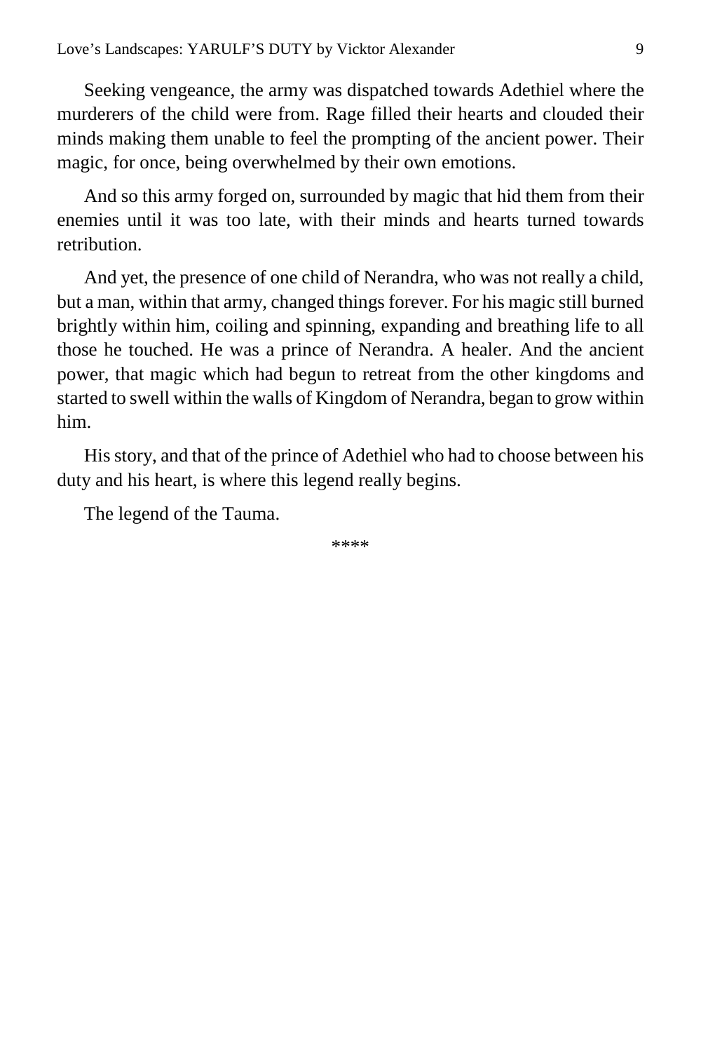Seeking vengeance, the army was dispatched towards Adethiel where the murderers of the child were from. Rage filled their hearts and clouded their minds making them unable to feel the prompting of the ancient power. Their magic, for once, being overwhelmed by their own emotions.

And so this army forged on, surrounded by magic that hid them from their enemies until it was too late, with their minds and hearts turned towards retribution.

And yet, the presence of one child of Nerandra, who was not really a child, but a man, within that army, changed things forever. For his magic still burned brightly within him, coiling and spinning, expanding and breathing life to all those he touched. He was a prince of Nerandra. A healer. And the ancient power, that magic which had begun to retreat from the other kingdoms and started to swell within the walls of Kingdom of Nerandra, began to grow within him.

His story, and that of the prince of Adethiel who had to choose between his duty and his heart, is where this legend really begins.

The legend of the Tauma.

****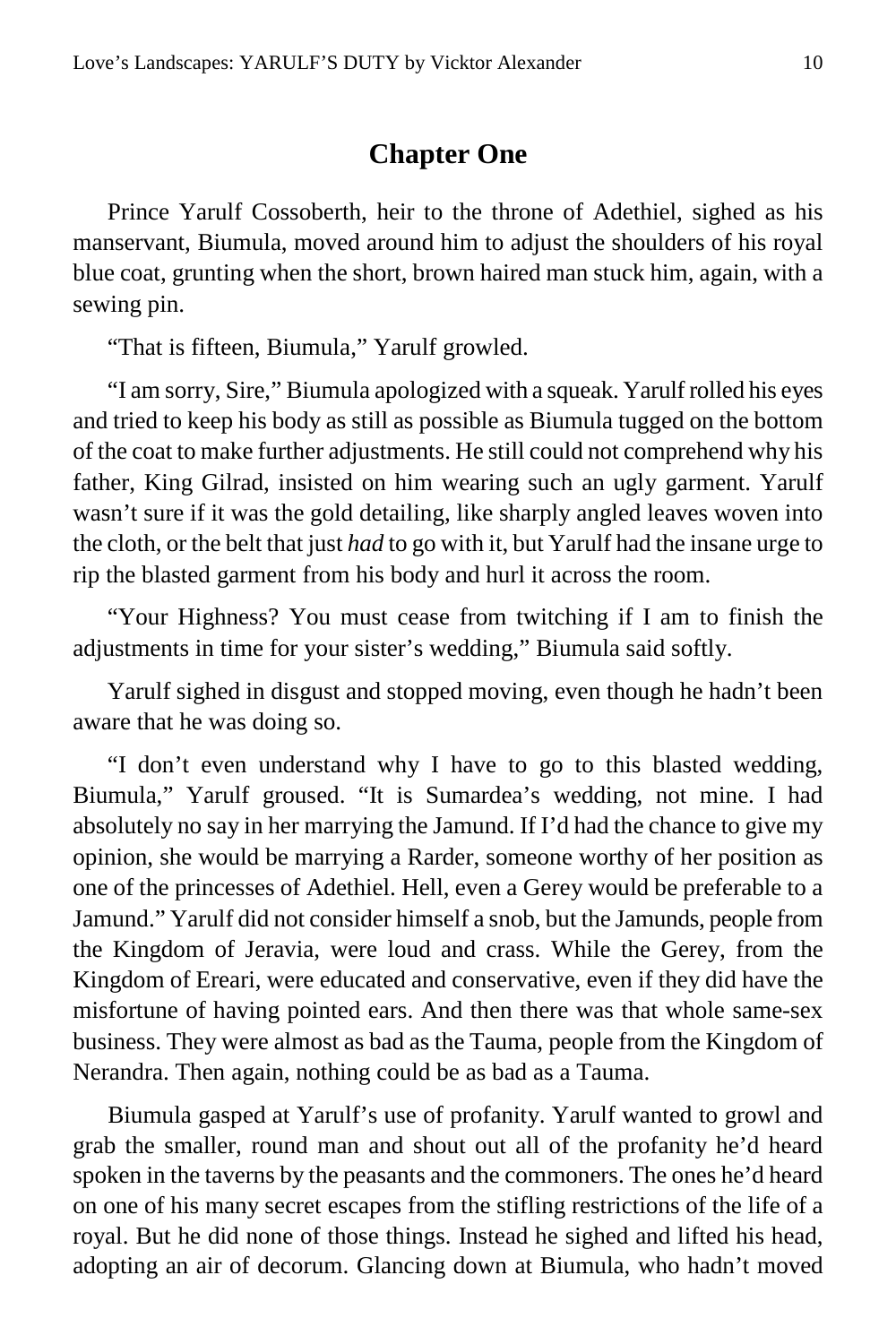## Chapter One

Prince Yarulf Cossoberth, heir to the throne of Adethiel, sighed as his manservant, Biumula, moved around him to adjust the shoulders of his royal blue coat, grunting when the short, brown haired man stuck him, again, with a sewing pin.

"That is fifteen, Biumula," Yarulf growled.

"I am sorry, Sire," Biumula apologized with a squeak. Yarulf rolled his eyes and tried to keep his body as still as possible as Biumula tugged on the bottom of the coat to make further adjustments. He still could not comprehend why his father, King Gilrad, insisted on him wearing such an ugly garment. Yarulf wasn't sure if it was the gold detailing, like sharply angled leaves woven into the cloth, or the belt that just *had* to go with it, but Yarulf had the insane urge to rip the blasted garment from his body and hurl it across the room.

"Your Highness? You must cease from twitching if I am to finish the adjustments in time for your sister's wedding," Biumula said softly.

Yarulf sighed in disgust and stopped moving, even though he hadn't been aware that he was doing so.

"I don't even understand why I have to go to this blasted wedding, Biumula," Yarulf groused. "It is Sumardea's wedding, not mine. I had absolutely no say in her marrying the Jamund. If I'd had the chance to give my opinion, she would be marrying a Rarder, someone worthy of her position as one of the princesses of Adethiel. Hell, even a Gerey would be preferable to a Jamund." Yarulf did not consider himself a snob, but the Jamunds, people from the Kingdom of Jeravia, were loud and crass. While the Gerey, from the Kingdom of Ereari, were educated and conservative, even if they did have the misfortune of having pointed ears. And then there was that whole same-sex business. They were almost as bad as the Tauma, people from the Kingdom of Nerandra. Then again, nothing could be as bad as a Tauma.

Biumula gasped at Yarulf's use of profanity. Yarulf wanted to growl and grab the smaller, round man and shout out all of the profanity he'd heard spoken in the taverns by the peasants and the commoners. The ones he'd heard on one of his many secret escapes from the stifling restrictions of the life of a royal. But he did none of those things. Instead he sighed and lifted his head, adopting an air of decorum. Glancing down at Biumula, who hadn't moved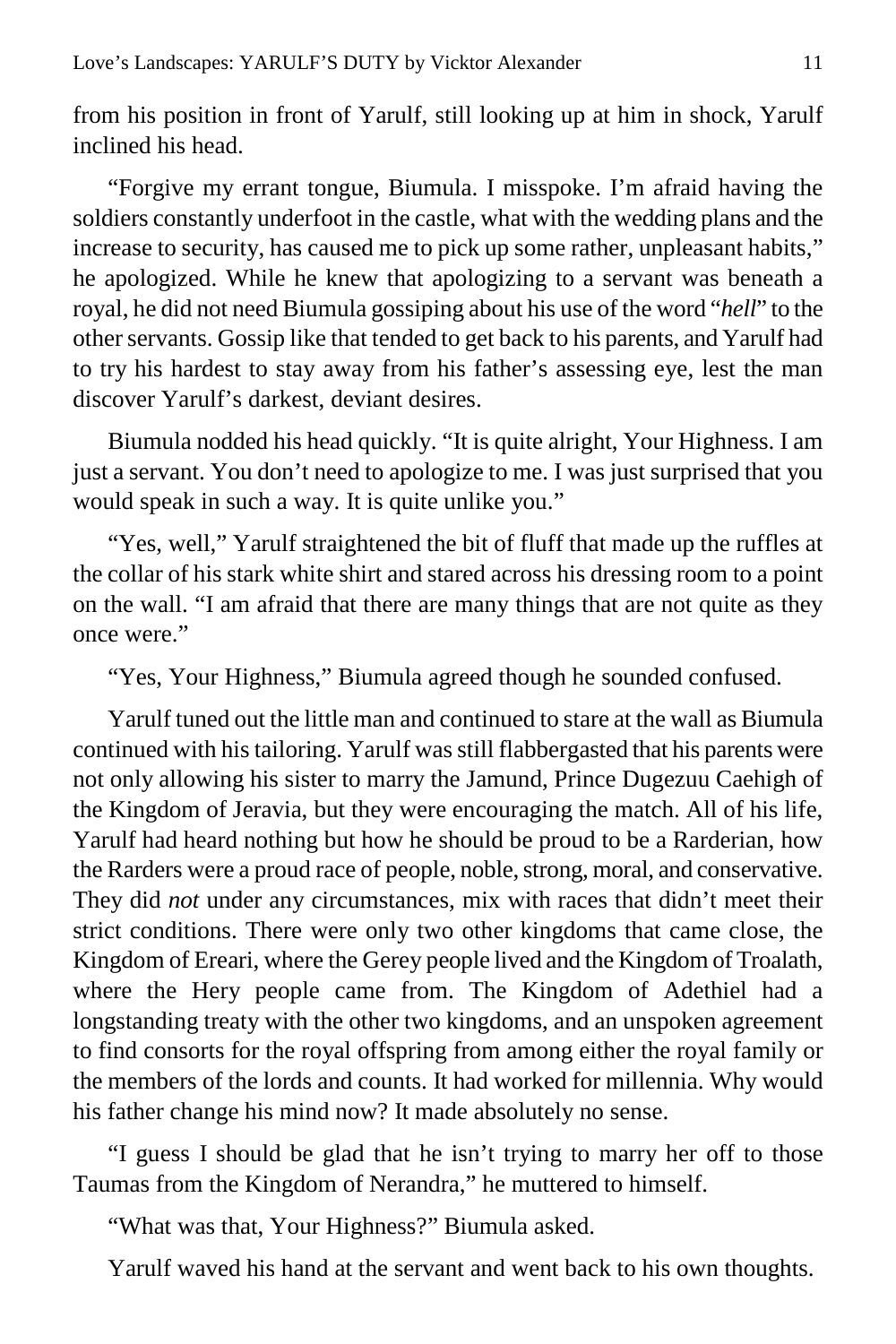from his position in front of Yarulf, still looking up at him in shock, Yarulf inclined his head.

"Forgive my errant tongue, Biumula. I misspoke. I'm afraid having the soldiers constantly underfoot in the castle, what with the wedding plans and the increase to security, has caused me to pick up some rather, unpleasant habits," he apologized. While he knew that apologizing to a servant was beneath a royal, he did not need Biumula gossiping about his use of the word "*hell*" to the other servants. Gossip like that tended to get back to his parents, and Yarulf had to try his hardest to stay away from his father's assessing eye, lest the man discover Yarulf's darkest, deviant desires.

Biumula nodded his head quickly. "It is quite alright, Your Highness. I am just a servant. You don't need to apologize to me. I was just surprised that you would speak in such a way. It is quite unlike you."

"Yes, well," Yarulf straightened the bit of fluff that made up the ruffles at the collar of his stark white shirt and stared across his dressing room to a point on the wall. "I am afraid that there are many things that are not quite as they once were."

"Yes, Your Highness," Biumula agreed though he sounded confused.

Yarulf tuned out the little man and continued to stare at the wall as Biumula continued with his tailoring. Yarulf was still flabbergasted that his parents were not only allowing his sister to marry the Jamund, Prince Dugezuu Caehigh of the Kingdom of Jeravia, but they were encouraging the match. All of his life, Yarulf had heard nothing but how he should be proud to be a Rarderian, how the Rarders were a proud race of people, noble, strong, moral, and conservative. They did *not* under any circumstances, mix with races that didn't meet their strict conditions. There were only two other kingdoms that came close, the Kingdom of Ereari, where the Gerey people lived and the Kingdom of Troalath, where the Hery people came from. The Kingdom of Adethiel had a longstanding treaty with the other two kingdoms, and an unspoken agreement to find consorts for the royal offspring from among either the royal family or the members of the lords and counts. It had worked for millennia. Why would his father change his mind now? It made absolutely no sense.

"I guess I should be glad that he isn't trying to marry her off to those Taumas from the Kingdom of Nerandra," he muttered to himself.

"What was that, Your Highness?" Biumula asked.

Yarulf waved his hand at the servant and went back to his own thoughts.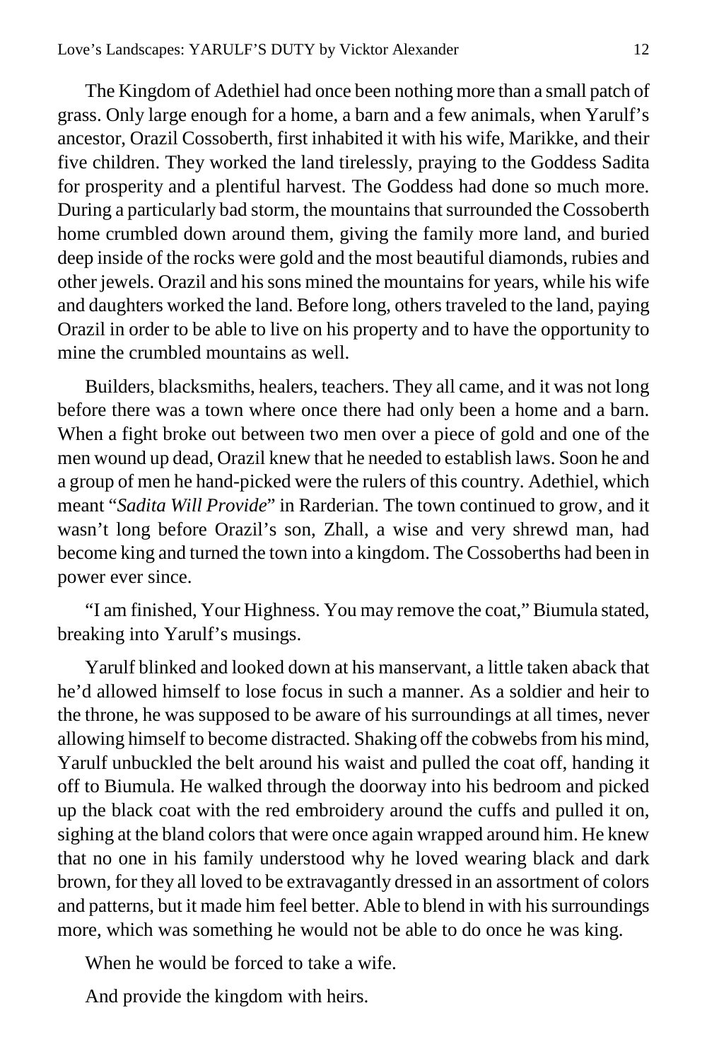The Kingdom of Adethiel had once been nothing more than a small patch of grass. Only large enough for a home, a barn and a few animals, when Yarulf's ancestor, Orazil Cossoberth, first inhabited it with his wife, Marikke, and their five children. They worked the land tirelessly, praying to the Goddess Sadita for prosperity and a plentiful harvest. The Goddess had done so much more. During a particularly bad storm, the mountains that surrounded the Cossoberth home crumbled down around them, giving the family more land, and buried deep inside of the rocks were gold and the most beautiful diamonds, rubies and other jewels. Orazil and his sons mined the mountains for years, while his wife and daughters worked the land. Before long, others traveled to the land, paying Orazil in order to be able to live on his property and to have the opportunity to mine the crumbled mountains as well.

Builders, blacksmiths, healers, teachers. They all came, and it was not long before there was a town where once there had only been a home and a barn. When a fight broke out between two men over a piece of gold and one of the men wound up dead, Orazil knew that he needed to establish laws. Soon he and a group of men he hand-picked were the rulers of this country. Adethiel, which meant "*Sadita Will Provide*" in Rarderian. The town continued to grow, and it wasn't long before Orazil's son, Zhall, a wise and very shrewd man, had become king and turned the town into a kingdom. The Cossoberths had been in power ever since.

"I am finished, Your Highness. You may remove the coat," Biumula stated, breaking into Yarulf's musings.

Yarulf blinked and looked down at his manservant, a little taken aback that he'd allowed himself to lose focus in such a manner. As a soldier and heir to the throne, he was supposed to be aware of his surroundings at all times, never allowing himself to become distracted. Shaking off the cobwebs from his mind, Yarulf unbuckled the belt around his waist and pulled the coat off, handing it off to Biumula. He walked through the doorway into his bedroom and picked up the black coat with the red embroidery around the cuffs and pulled it on, sighing at the bland colors that were once again wrapped around him. He knew that no one in his family understood why he loved wearing black and dark brown, for they all loved to be extravagantly dressed in an assortment of colors and patterns, but it made him feel better. Able to blend in with his surroundings more, which was something he would not be able to do once he was king.

When he would be forced to take a wife.

And provide the kingdom with heirs.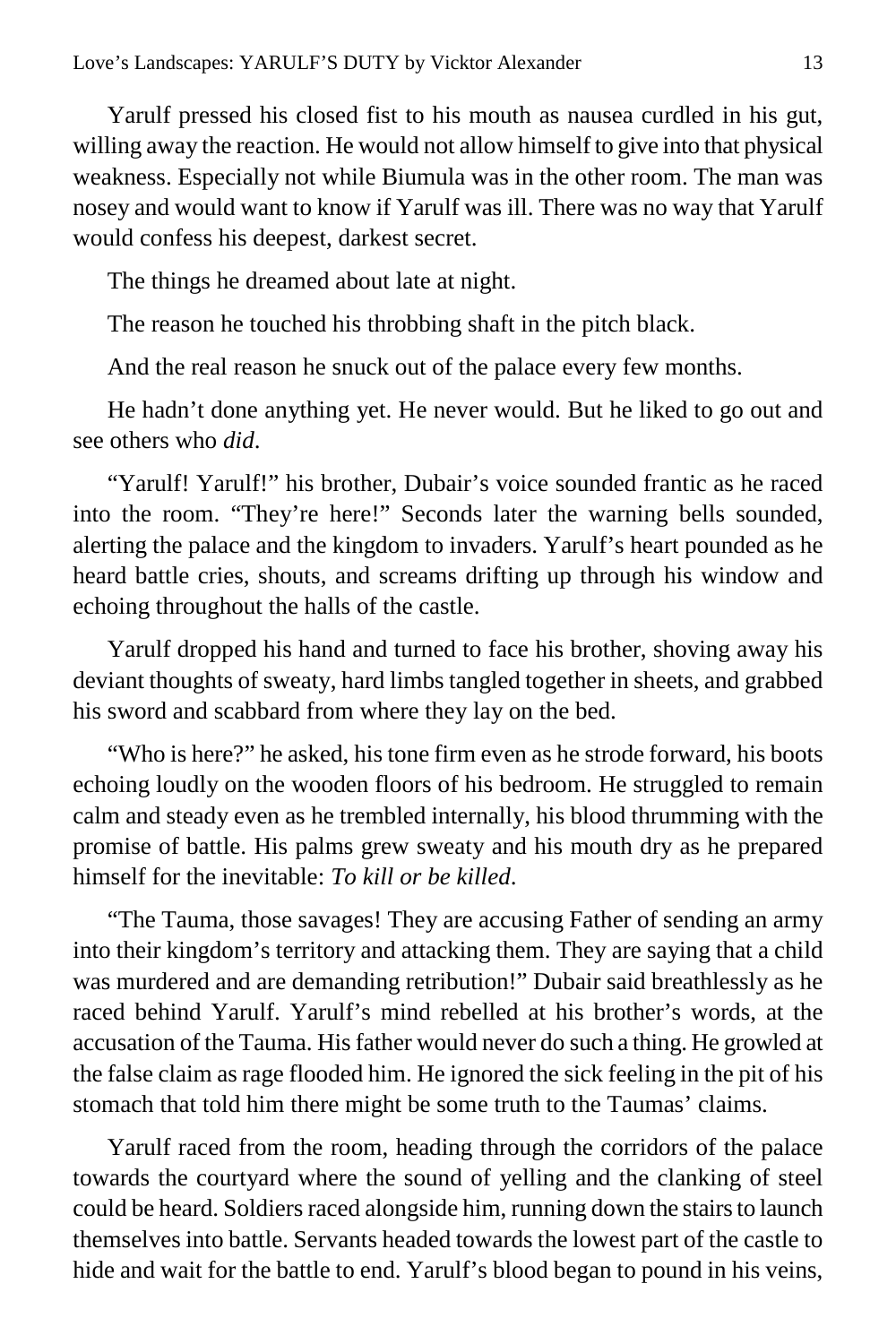Yarulf pressed his closed fist to his mouth as nausea curdled in his gut, willing away the reaction. He would not allow himself to give into that physical weakness. Especially not while Biumula was in the other room. The man was nosey and would want to know if Yarulf was ill. There was no way that Yarulf would confess his deepest, darkest secret.

The things he dreamed about late at night.

The reason he touched his throbbing shaft in the pitch black.

And the real reason he snuck out of the palace every few months.

He hadn't done anything yet. He never would. But he liked to go out and see others who *did*.

"Yarulf! Yarulf!" his brother, Dubair's voice sounded frantic as he raced into the room. "They're here!" Seconds later the warning bells sounded, alerting the palace and the kingdom to invaders. Yarulf's heart pounded as he heard battle cries, shouts, and screams drifting up through his window and echoing throughout the halls of the castle.

Yarulf dropped his hand and turned to face his brother, shoving away his deviant thoughts of sweaty, hard limbs tangled together in sheets, and grabbed his sword and scabbard from where they lay on the bed.

"Who is here?" he asked, his tone firm even as he strode forward, his boots echoing loudly on the wooden floors of his bedroom. He struggled to remain calm and steady even as he trembled internally, his blood thrumming with the promise of battle. His palms grew sweaty and his mouth dry as he prepared himself for the inevitable: *To kill or be killed*.

"The Tauma, those savages! They are accusing Father of sending an army into their kingdom's territory and attacking them. They are saying that a child was murdered and are demanding retribution!" Dubair said breathlessly as he raced behind Yarulf. Yarulf's mind rebelled at his brother's words, at the accusation of the Tauma. His father would never do such a thing. He growled at the false claim as rage flooded him. He ignored the sick feeling in the pit of his stomach that told him there might be some truth to the Taumas' claims.

Yarulf raced from the room, heading through the corridors of the palace towards the courtyard where the sound of yelling and the clanking of steel could be heard. Soldiers raced alongside him, running down the stairs to launch themselves into battle. Servants headed towards the lowest part of the castle to hide and wait for the battle to end. Yarulf's blood began to pound in his veins,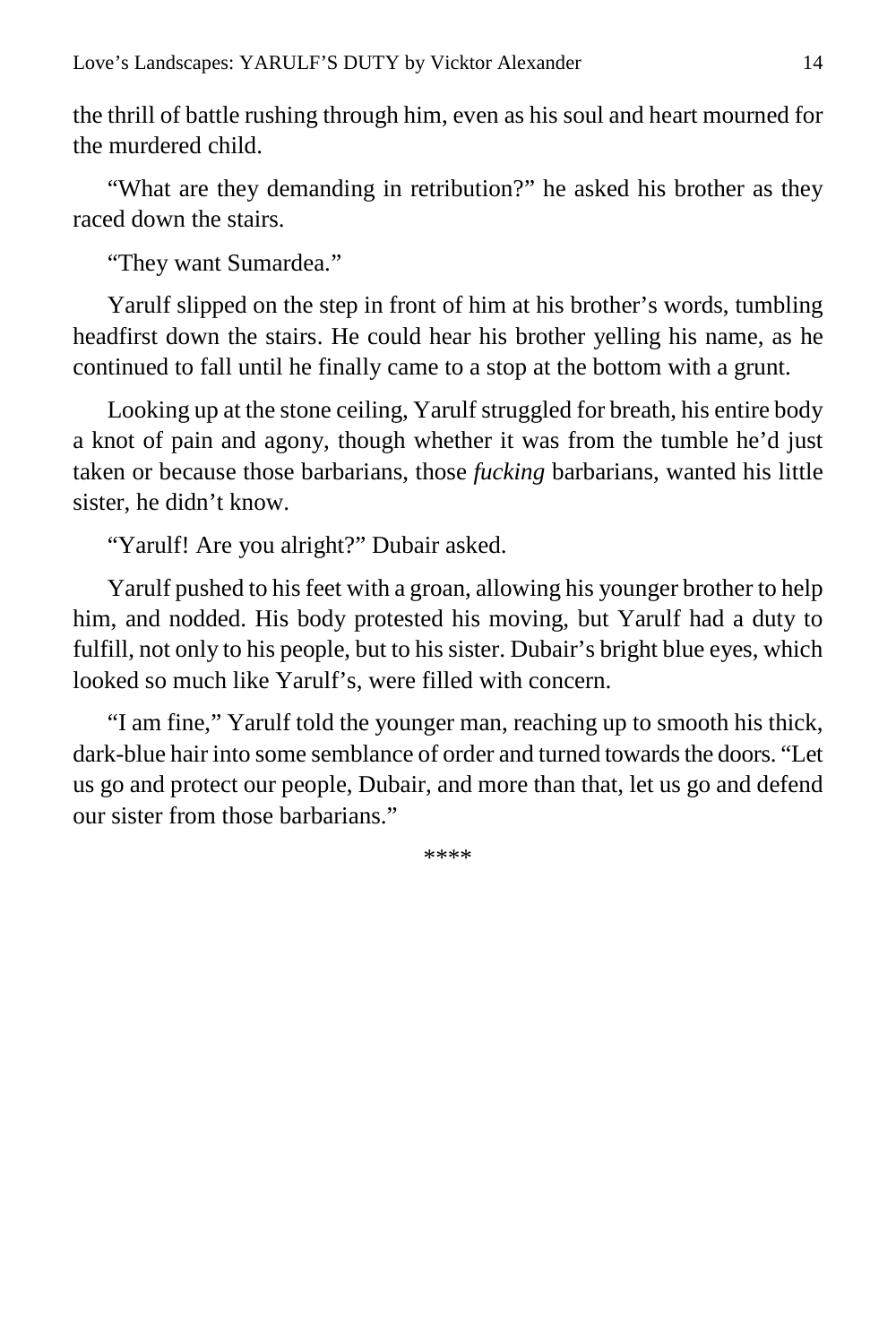the thrill of battle rushing through him, even as his soul and heart mourned for the murdered child.

"What are they demanding in retribution?" he asked his brother as they raced down the stairs.

"They want Sumardea."

Yarulf slipped on the step in front of him at his brother's words, tumbling headfirst down the stairs. He could hear his brother yelling his name, as he continued to fall until he finally came to a stop at the bottom with a grunt.

Looking up at the stone ceiling, Yarulf struggled for breath, his entire body a knot of pain and agony, though whether it was from the tumble he'd just taken or because those barbarians, those *fucking* barbarians, wanted his little sister, he didn't know.

"Yarulf! Are you alright?" Dubair asked.

Yarulf pushed to his feet with a groan, allowing his younger brother to help him, and nodded. His body protested his moving, but Yarulf had a duty to fulfill, not only to his people, but to his sister. Dubair's bright blue eyes, which looked so much like Yarulf's, were filled with concern.

"I am fine," Yarulf told the younger man, reaching up to smooth his thick, dark-blue hair into some semblance of order and turned towards the doors. "Let us go and protect our people, Dubair, and more than that, let us go and defend our sister from those barbarians."

****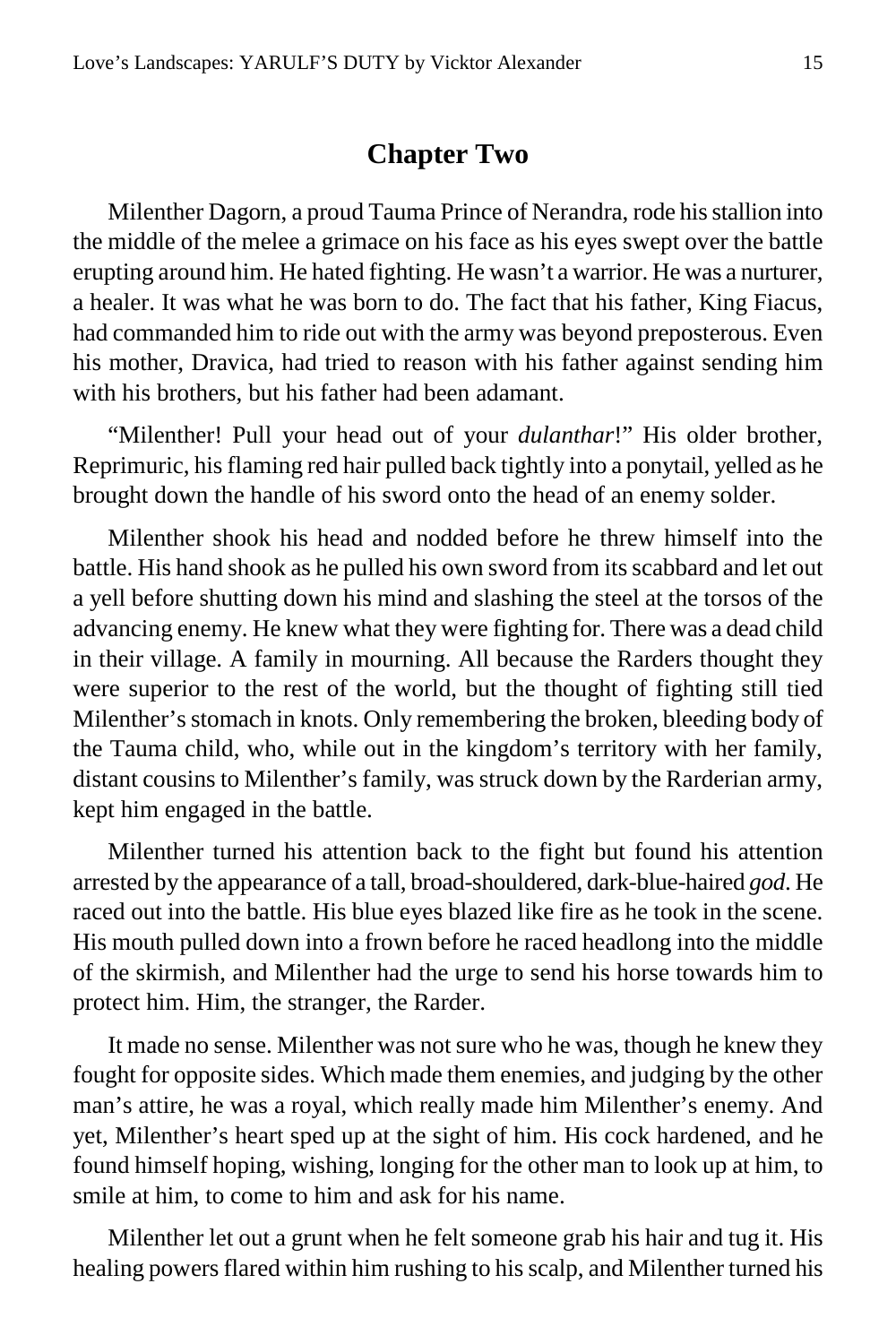## Chapter Two

Milenther Dagorn, a proud Tauma Prince of Nerandra, rode his stallion into the middle of the melee a grimace on his face as his eyes swept over the battle erupting around him. He hated fighting. He wasn't a warrior. He was a nurturer, a healer. It was what he was born to do. The fact that his father, King Fiacus, had commanded him to ride out with the army was beyond preposterous. Even his mother, Dravica, had tried to reason with his father against sending him with his brothers, but his father had been adamant.

"Milenther! Pull your head out of your *dulanthar*!" His older brother, Reprimuric, his flaming red hair pulled back tightly into a ponytail, yelled as he brought down the handle of his sword onto the head of an enemy solder.

Milenther shook his head and nodded before he threw himself into the battle. His hand shook as he pulled his own sword from its scabbard and let out a yell before shutting down his mind and slashing the steel at the torsos of the advancing enemy. He knew what they were fighting for. There was a dead child in their village. A family in mourning. All because the Rarders thought they were superior to the rest of the world, but the thought of fighting still tied Milenther's stomach in knots. Only remembering the broken, bleeding body of the Tauma child, who, while out in the kingdom's territory with her family, distant cousins to Milenther's family, was struck down by the Rarderian army, kept him engaged in the battle.

Milenther turned his attention back to the fight but found his attention arrested by the appearance of a tall, broad-shouldered, dark-blue-haired *god*. He raced out into the battle. His blue eyes blazed like fire as he took in the scene. His mouth pulled down into a frown before he raced headlong into the middle of the skirmish, and Milenther had the urge to send his horse towards him to protect him. Him, the stranger, the Rarder.

It made no sense. Milenther was not sure who he was, though he knew they fought for opposite sides. Which made them enemies, and judging by the other man's attire, he was a royal, which really made him Milenther's enemy. And yet, Milenther's heart sped up at the sight of him. His cock hardened, and he found himself hoping, wishing, longing for the other man to look up at him, to smile at him, to come to him and ask for his name.

Milenther let out a grunt when he felt someone grab his hair and tug it. His healing powers flared within him rushing to his scalp, and Milenther turned his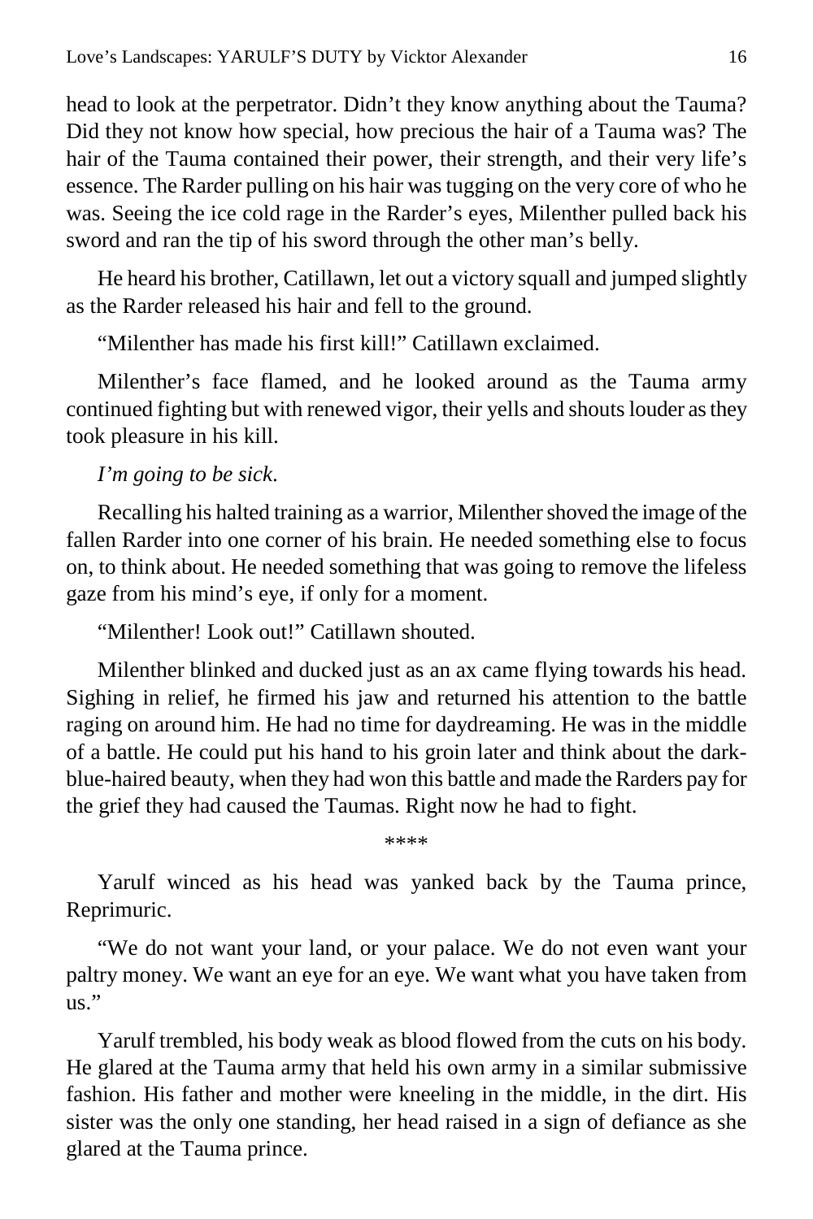head to look at the perpetrator. Didn't they know anything about the Tauma? Did they not know how special, how precious the hair of a Tauma was? The hair of the Tauma contained their power, their strength, and their very life's essence. The Rarder pulling on his hair was tugging on the very core of who he was. Seeing the ice cold rage in the Rarder's eyes, Milenther pulled back his sword and ran the tip of his sword through the other man's belly.

He heard his brother, Catillawn, let out a victory squall and jumped slightly as the Rarder released his hair and fell to the ground.

"Milenther has made his first kill!" Catillawn exclaimed.

Milenther's face flamed, and he looked around as the Tauma army continued fighting but with renewed vigor, their yells and shouts louder as they took pleasure in his kill.

*I'm going to be sick.*

Recalling his halted training as a warrior, Milenther shoved the image of the fallen Rarder into one corner of his brain. He needed something else to focus on, to think about. He needed something that was going to remove the lifeless gaze from his mind's eye, if only for a moment.

"Milenther! Look out!" Catillawn shouted.

Milenther blinked and ducked just as an ax came flying towards his head. Sighing in relief, he firmed his jaw and returned his attention to the battle raging on around him. He had no time for daydreaming. He was in the middle of a battle. He could put his hand to his groin later and think about the dark-blue-haired beauty, when they had won this battle and made the Rarders pay for the grief they had caused the Taumas. Right now he had to fight.

\*\*\*\*

Yarulf winced as his head was yanked back by the Tauma prince, Reprimuric.

"We do not want your land, or your palace. We do not even want your paltry money. We want an eye for an eye. We want what you have taken from us."

Yarulf trembled, his body weak as blood flowed from the cuts on his body. He glared at the Tauma army that held his own army in a similar submissive fashion. His father and mother were kneeling in the middle, in the dirt. His sister was the only one standing, her head raised in a sign of defiance as she glared at the Tauma prince.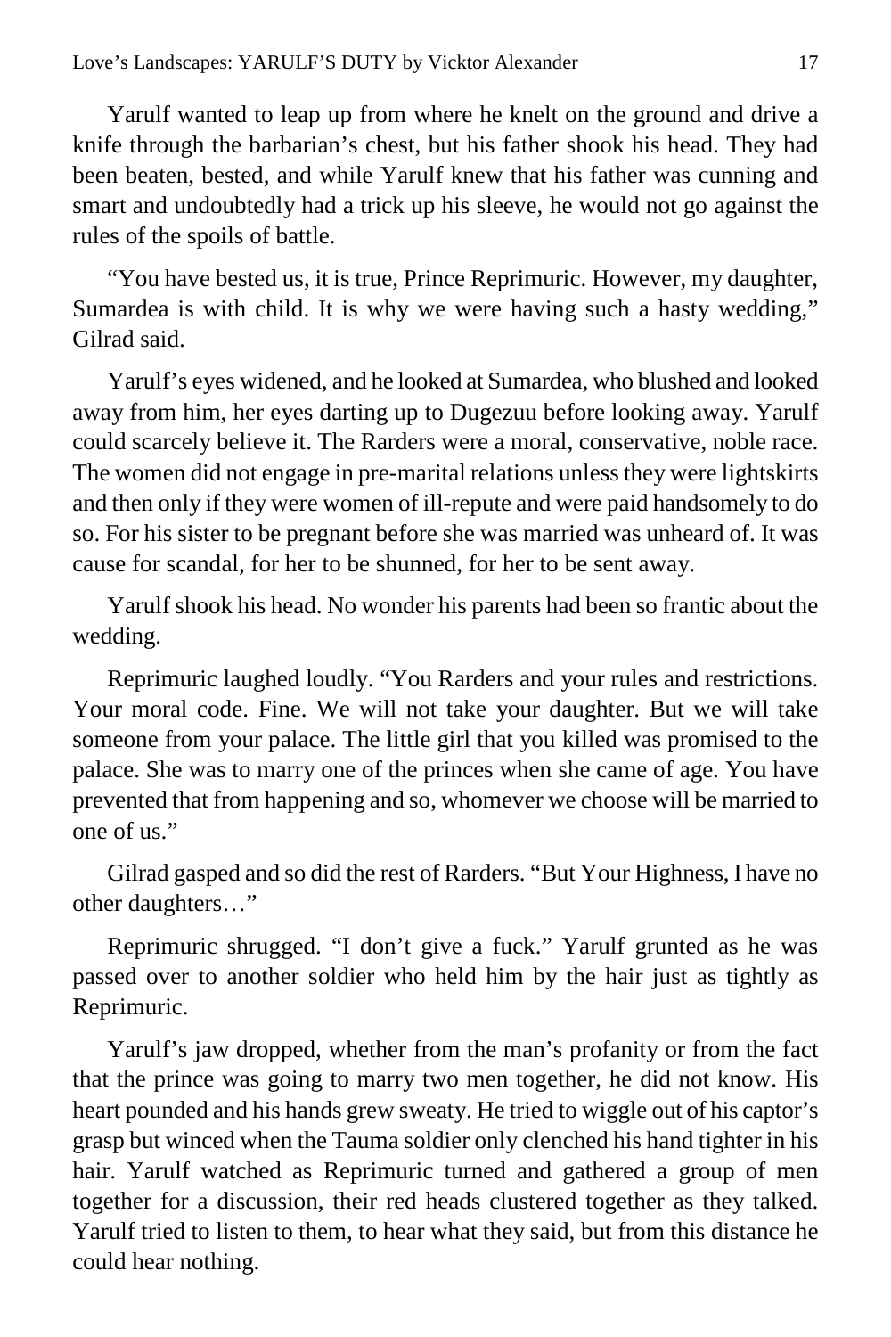Yarulf wanted to leap up from where he knelt on the ground and drive a knife through the barbarian's chest, but his father shook his head. They had been beaten, bested, and while Yarulf knew that his father was cunning and smart and undoubtedly had a trick up his sleeve, he would not go against the rules of the spoils of battle.

"You have bested us, it is true, Prince Reprimuric. However, my daughter, Sumardea is with child. It is why we were having such a hasty wedding," Gilrad said.

Yarulf's eyes widened, and he looked at Sumardea, who blushed and looked away from him, her eyes darting up to Dugezuu before looking away. Yarulf could scarcely believe it. The Rarders were a moral, conservative, noble race. The women did not engage in pre-marital relations unless they were lightskirts and then only if they were women of ill-repute and were paid handsomely to do so. For his sister to be pregnant before she was married was unheard of. It was cause for scandal, for her to be shunned, for her to be sent away.

Yarulf shook his head. No wonder his parents had been so frantic about the wedding.

Reprimuric laughed loudly. "You Rarders and your rules and restrictions. Your moral code. Fine. We will not take your daughter. But we will take someone from your palace. The little girl that you killed was promised to the palace. She was to marry one of the princes when she came of age. You have prevented that from happening and so, whomever we choose will be married to one of us."

Gilrad gasped and so did the rest of Rarders. "But Your Highness, I have no other daughters…"

Reprimuric shrugged. "I don't give a fuck." Yarulf grunted as he was passed over to another soldier who held him by the hair just as tightly as Reprimuric.

Yarulf's jaw dropped, whether from the man's profanity or from the fact that the prince was going to marry two men together, he did not know. His heart pounded and his hands grew sweaty. He tried to wiggle out of his captor's grasp but winced when the Tauma soldier only clenched his hand tighter in his hair. Yarulf watched as Reprimuric turned and gathered a group of men together for a discussion, their red heads clustered together as they talked. Yarulf tried to listen to them, to hear what they said, but from this distance he could hear nothing.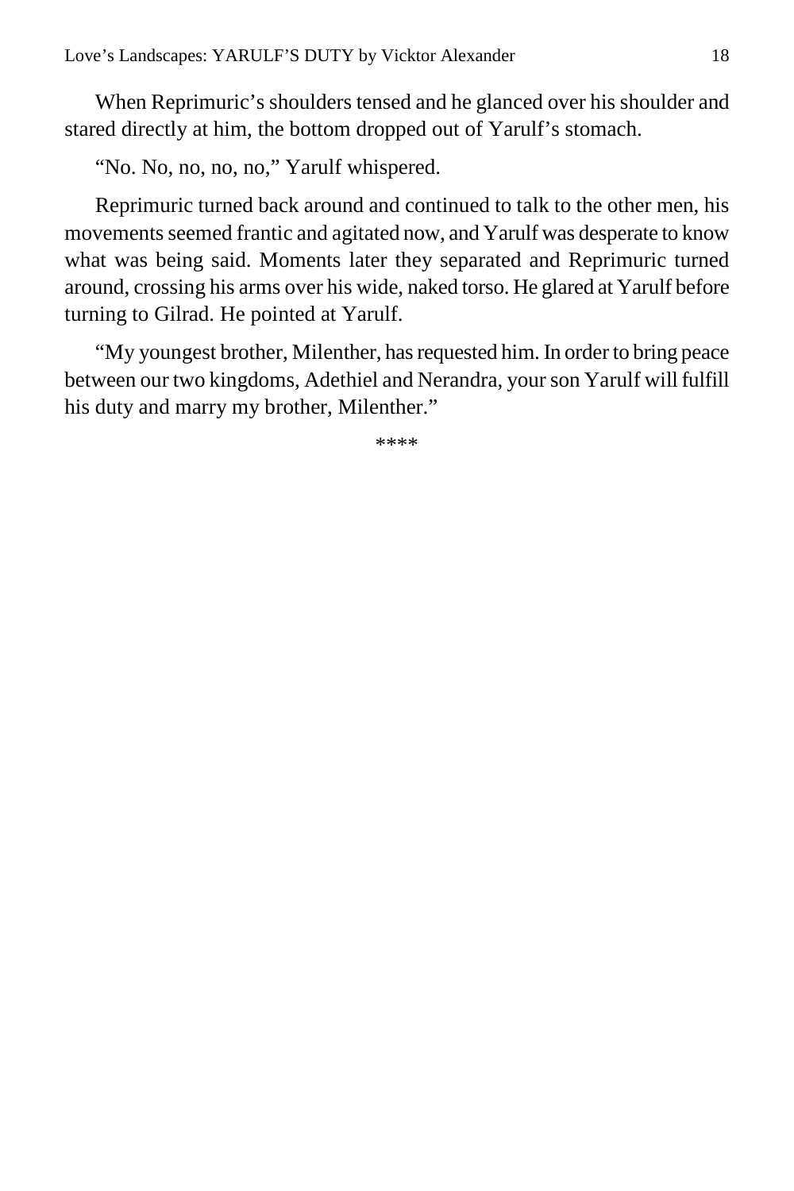When Reprimuric's shoulders tensed and he glanced over his shoulder and stared directly at him, the bottom dropped out of Yarulf's stomach.

"No. No, no, no, no," Yarulf whispered.

Reprimuric turned back around and continued to talk to the other men, his movements seemed frantic and agitated now, and Yarulf was desperate to know what was being said. Moments later they separated and Reprimuric turned around, crossing his arms over his wide, naked torso. He glared at Yarulf before turning to Gilrad. He pointed at Yarulf.

"My youngest brother, Milenther, has requested him. In order to bring peace between our two kingdoms, Adethiel and Nerandra, your son Yarulf will fulfill his duty and marry my brother, Milenther."

****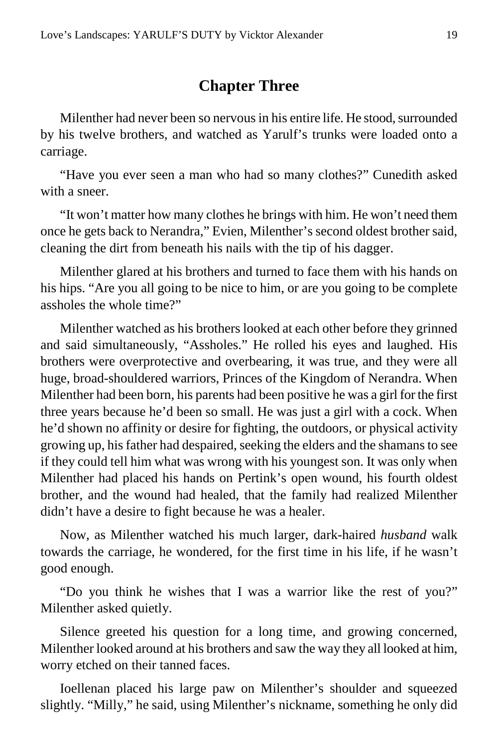## Chapter Three

Milenther had never been so nervous in his entire life. He stood, surrounded by his twelve brothers, and watched as Yarulf's trunks were loaded onto a carriage.

"Have you ever seen a man who had so many clothes?" Cunedith asked with a sneer.

"It won't matter how many clothes he brings with him. He won't need them once he gets back to Nerandra," Evien, Milenther's second oldest brother said, cleaning the dirt from beneath his nails with the tip of his dagger.

Milenther glared at his brothers and turned to face them with his hands on his hips. "Are you all going to be nice to him, or are you going to be complete assholes the whole time?"

Milenther watched as his brothers looked at each other before they grinned and said simultaneously, "Assholes." He rolled his eyes and laughed. His brothers were overprotective and overbearing, it was true, and they were all huge, broad-shouldered warriors, Princes of the Kingdom of Nerandra. When Milenther had been born, his parents had been positive he was a girl for the first three years because he'd been so small. He was just a girl with a cock. When he'd shown no affinity or desire for fighting, the outdoors, or physical activity growing up, his father had despaired, seeking the elders and the shamans to see if they could tell him what was wrong with his youngest son. It was only when Milenther had placed his hands on Pertink's open wound, his fourth oldest brother, and the wound had healed, that the family had realized Milenther didn't have a desire to fight because he was a healer.

Now, as Milenther watched his much larger, dark-haired *husband* walk towards the carriage, he wondered, for the first time in his life, if he wasn't good enough.

"Do you think he wishes that I was a warrior like the rest of you?" Milenther asked quietly.

Silence greeted his question for a long time, and growing concerned, Milenther looked around at his brothers and saw the way they all looked at him, worry etched on their tanned faces.

Ioellenan placed his large paw on Milenther's shoulder and squeezed slightly. "Milly," he said, using Milenther's nickname, something he only did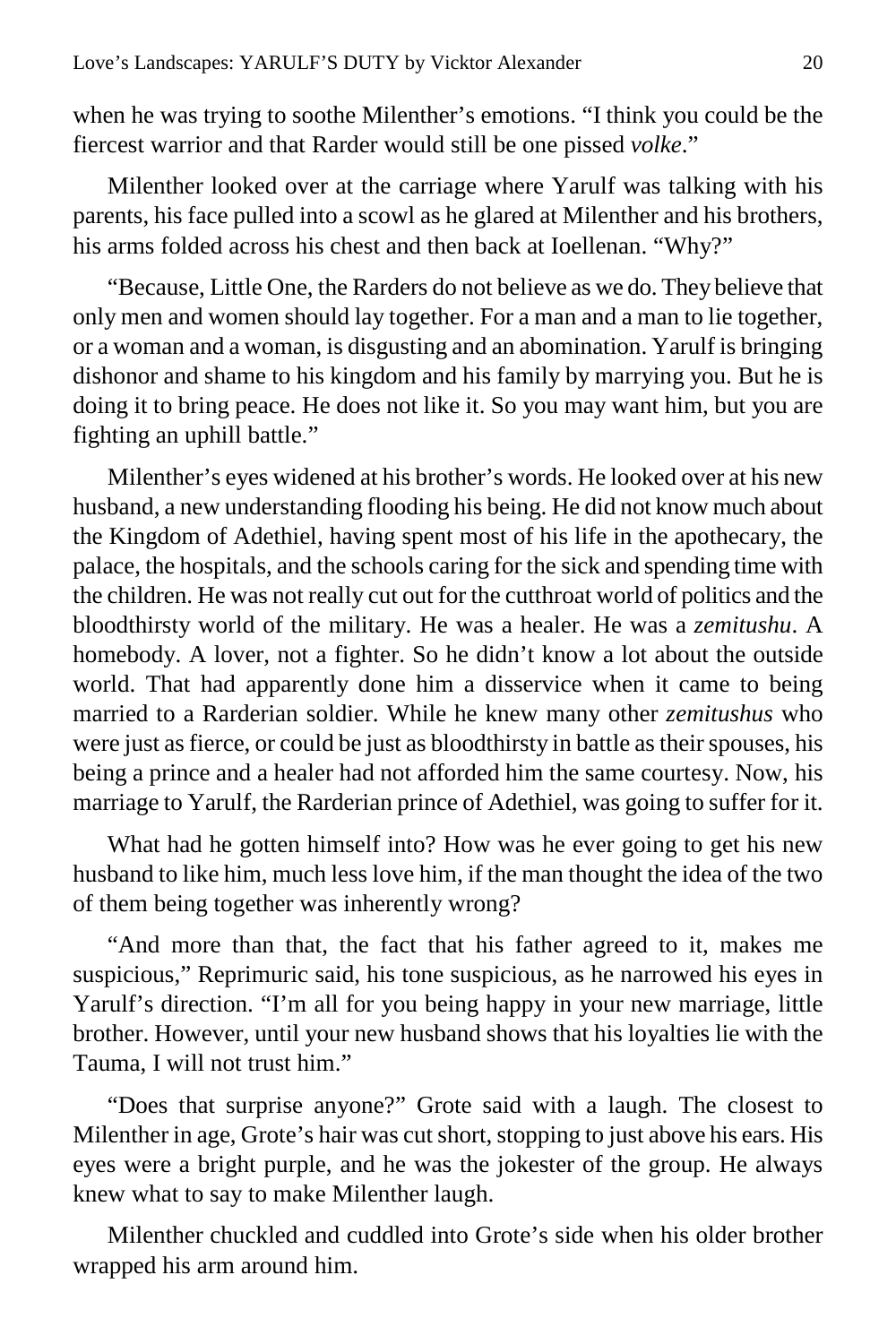when he was trying to soothe Milenther's emotions. "I think you could be the fiercest warrior and that Rarder would still be one pissed *volke*."

Milenther looked over at the carriage where Yarulf was talking with his parents, his face pulled into a scowl as he glared at Milenther and his brothers, his arms folded across his chest and then back at Ioellenan. "Why?"

"Because, Little One, the Rarders do not believe as we do. They believe that only men and women should lay together. For a man and a man to lie together, or a woman and a woman, is disgusting and an abomination. Yarulf is bringing dishonor and shame to his kingdom and his family by marrying you. But he is doing it to bring peace. He does not like it. So you may want him, but you are fighting an uphill battle."

Milenther's eyes widened at his brother's words. He looked over at his new husband, a new understanding flooding his being. He did not know much about the Kingdom of Adethiel, having spent most of his life in the apothecary, the palace, the hospitals, and the schools caring for the sick and spending time with the children. He was not really cut out for the cutthroat world of politics and the bloodthirsty world of the military. He was a healer. He was a *zemitushu*. A homebody. A lover, not a fighter. So he didn't know a lot about the outside world. That had apparently done him a disservice when it came to being married to a Rarderian soldier. While he knew many other *zemitushus* who were just as fierce, or could be just as bloodthirsty in battle as their spouses, his being a prince and a healer had not afforded him the same courtesy. Now, his marriage to Yarulf, the Rarderian prince of Adethiel, was going to suffer for it.

What had he gotten himself into? How was he ever going to get his new husband to like him, much less love him, if the man thought the idea of the two of them being together was inherently wrong?

"And more than that, the fact that his father agreed to it, makes me suspicious," Reprimuric said, his tone suspicious, as he narrowed his eyes in Yarulf's direction. "I'm all for you being happy in your new marriage, little brother. However, until your new husband shows that his loyalties lie with the Tauma, I will not trust him."

"Does that surprise anyone?" Grote said with a laugh. The closest to Milenther in age, Grote's hair was cut short, stopping to just above his ears. His eyes were a bright purple, and he was the jokester of the group. He always knew what to say to make Milenther laugh.

Milenther chuckled and cuddled into Grote's side when his older brother wrapped his arm around him.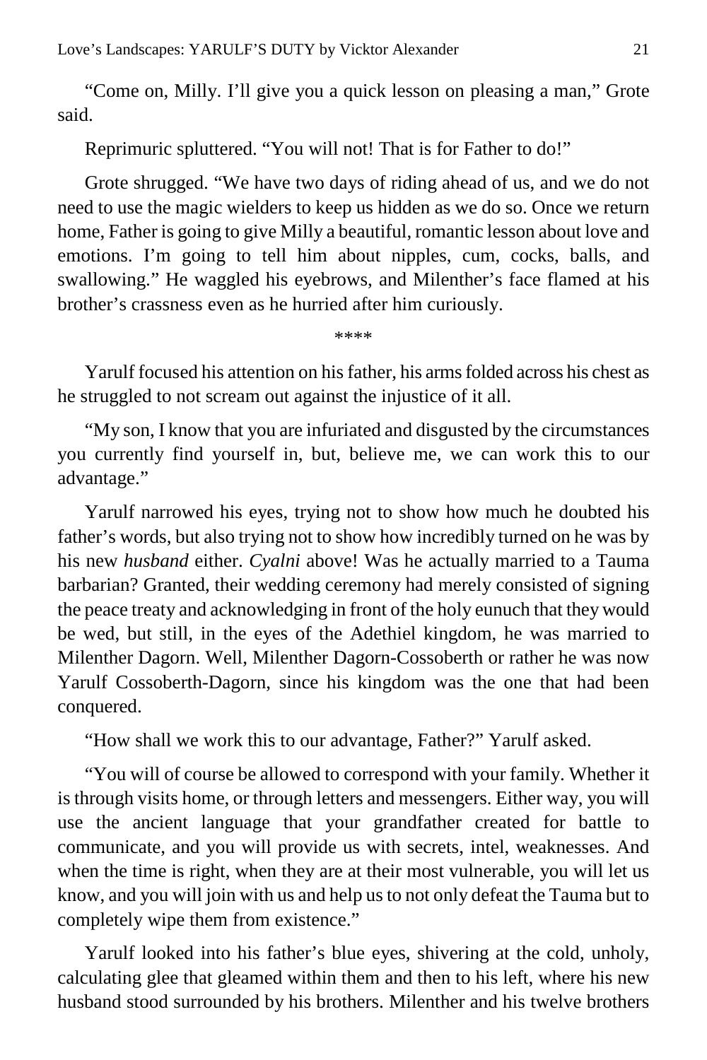"Come on, Milly. I'll give you a quick lesson on pleasing a man," Grote said.

Reprimuric spluttered. "You will not! That is for Father to do!"

Grote shrugged. "We have two days of riding ahead of us, and we do not need to use the magic wielders to keep us hidden as we do so. Once we return home, Father is going to give Milly a beautiful, romantic lesson about love and emotions. I'm going to tell him about nipples, cum, cocks, balls, and swallowing." He waggled his eyebrows, and Milenther's face flamed at his brother's crassness even as he hurried after him curiously.

\*\*\*\*

Yarulf focused his attention on his father, his arms folded across his chest as he struggled to not scream out against the injustice of it all.

"My son, I know that you are infuriated and disgusted by the circumstances you currently find yourself in, but, believe me, we can work this to our advantage."

Yarulf narrowed his eyes, trying not to show how much he doubted his father's words, but also trying not to show how incredibly turned on he was by his new *husband* either. *Cyalni* above! Was he actually married to a Tauma barbarian? Granted, their wedding ceremony had merely consisted of signing the peace treaty and acknowledging in front of the holy eunuch that they would be wed, but still, in the eyes of the Adethiel kingdom, he was married to Milenther Dagorn. Well, Milenther Dagorn-Cossoberth or rather he was now Yarulf Cossoberth-Dagorn, since his kingdom was the one that had been conquered.

"How shall we work this to our advantage, Father?" Yarulf asked.

"You will of course be allowed to correspond with your family. Whether it is through visits home, or through letters and messengers. Either way, you will use the ancient language that your grandfather created for battle to communicate, and you will provide us with secrets, intel, weaknesses. And when the time is right, when they are at their most vulnerable, you will let us know, and you will join with us and help us to not only defeat the Tauma but to completely wipe them from existence."

Yarulf looked into his father's blue eyes, shivering at the cold, unholy, calculating glee that gleamed within them and then to his left, where his new husband stood surrounded by his brothers. Milenther and his twelve brothers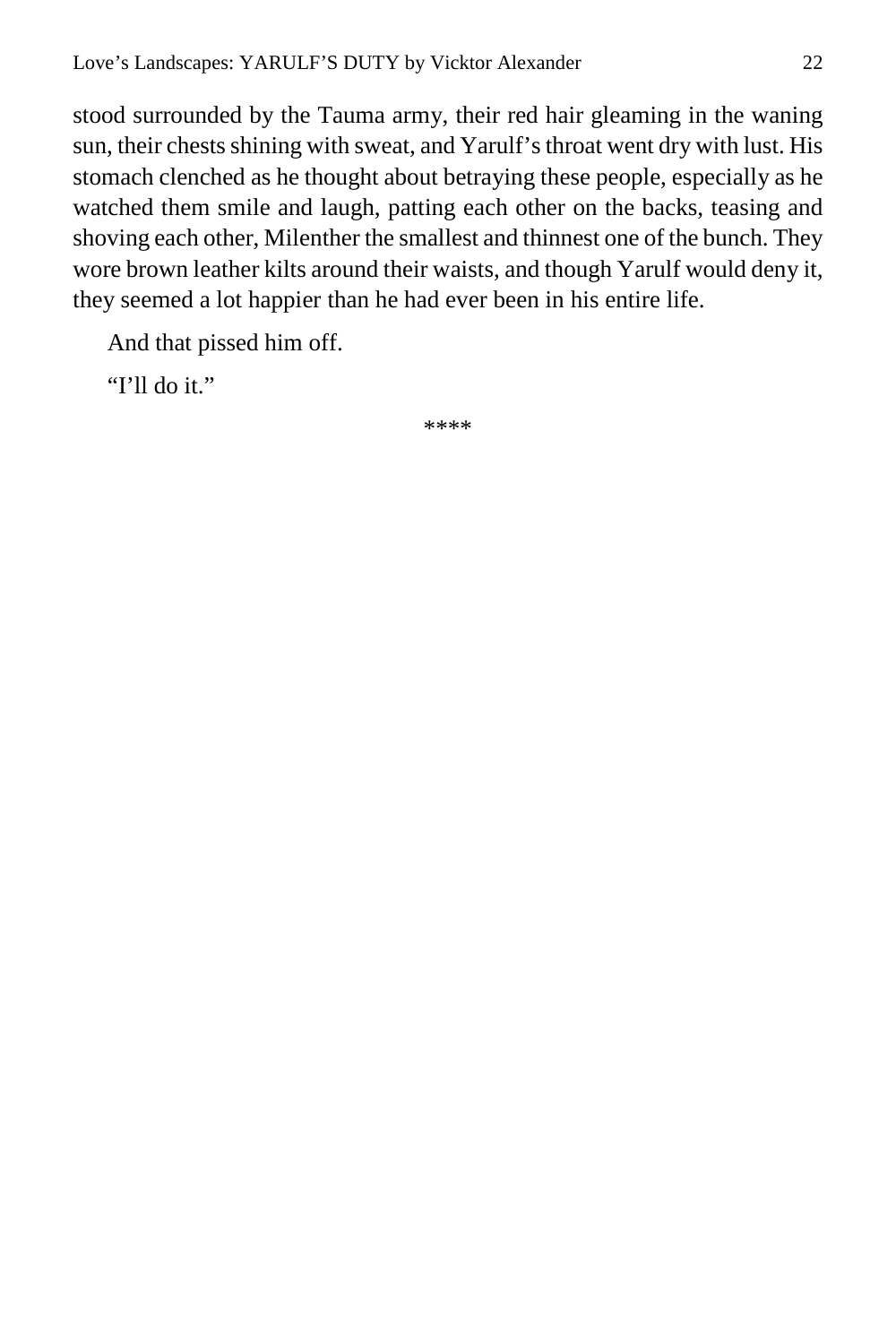stood surrounded by the Tauma army, their red hair gleaming in the waning sun, their chests shining with sweat, and Yarulf's throat went dry with lust. His stomach clenched as he thought about betraying these people, especially as he watched them smile and laugh, patting each other on the backs, teasing and shoving each other, Milenther the smallest and thinnest one of the bunch. They wore brown leather kilts around their waists, and though Yarulf would deny it, they seemed a lot happier than he had ever been in his entire life.

And that pissed him off.

"I'll do it."

****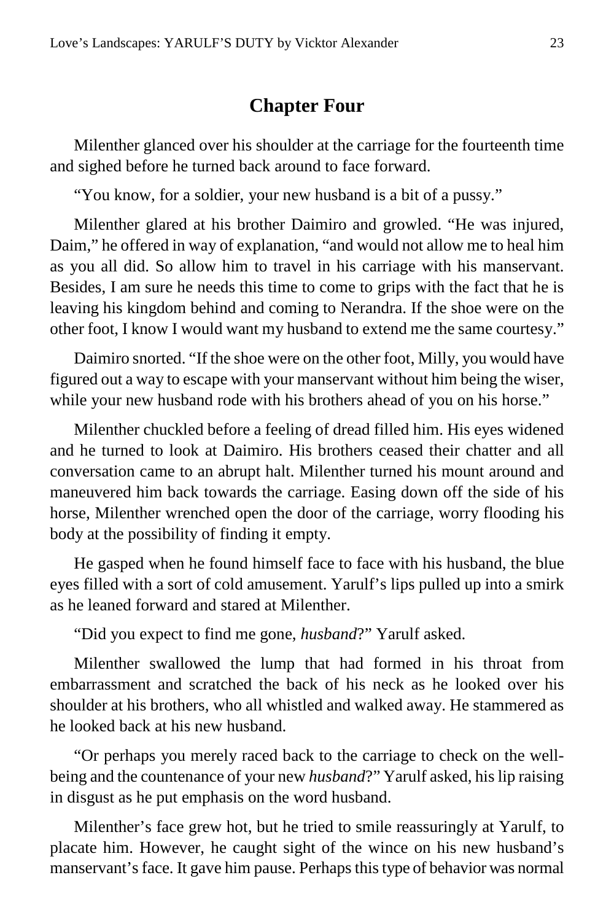## Chapter Four

Milenther glanced over his shoulder at the carriage for the fourteenth time and sighed before he turned back around to face forward.

"You know, for a soldier, your new husband is a bit of a pussy."

Milenther glared at his brother Daimiro and growled. "He was injured, Daim," he offered in way of explanation, "and would not allow me to heal him as you all did. So allow him to travel in his carriage with his manservant. Besides, I am sure he needs this time to come to grips with the fact that he is leaving his kingdom behind and coming to Nerandra. If the shoe were on the other foot, I know I would want my husband to extend me the same courtesy."

Daimiro snorted. "If the shoe were on the other foot, Milly, you would have figured out a way to escape with your manservant without him being the wiser, while your new husband rode with his brothers ahead of you on his horse."

Milenther chuckled before a feeling of dread filled him. His eyes widened and he turned to look at Daimiro. His brothers ceased their chatter and all conversation came to an abrupt halt. Milenther turned his mount around and maneuvered him back towards the carriage. Easing down off the side of his horse, Milenther wrenched open the door of the carriage, worry flooding his body at the possibility of finding it empty.

He gasped when he found himself face to face with his husband, the blue eyes filled with a sort of cold amusement. Yarulf's lips pulled up into a smirk as he leaned forward and stared at Milenther.

"Did you expect to find me gone, *husband*?" Yarulf asked.

Milenther swallowed the lump that had formed in his throat from embarrassment and scratched the back of his neck as he looked over his shoulder at his brothers, who all whistled and walked away. He stammered as he looked back at his new husband.

"Or perhaps you merely raced back to the carriage to check on the well-being and the countenance of your new *husband*?" Yarulf asked, his lip raising in disgust as he put emphasis on the word husband.

Milenther's face grew hot, but he tried to smile reassuringly at Yarulf, to placate him. However, he caught sight of the wince on his new husband's manservant's face. It gave him pause. Perhaps this type of behavior was normal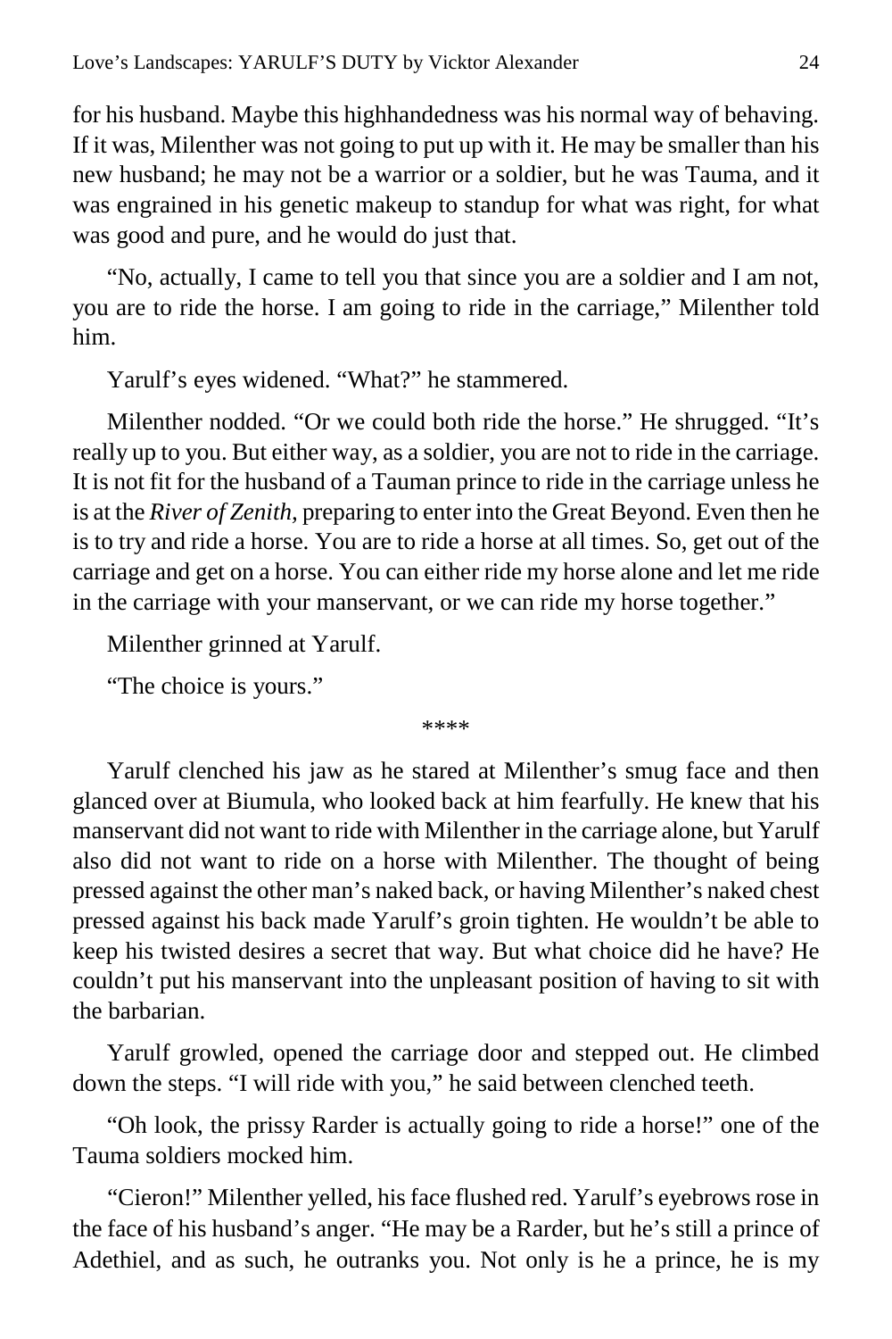for his husband. Maybe this highhandedness was his normal way of behaving. If it was, Milenther was not going to put up with it. He may be smaller than his new husband; he may not be a warrior or a soldier, but he was Tauma, and it was engrained in his genetic makeup to standup for what was right, for what was good and pure, and he would do just that.

"No, actually, I came to tell you that since you are a soldier and I am not, you are to ride the horse. I am going to ride in the carriage," Milenther told him.

Yarulf's eyes widened. "What?" he stammered.

Milenther nodded. "Or we could both ride the horse." He shrugged. "It's really up to you. But either way, as a soldier, you are not to ride in the carriage. It is not fit for the husband of a Tauman prince to ride in the carriage unless he is at the *River of Zenith,* preparing to enter into the Great Beyond. Even then he is to try and ride a horse. You are to ride a horse at all times. So, get out of the carriage and get on a horse. You can either ride my horse alone and let me ride in the carriage with your manservant, or we can ride my horse together."

Milenther grinned at Yarulf.

"The choice is yours."

\*\*\*\*

Yarulf clenched his jaw as he stared at Milenther's smug face and then glanced over at Biumula, who looked back at him fearfully. He knew that his manservant did not want to ride with Milenther in the carriage alone, but Yarulf also did not want to ride on a horse with Milenther. The thought of being pressed against the other man's naked back, or having Milenther's naked chest pressed against his back made Yarulf's groin tighten. He wouldn't be able to keep his twisted desires a secret that way. But what choice did he have? He couldn't put his manservant into the unpleasant position of having to sit with the barbarian.

Yarulf growled, opened the carriage door and stepped out. He climbed down the steps. "I will ride with you," he said between clenched teeth.

"Oh look, the prissy Rarder is actually going to ride a horse!" one of the Tauma soldiers mocked him.

"Cieron!" Milenther yelled, his face flushed red. Yarulf's eyebrows rose in the face of his husband's anger. "He may be a Rarder, but he's still a prince of Adethiel, and as such, he outranks you. Not only is he a prince, he is my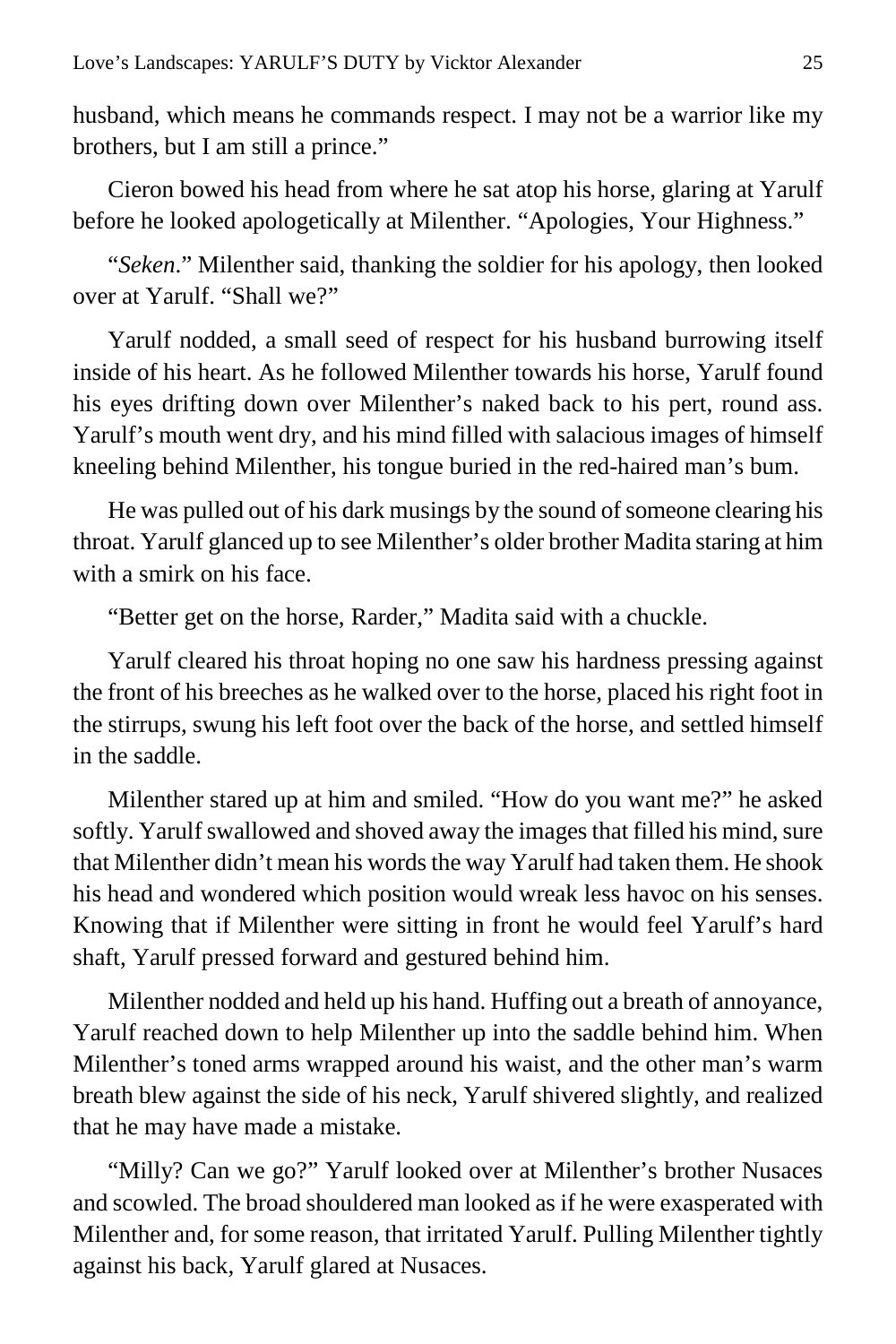husband, which means he commands respect. I may not be a warrior like my brothers, but I am still a prince."

Cieron bowed his head from where he sat atop his horse, glaring at Yarulf before he looked apologetically at Milenther. "Apologies, Your Highness."

"*Seken*." Milenther said, thanking the soldier for his apology, then looked over at Yarulf. "Shall we?"

Yarulf nodded, a small seed of respect for his husband burrowing itself inside of his heart. As he followed Milenther towards his horse, Yarulf found his eyes drifting down over Milenther's naked back to his pert, round ass. Yarulf's mouth went dry, and his mind filled with salacious images of himself kneeling behind Milenther, his tongue buried in the red-haired man's bum.

He was pulled out of his dark musings by the sound of someone clearing his throat. Yarulf glanced up to see Milenther's older brother Madita staring at him with a smirk on his face.

"Better get on the horse, Rarder," Madita said with a chuckle.

Yarulf cleared his throat hoping no one saw his hardness pressing against the front of his breeches as he walked over to the horse, placed his right foot in the stirrups, swung his left foot over the back of the horse, and settled himself in the saddle.

Milenther stared up at him and smiled. "How do you want me?" he asked softly. Yarulf swallowed and shoved away the images that filled his mind, sure that Milenther didn't mean his words the way Yarulf had taken them. He shook his head and wondered which position would wreak less havoc on his senses. Knowing that if Milenther were sitting in front he would feel Yarulf's hard shaft, Yarulf pressed forward and gestured behind him.

Milenther nodded and held up his hand. Huffing out a breath of annoyance, Yarulf reached down to help Milenther up into the saddle behind him. When Milenther's toned arms wrapped around his waist, and the other man's warm breath blew against the side of his neck, Yarulf shivered slightly, and realized that he may have made a mistake.

"Milly? Can we go?" Yarulf looked over at Milenther's brother Nusaces and scowled. The broad shouldered man looked as if he were exasperated with Milenther and, for some reason, that irritated Yarulf. Pulling Milenther tightly against his back, Yarulf glared at Nusaces.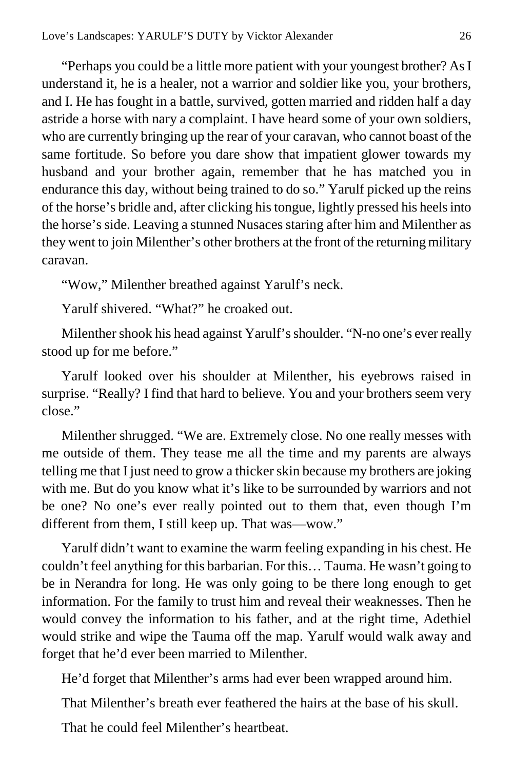"Perhaps you could be a little more patient with your youngest brother? As I understand it, he is a healer, not a warrior and soldier like you, your brothers, and I. He has fought in a battle, survived, gotten married and ridden half a day astride a horse with nary a complaint. I have heard some of your own soldiers, who are currently bringing up the rear of your caravan, who cannot boast of the same fortitude. So before you dare show that impatient glower towards my husband and your brother again, remember that he has matched you in endurance this day, without being trained to do so." Yarulf picked up the reins of the horse's bridle and, after clicking his tongue, lightly pressed his heels into the horse's side. Leaving a stunned Nusaces staring after him and Milenther as they went to join Milenther's other brothers at the front of the returning military caravan.

"Wow," Milenther breathed against Yarulf's neck.

Yarulf shivered. "What?" he croaked out.

Milenther shook his head against Yarulf's shoulder. "N-no one's ever really stood up for me before."

Yarulf looked over his shoulder at Milenther, his eyebrows raised in surprise. "Really? I find that hard to believe. You and your brothers seem very close."

Milenther shrugged. "We are. Extremely close. No one really messes with me outside of them. They tease me all the time and my parents are always telling me that I just need to grow a thicker skin because my brothers are joking with me. But do you know what it's like to be surrounded by warriors and not be one? No one's ever really pointed out to them that, even though I'm different from them, I still keep up. That was—wow."

Yarulf didn't want to examine the warm feeling expanding in his chest. He couldn't feel anything for this barbarian. For this… Tauma. He wasn't going to be in Nerandra for long. He was only going to be there long enough to get information. For the family to trust him and reveal their weaknesses. Then he would convey the information to his father, and at the right time, Adethiel would strike and wipe the Tauma off the map. Yarulf would walk away and forget that he'd ever been married to Milenther.

He'd forget that Milenther's arms had ever been wrapped around him.

That Milenther's breath ever feathered the hairs at the base of his skull.

That he could feel Milenther's heartbeat.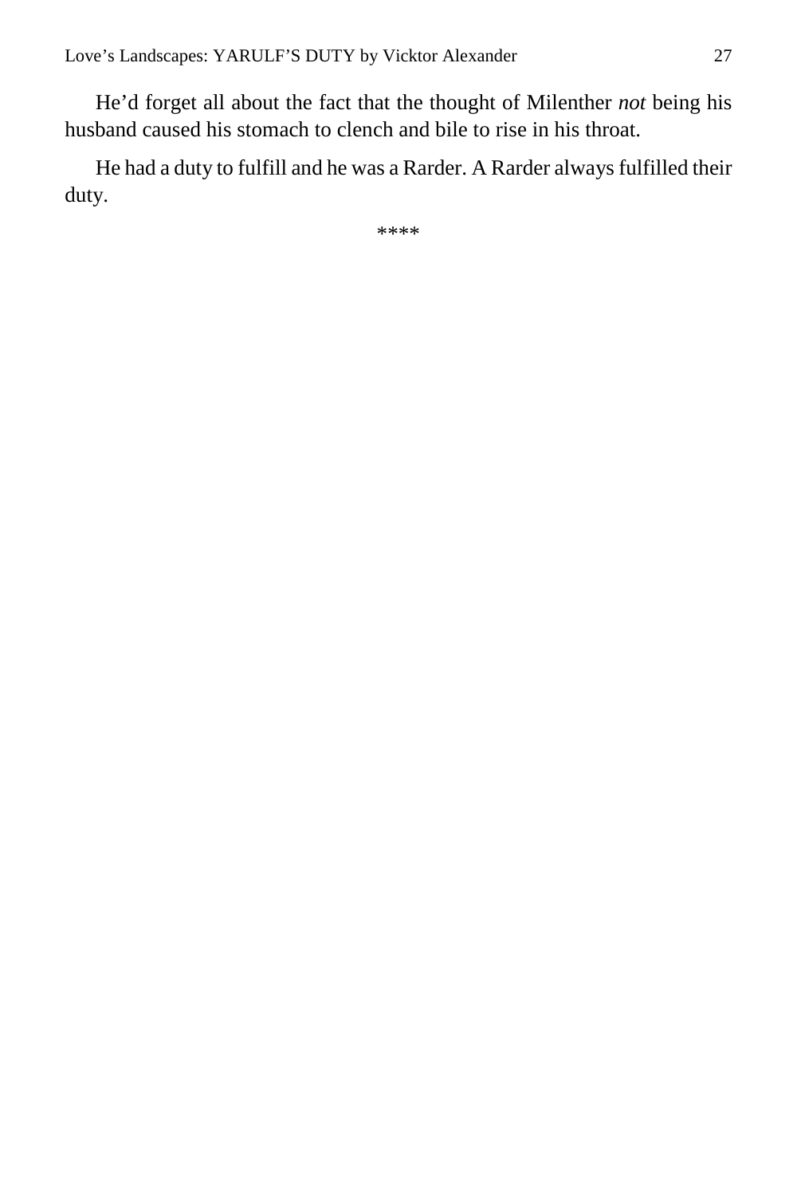He'd forget all about the fact that the thought of Milenther *not* being his husband caused his stomach to clench and bile to rise in his throat.

He had a duty to fulfill and he was a Rarder. A Rarder always fulfilled their duty.

****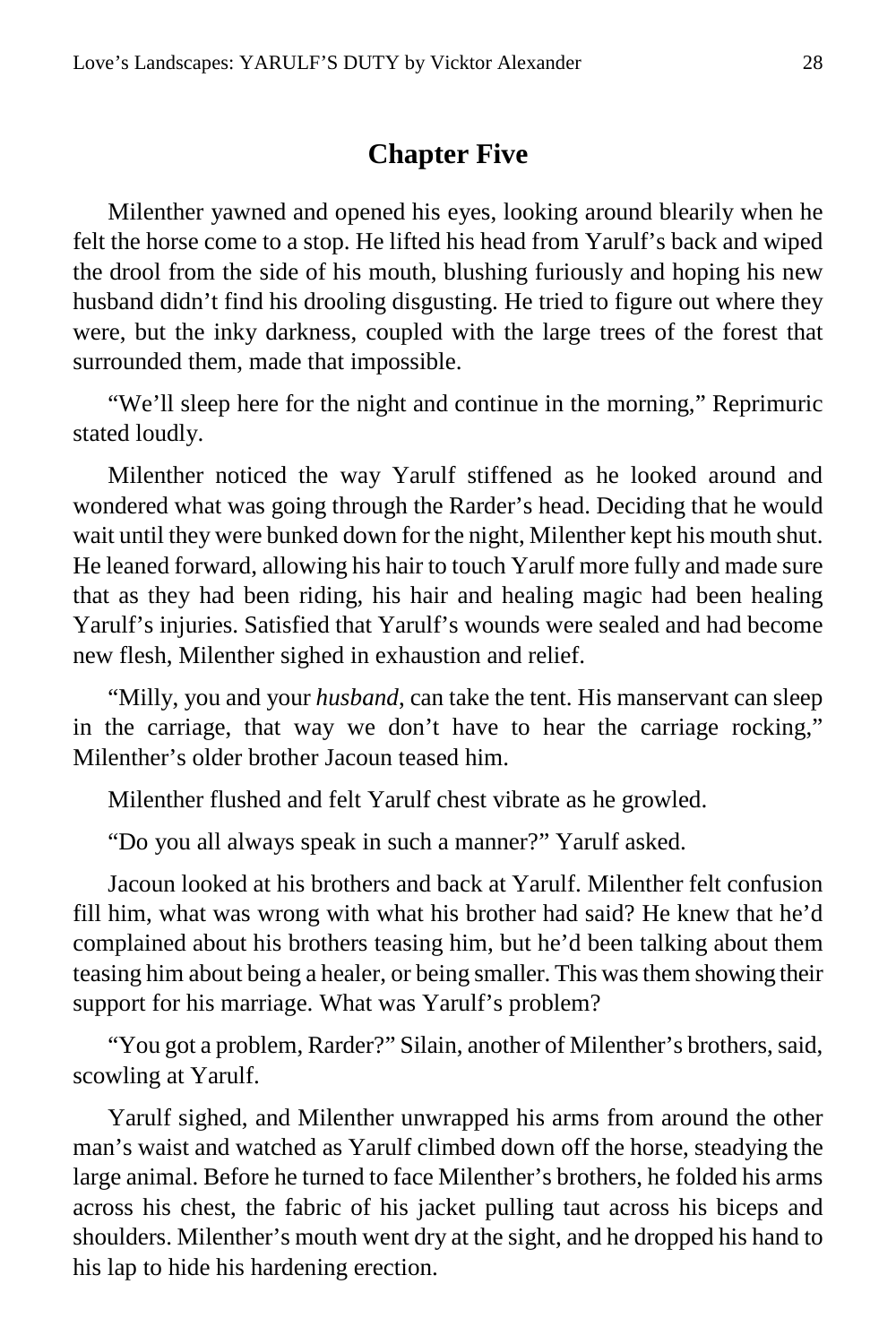## Chapter Five

Milenther yawned and opened his eyes, looking around blearily when he felt the horse come to a stop. He lifted his head from Yarulf's back and wiped the drool from the side of his mouth, blushing furiously and hoping his new husband didn't find his drooling disgusting. He tried to figure out where they were, but the inky darkness, coupled with the large trees of the forest that surrounded them, made that impossible.

"We'll sleep here for the night and continue in the morning," Reprimuric stated loudly.

Milenther noticed the way Yarulf stiffened as he looked around and wondered what was going through the Rarder's head. Deciding that he would wait until they were bunked down for the night, Milenther kept his mouth shut. He leaned forward, allowing his hair to touch Yarulf more fully and made sure that as they had been riding, his hair and healing magic had been healing Yarulf's injuries. Satisfied that Yarulf's wounds were sealed and had become new flesh, Milenther sighed in exhaustion and relief.

"Milly, you and your *husband*, can take the tent. His manservant can sleep in the carriage, that way we don't have to hear the carriage rocking," Milenther's older brother Jacoun teased him.

Milenther flushed and felt Yarulf chest vibrate as he growled.

"Do you all always speak in such a manner?" Yarulf asked.

Jacoun looked at his brothers and back at Yarulf. Milenther felt confusion fill him, what was wrong with what his brother had said? He knew that he'd complained about his brothers teasing him, but he'd been talking about them teasing him about being a healer, or being smaller. This was them showing their support for his marriage. What was Yarulf's problem?

"You got a problem, Rarder?" Silain, another of Milenther's brothers, said, scowling at Yarulf.

Yarulf sighed, and Milenther unwrapped his arms from around the other man's waist and watched as Yarulf climbed down off the horse, steadying the large animal. Before he turned to face Milenther's brothers, he folded his arms across his chest, the fabric of his jacket pulling taut across his biceps and shoulders. Milenther's mouth went dry at the sight, and he dropped his hand to his lap to hide his hardening erection.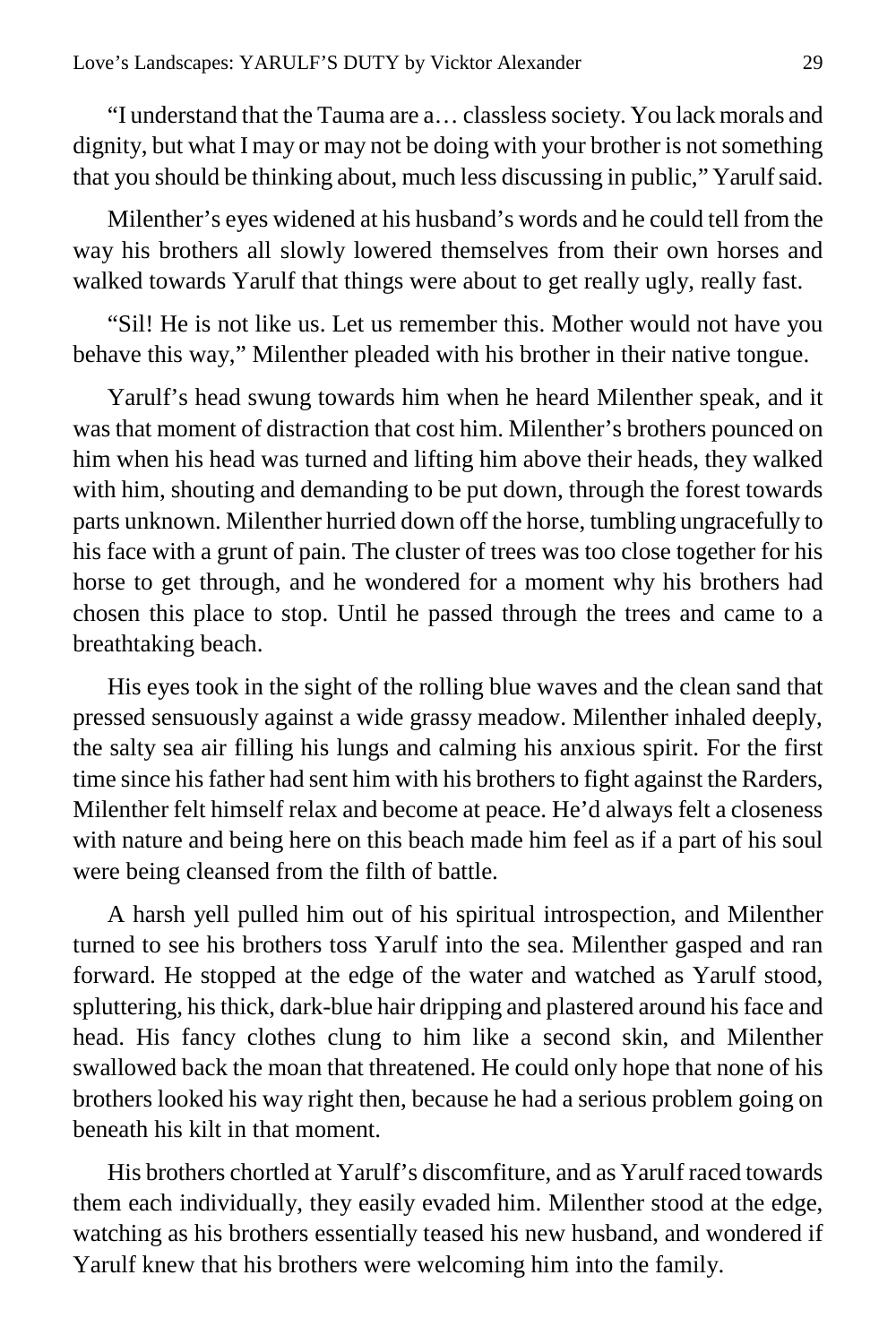"I understand that the Tauma are a… classless society. You lack morals and dignity, but what I may or may not be doing with your brother is not something that you should be thinking about, much less discussing in public," Yarulf said.

Milenther's eyes widened at his husband's words and he could tell from the way his brothers all slowly lowered themselves from their own horses and walked towards Yarulf that things were about to get really ugly, really fast.

"Sil! He is not like us. Let us remember this. Mother would not have you behave this way," Milenther pleaded with his brother in their native tongue.

Yarulf's head swung towards him when he heard Milenther speak, and it was that moment of distraction that cost him. Milenther's brothers pounced on him when his head was turned and lifting him above their heads, they walked with him, shouting and demanding to be put down, through the forest towards parts unknown. Milenther hurried down off the horse, tumbling ungracefully to his face with a grunt of pain. The cluster of trees was too close together for his horse to get through, and he wondered for a moment why his brothers had chosen this place to stop. Until he passed through the trees and came to a breathtaking beach.

His eyes took in the sight of the rolling blue waves and the clean sand that pressed sensuously against a wide grassy meadow. Milenther inhaled deeply, the salty sea air filling his lungs and calming his anxious spirit. For the first time since his father had sent him with his brothers to fight against the Rarders, Milenther felt himself relax and become at peace. He'd always felt a closeness with nature and being here on this beach made him feel as if a part of his soul were being cleansed from the filth of battle.

A harsh yell pulled him out of his spiritual introspection, and Milenther turned to see his brothers toss Yarulf into the sea. Milenther gasped and ran forward. He stopped at the edge of the water and watched as Yarulf stood, spluttering, his thick, dark-blue hair dripping and plastered around his face and head. His fancy clothes clung to him like a second skin, and Milenther swallowed back the moan that threatened. He could only hope that none of his brothers looked his way right then, because he had a serious problem going on beneath his kilt in that moment.

His brothers chortled at Yarulf's discomfiture, and as Yarulf raced towards them each individually, they easily evaded him. Milenther stood at the edge, watching as his brothers essentially teased his new husband, and wondered if Yarulf knew that his brothers were welcoming him into the family.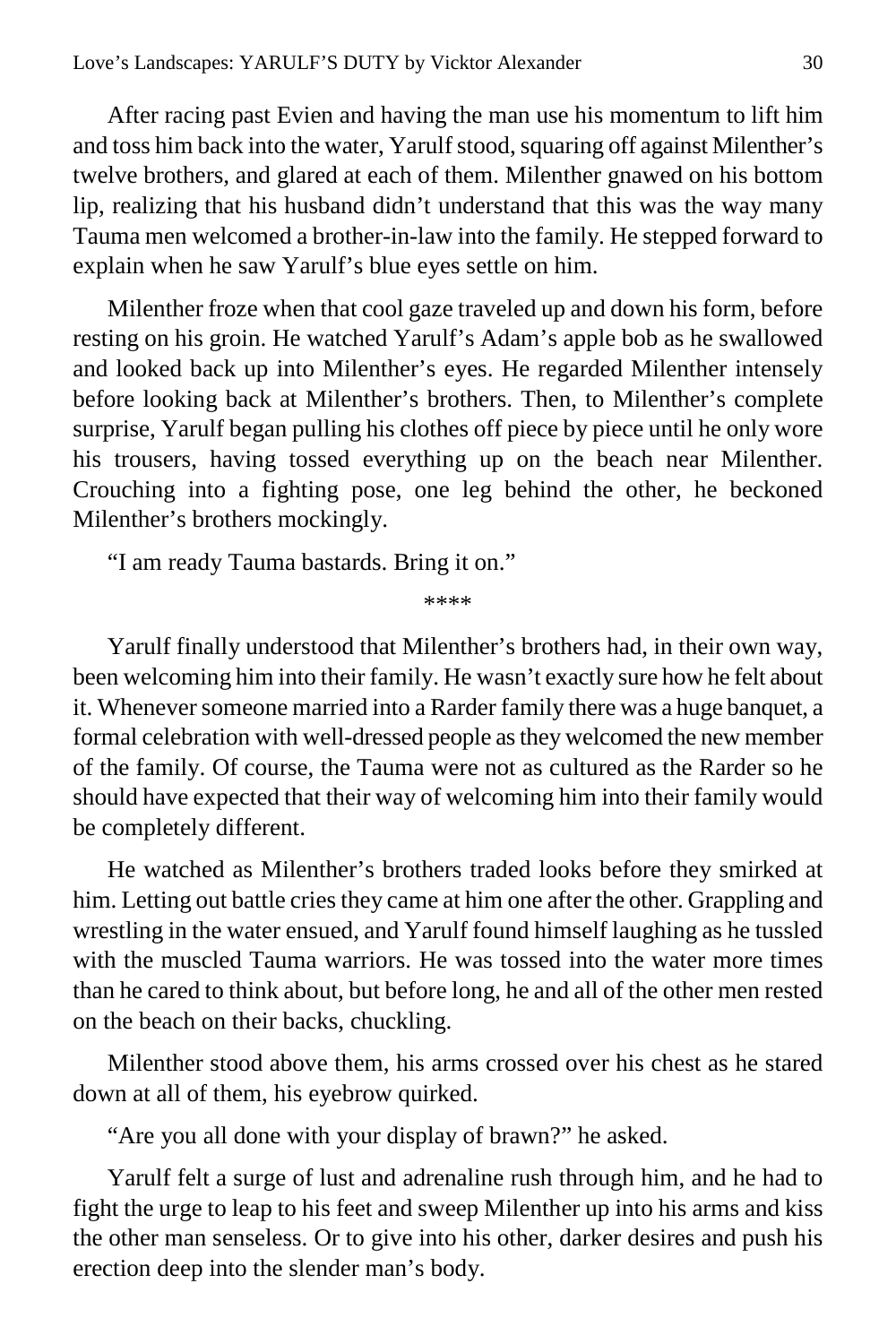After racing past Evien and having the man use his momentum to lift him and toss him back into the water, Yarulf stood, squaring off against Milenther's twelve brothers, and glared at each of them. Milenther gnawed on his bottom lip, realizing that his husband didn't understand that this was the way many Tauma men welcomed a brother-in-law into the family. He stepped forward to explain when he saw Yarulf's blue eyes settle on him.

Milenther froze when that cool gaze traveled up and down his form, before resting on his groin. He watched Yarulf's Adam's apple bob as he swallowed and looked back up into Milenther's eyes. He regarded Milenther intensely before looking back at Milenther's brothers. Then, to Milenther's complete surprise, Yarulf began pulling his clothes off piece by piece until he only wore his trousers, having tossed everything up on the beach near Milenther. Crouching into a fighting pose, one leg behind the other, he beckoned Milenther's brothers mockingly.

"I am ready Tauma bastards. Bring it on."

****

Yarulf finally understood that Milenther's brothers had, in their own way, been welcoming him into their family. He wasn't exactly sure how he felt about it. Whenever someone married into a Rarder family there was a huge banquet, a formal celebration with well-dressed people as they welcomed the new member of the family. Of course, the Tauma were not as cultured as the Rarder so he should have expected that their way of welcoming him into their family would be completely different.

He watched as Milenther's brothers traded looks before they smirked at him. Letting out battle cries they came at him one after the other. Grappling and wrestling in the water ensued, and Yarulf found himself laughing as he tussled with the muscled Tauma warriors. He was tossed into the water more times than he cared to think about, but before long, he and all of the other men rested on the beach on their backs, chuckling.

Milenther stood above them, his arms crossed over his chest as he stared down at all of them, his eyebrow quirked.

"Are you all done with your display of brawn?" he asked.

Yarulf felt a surge of lust and adrenaline rush through him, and he had to fight the urge to leap to his feet and sweep Milenther up into his arms and kiss the other man senseless. Or to give into his other, darker desires and push his erection deep into the slender man's body.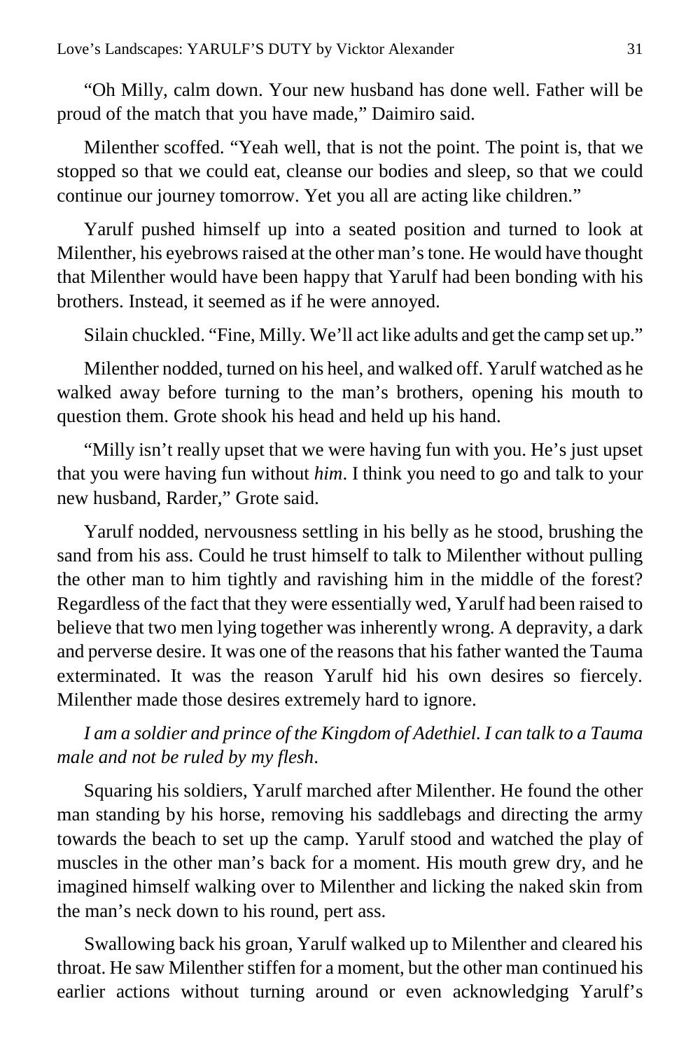"Oh Milly, calm down. Your new husband has done well. Father will be proud of the match that you have made," Daimiro said.

Milenther scoffed. "Yeah well, that is not the point. The point is, that we stopped so that we could eat, cleanse our bodies and sleep, so that we could continue our journey tomorrow. Yet you all are acting like children."

Yarulf pushed himself up into a seated position and turned to look at Milenther, his eyebrows raised at the other man's tone. He would have thought that Milenther would have been happy that Yarulf had been bonding with his brothers. Instead, it seemed as if he were annoyed.

Silain chuckled. "Fine, Milly. We'll act like adults and get the camp set up."

Milenther nodded, turned on his heel, and walked off. Yarulf watched as he walked away before turning to the man's brothers, opening his mouth to question them. Grote shook his head and held up his hand.

"Milly isn't really upset that we were having fun with you. He's just upset that you were having fun without *him*. I think you need to go and talk to your new husband, Rarder," Grote said.

Yarulf nodded, nervousness settling in his belly as he stood, brushing the sand from his ass. Could he trust himself to talk to Milenther without pulling the other man to him tightly and ravishing him in the middle of the forest? Regardless of the fact that they were essentially wed, Yarulf had been raised to believe that two men lying together was inherently wrong. A depravity, a dark and perverse desire. It was one of the reasons that his father wanted the Tauma exterminated. It was the reason Yarulf hid his own desires so fiercely. Milenther made those desires extremely hard to ignore.

*I am a soldier and prince of the Kingdom of Adethiel. I can talk to a Tauma male and not be ruled by my flesh.*

Squaring his soldiers, Yarulf marched after Milenther. He found the other man standing by his horse, removing his saddlebags and directing the army towards the beach to set up the camp. Yarulf stood and watched the play of muscles in the other man's back for a moment. His mouth grew dry, and he imagined himself walking over to Milenther and licking the naked skin from the man's neck down to his round, pert ass.

Swallowing back his groan, Yarulf walked up to Milenther and cleared his throat. He saw Milenther stiffen for a moment, but the other man continued his earlier actions without turning around or even acknowledging Yarulf's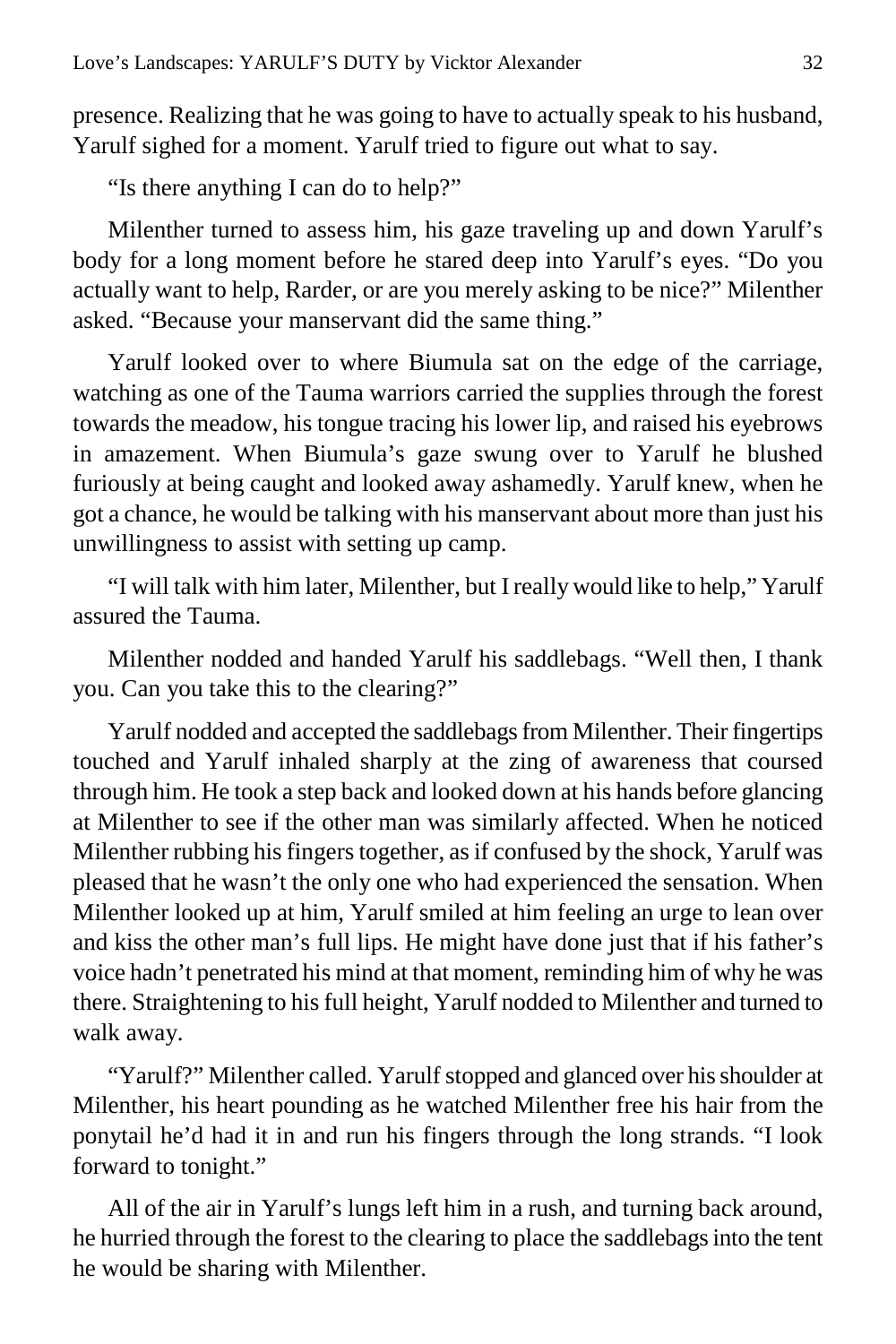presence. Realizing that he was going to have to actually speak to his husband, Yarulf sighed for a moment. Yarulf tried to figure out what to say.

"Is there anything I can do to help?"

Milenther turned to assess him, his gaze traveling up and down Yarulf's body for a long moment before he stared deep into Yarulf's eyes. "Do you actually want to help, Rarder, or are you merely asking to be nice?" Milenther asked. "Because your manservant did the same thing."

Yarulf looked over to where Biumula sat on the edge of the carriage, watching as one of the Tauma warriors carried the supplies through the forest towards the meadow, his tongue tracing his lower lip, and raised his eyebrows in amazement. When Biumula's gaze swung over to Yarulf he blushed furiously at being caught and looked away ashamedly. Yarulf knew, when he got a chance, he would be talking with his manservant about more than just his unwillingness to assist with setting up camp.

"I will talk with him later, Milenther, but I really would like to help," Yarulf assured the Tauma.

Milenther nodded and handed Yarulf his saddlebags. "Well then, I thank you. Can you take this to the clearing?"

Yarulf nodded and accepted the saddlebags from Milenther. Their fingertips touched and Yarulf inhaled sharply at the zing of awareness that coursed through him. He took a step back and looked down at his hands before glancing at Milenther to see if the other man was similarly affected. When he noticed Milenther rubbing his fingers together, as if confused by the shock, Yarulf was pleased that he wasn't the only one who had experienced the sensation. When Milenther looked up at him, Yarulf smiled at him feeling an urge to lean over and kiss the other man's full lips. He might have done just that if his father's voice hadn't penetrated his mind at that moment, reminding him of why he was there. Straightening to his full height, Yarulf nodded to Milenther and turned to walk away.

"Yarulf?" Milenther called. Yarulf stopped and glanced over his shoulder at Milenther, his heart pounding as he watched Milenther free his hair from the ponytail he'd had it in and run his fingers through the long strands. "I look forward to tonight."

All of the air in Yarulf's lungs left him in a rush, and turning back around, he hurried through the forest to the clearing to place the saddlebags into the tent he would be sharing with Milenther.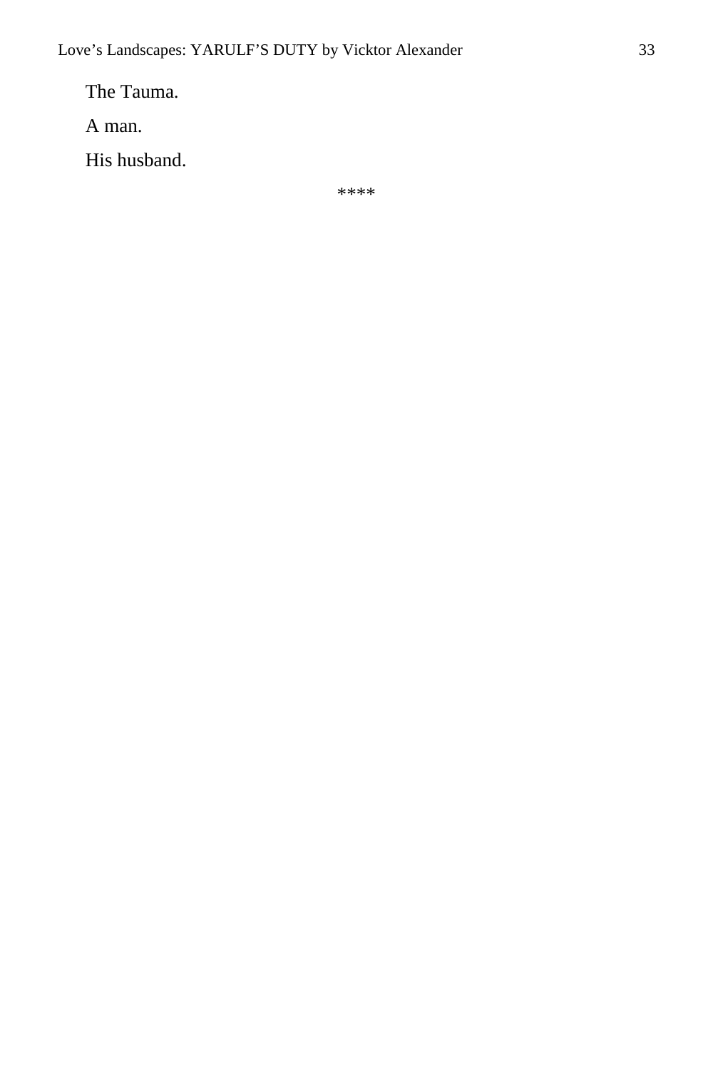The Tauma.

A man.

His husband.

****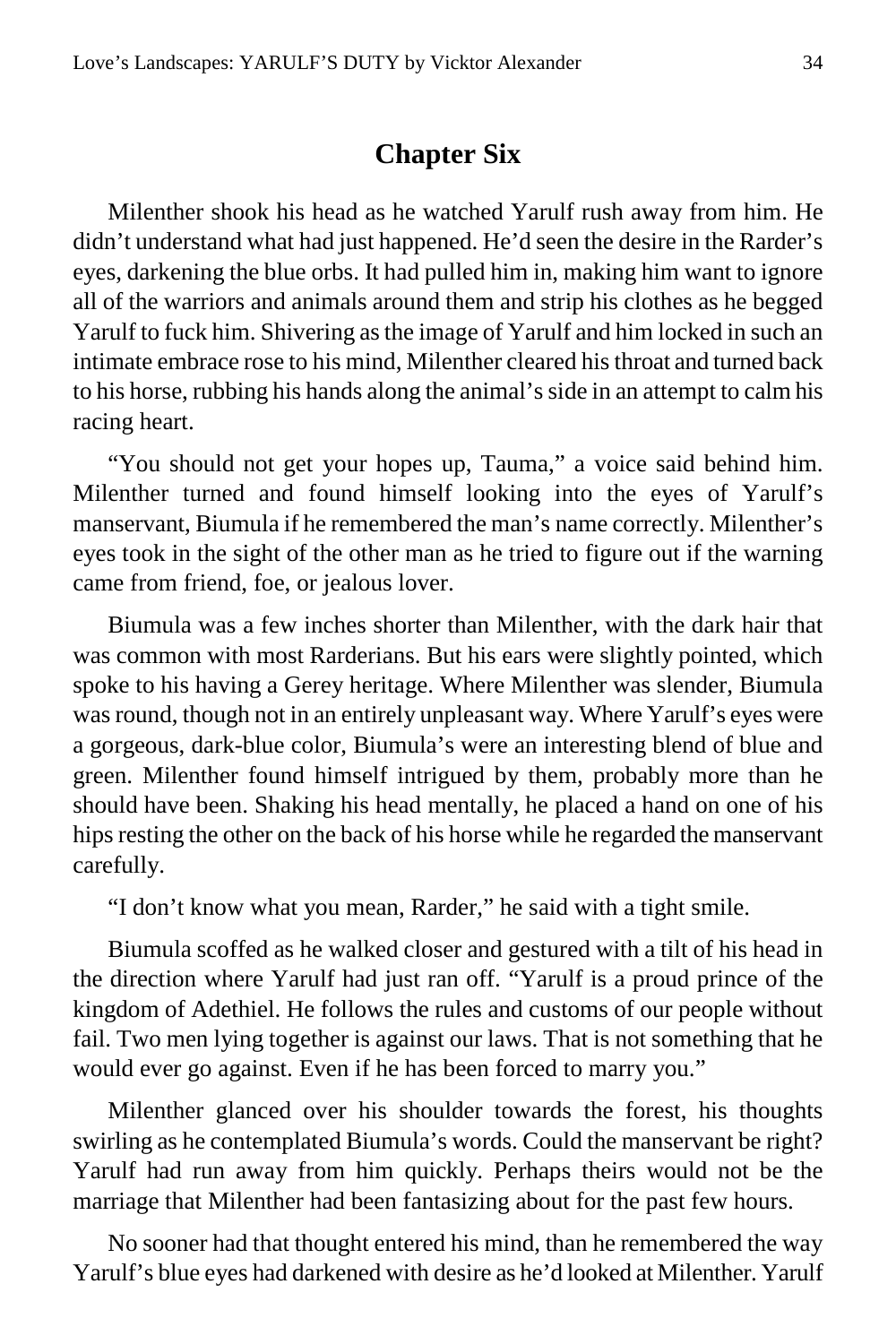## Chapter Six

Milenther shook his head as he watched Yarulf rush away from him. He didn't understand what had just happened. He'd seen the desire in the Rarder's eyes, darkening the blue orbs. It had pulled him in, making him want to ignore all of the warriors and animals around them and strip his clothes as he begged Yarulf to fuck him. Shivering as the image of Yarulf and him locked in such an intimate embrace rose to his mind, Milenther cleared his throat and turned back to his horse, rubbing his hands along the animal's side in an attempt to calm his racing heart.

"You should not get your hopes up, Tauma," a voice said behind him. Milenther turned and found himself looking into the eyes of Yarulf's manservant, Biumula if he remembered the man's name correctly. Milenther's eyes took in the sight of the other man as he tried to figure out if the warning came from friend, foe, or jealous lover.

Biumula was a few inches shorter than Milenther, with the dark hair that was common with most Rarderians. But his ears were slightly pointed, which spoke to his having a Gerey heritage. Where Milenther was slender, Biumula was round, though not in an entirely unpleasant way. Where Yarulf's eyes were a gorgeous, dark-blue color, Biumula's were an interesting blend of blue and green. Milenther found himself intrigued by them, probably more than he should have been. Shaking his head mentally, he placed a hand on one of his hips resting the other on the back of his horse while he regarded the manservant carefully.

"I don't know what you mean, Rarder," he said with a tight smile.

Biumula scoffed as he walked closer and gestured with a tilt of his head in the direction where Yarulf had just ran off. "Yarulf is a proud prince of the kingdom of Adethiel. He follows the rules and customs of our people without fail. Two men lying together is against our laws. That is not something that he would ever go against. Even if he has been forced to marry you."

Milenther glanced over his shoulder towards the forest, his thoughts swirling as he contemplated Biumula's words. Could the manservant be right? Yarulf had run away from him quickly. Perhaps theirs would not be the marriage that Milenther had been fantasizing about for the past few hours.

No sooner had that thought entered his mind, than he remembered the way Yarulf's blue eyes had darkened with desire as he'd looked at Milenther. Yarulf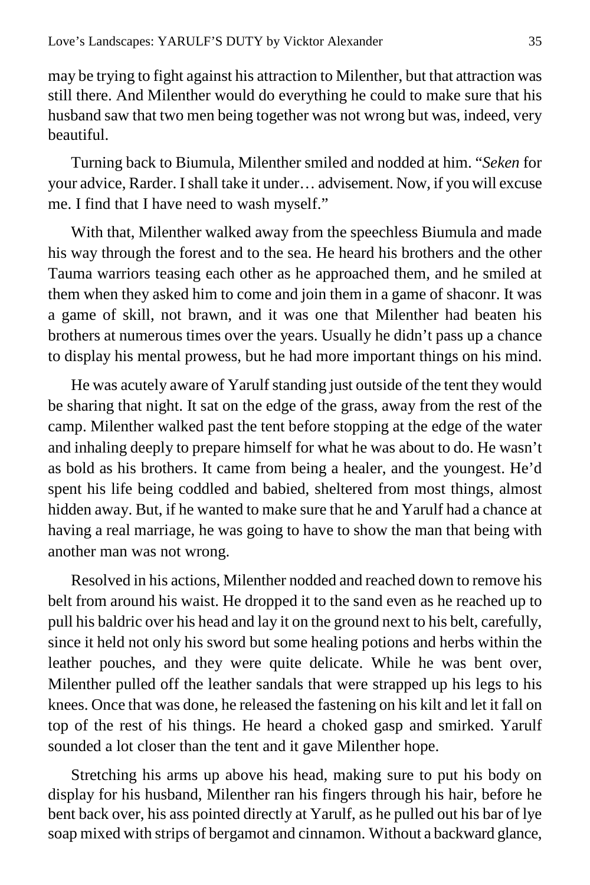may be trying to fight against his attraction to Milenther, but that attraction was still there. And Milenther would do everything he could to make sure that his husband saw that two men being together was not wrong but was, indeed, very beautiful.

Turning back to Biumula, Milenther smiled and nodded at him. "*Seken* for your advice, Rarder. I shall take it under… advisement. Now, if you will excuse me. I find that I have need to wash myself."

With that, Milenther walked away from the speechless Biumula and made his way through the forest and to the sea. He heard his brothers and the other Tauma warriors teasing each other as he approached them, and he smiled at them when they asked him to come and join them in a game of shaconr. It was a game of skill, not brawn, and it was one that Milenther had beaten his brothers at numerous times over the years. Usually he didn't pass up a chance to display his mental prowess, but he had more important things on his mind.

He was acutely aware of Yarulf standing just outside of the tent they would be sharing that night. It sat on the edge of the grass, away from the rest of the camp. Milenther walked past the tent before stopping at the edge of the water and inhaling deeply to prepare himself for what he was about to do. He wasn't as bold as his brothers. It came from being a healer, and the youngest. He'd spent his life being coddled and babied, sheltered from most things, almost hidden away. But, if he wanted to make sure that he and Yarulf had a chance at having a real marriage, he was going to have to show the man that being with another man was not wrong.

Resolved in his actions, Milenther nodded and reached down to remove his belt from around his waist. He dropped it to the sand even as he reached up to pull his baldric over his head and lay it on the ground next to his belt, carefully, since it held not only his sword but some healing potions and herbs within the leather pouches, and they were quite delicate. While he was bent over, Milenther pulled off the leather sandals that were strapped up his legs to his knees. Once that was done, he released the fastening on his kilt and let it fall on top of the rest of his things. He heard a choked gasp and smirked. Yarulf sounded a lot closer than the tent and it gave Milenther hope.

Stretching his arms up above his head, making sure to put his body on display for his husband, Milenther ran his fingers through his hair, before he bent back over, his ass pointed directly at Yarulf, as he pulled out his bar of lye soap mixed with strips of bergamot and cinnamon. Without a backward glance,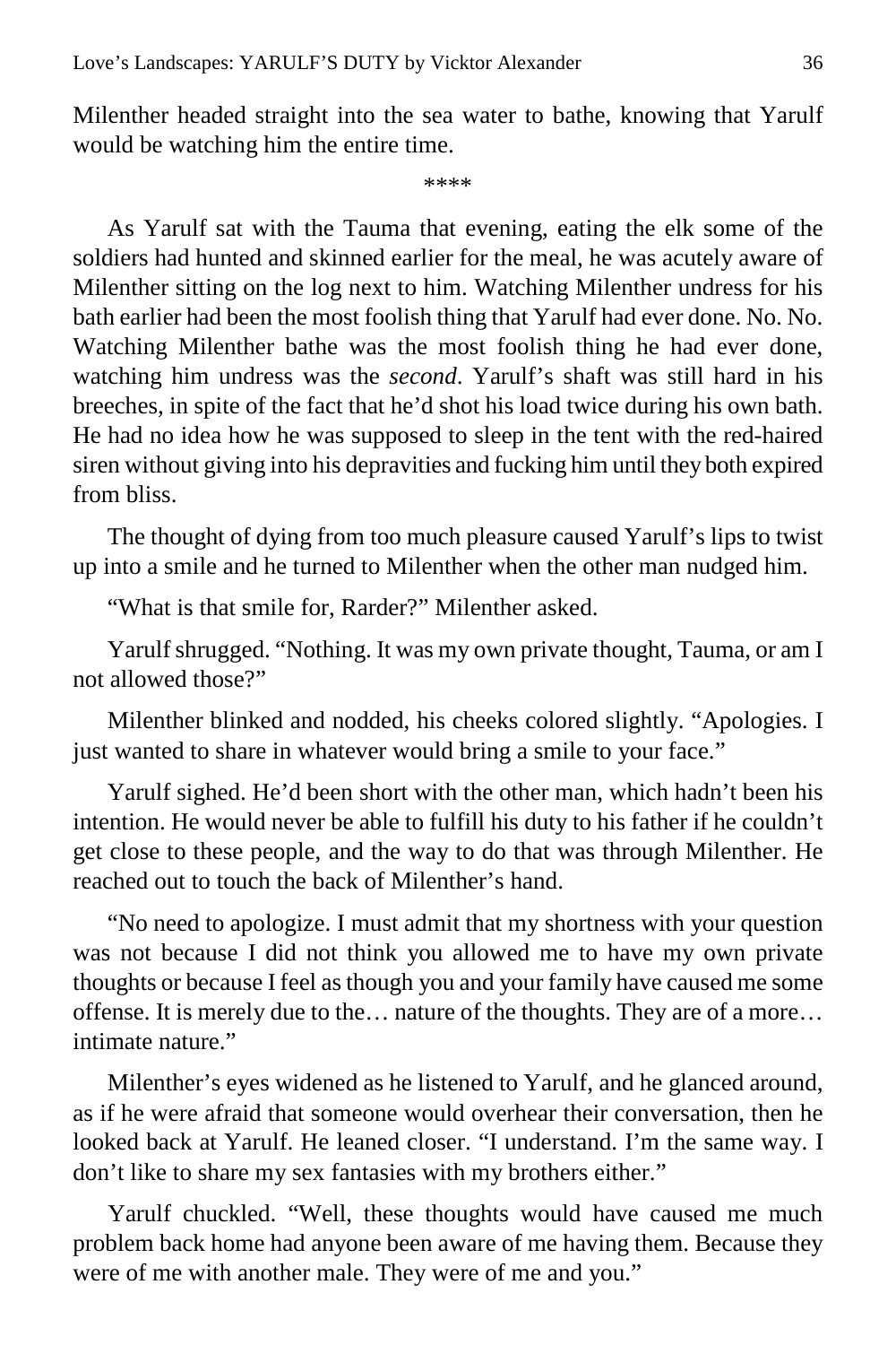Milenther headed straight into the sea water to bathe, knowing that Yarulf would be watching him the entire time.

****

As Yarulf sat with the Tauma that evening, eating the elk some of the soldiers had hunted and skinned earlier for the meal, he was acutely aware of Milenther sitting on the log next to him. Watching Milenther undress for his bath earlier had been the most foolish thing that Yarulf had ever done. No. No. Watching Milenther bathe was the most foolish thing he had ever done, watching him undress was the *second*. Yarulf's shaft was still hard in his breeches, in spite of the fact that he'd shot his load twice during his own bath. He had no idea how he was supposed to sleep in the tent with the red-haired siren without giving into his depravities and fucking him until they both expired from bliss.

The thought of dying from too much pleasure caused Yarulf's lips to twist up into a smile and he turned to Milenther when the other man nudged him.

"What is that smile for, Rarder?" Milenther asked.

Yarulf shrugged. "Nothing. It was my own private thought, Tauma, or am I not allowed those?"

Milenther blinked and nodded, his cheeks colored slightly. "Apologies. I just wanted to share in whatever would bring a smile to your face."

Yarulf sighed. He'd been short with the other man, which hadn't been his intention. He would never be able to fulfill his duty to his father if he couldn't get close to these people, and the way to do that was through Milenther. He reached out to touch the back of Milenther's hand.

"No need to apologize. I must admit that my shortness with your question was not because I did not think you allowed me to have my own private thoughts or because I feel as though you and your family have caused me some offense. It is merely due to the… nature of the thoughts. They are of a more… intimate nature."

Milenther's eyes widened as he listened to Yarulf, and he glanced around, as if he were afraid that someone would overhear their conversation, then he looked back at Yarulf. He leaned closer. "I understand. I'm the same way. I don't like to share my sex fantasies with my brothers either."

Yarulf chuckled. "Well, these thoughts would have caused me much problem back home had anyone been aware of me having them. Because they were of me with another male. They were of me and you."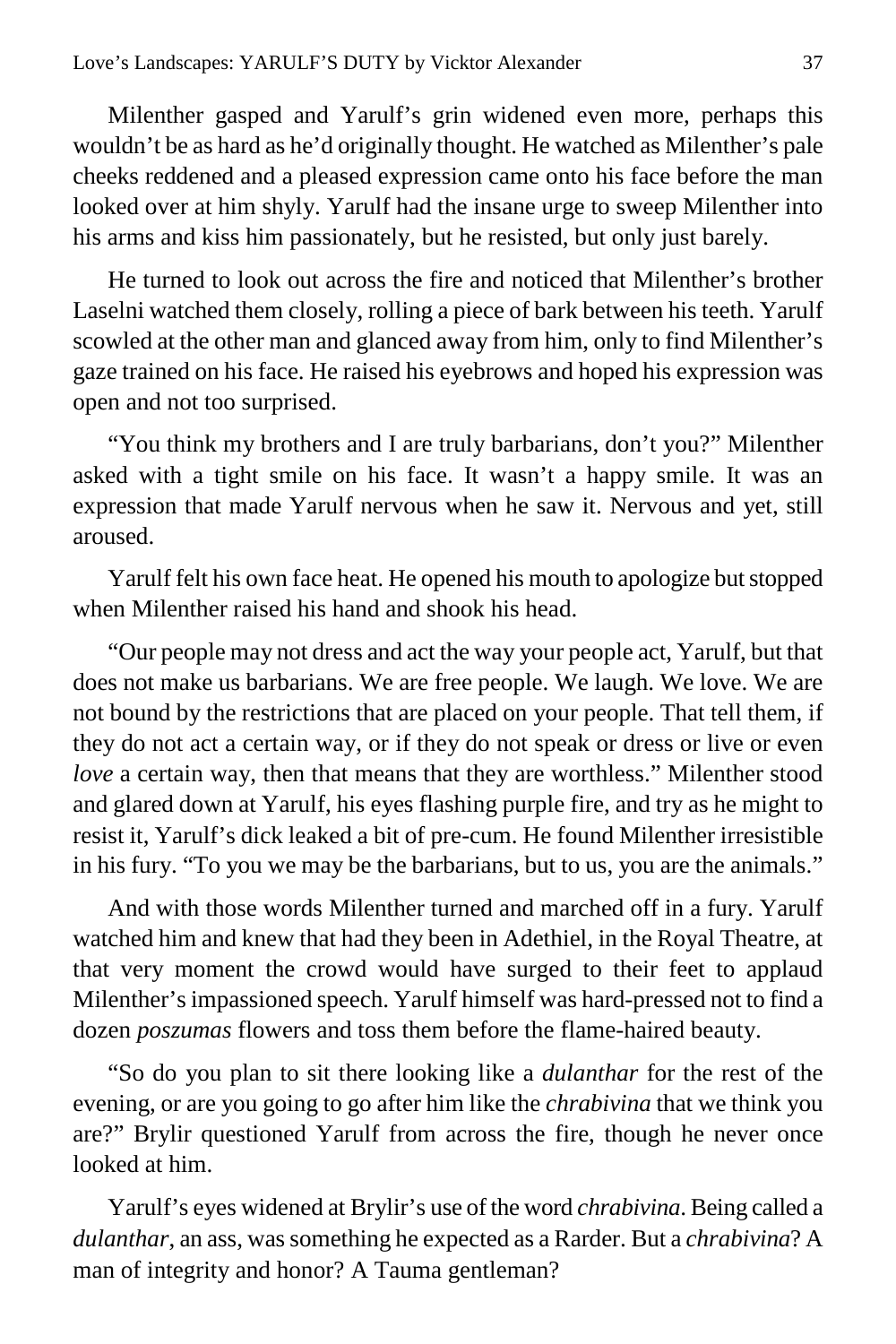Milenther gasped and Yarulf's grin widened even more, perhaps this wouldn't be as hard as he'd originally thought. He watched as Milenther's pale cheeks reddened and a pleased expression came onto his face before the man looked over at him shyly. Yarulf had the insane urge to sweep Milenther into his arms and kiss him passionately, but he resisted, but only just barely.

He turned to look out across the fire and noticed that Milenther's brother Laselni watched them closely, rolling a piece of bark between his teeth. Yarulf scowled at the other man and glanced away from him, only to find Milenther's gaze trained on his face. He raised his eyebrows and hoped his expression was open and not too surprised.

"You think my brothers and I are truly barbarians, don't you?" Milenther asked with a tight smile on his face. It wasn't a happy smile. It was an expression that made Yarulf nervous when he saw it. Nervous and yet, still aroused.

Yarulf felt his own face heat. He opened his mouth to apologize but stopped when Milenther raised his hand and shook his head.

"Our people may not dress and act the way your people act, Yarulf, but that does not make us barbarians. We are free people. We laugh. We love. We are not bound by the restrictions that are placed on your people. That tell them, if they do not act a certain way, or if they do not speak or dress or live or even *love* a certain way, then that means that they are worthless." Milenther stood and glared down at Yarulf, his eyes flashing purple fire, and try as he might to resist it, Yarulf's dick leaked a bit of pre-cum. He found Milenther irresistible in his fury. "To you we may be the barbarians, but to us, you are the animals."

And with those words Milenther turned and marched off in a fury. Yarulf watched him and knew that had they been in Adethiel, in the Royal Theatre, at that very moment the crowd would have surged to their feet to applaud Milenther's impassioned speech. Yarulf himself was hard-pressed not to find a dozen *poszumas* flowers and toss them before the flame-haired beauty.

"So do you plan to sit there looking like a *dulanthar* for the rest of the evening, or are you going to go after him like the *chrabivina* that we think you are?" Brylir questioned Yarulf from across the fire, though he never once looked at him.

Yarulf's eyes widened at Brylir's use of the word *chrabivina*. Being called a *dulanthar,* an ass, was something he expected as a Rarder. But a *chrabivina*? A man of integrity and honor? A Tauma gentleman?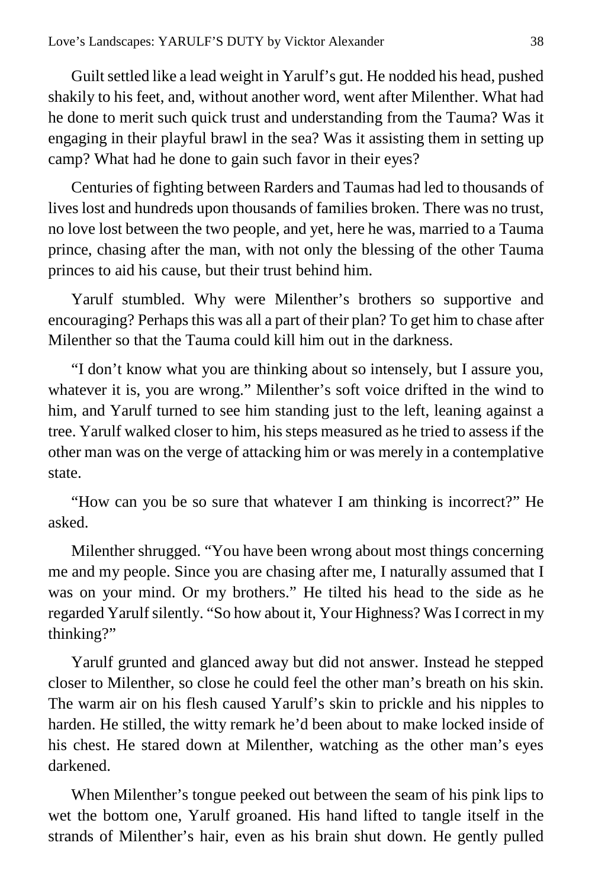Guilt settled like a lead weight in Yarulf's gut. He nodded his head, pushed shakily to his feet, and, without another word, went after Milenther. What had he done to merit such quick trust and understanding from the Tauma? Was it engaging in their playful brawl in the sea? Was it assisting them in setting up camp? What had he done to gain such favor in their eyes?

Centuries of fighting between Rarders and Taumas had led to thousands of lives lost and hundreds upon thousands of families broken. There was no trust, no love lost between the two people, and yet, here he was, married to a Tauma prince, chasing after the man, with not only the blessing of the other Tauma princes to aid his cause, but their trust behind him.

Yarulf stumbled. Why were Milenther's brothers so supportive and encouraging? Perhaps this was all a part of their plan? To get him to chase after Milenther so that the Tauma could kill him out in the darkness.

"I don't know what you are thinking about so intensely, but I assure you, whatever it is, you are wrong." Milenther's soft voice drifted in the wind to him, and Yarulf turned to see him standing just to the left, leaning against a tree. Yarulf walked closer to him, his steps measured as he tried to assess if the other man was on the verge of attacking him or was merely in a contemplative state.

"How can you be so sure that whatever I am thinking is incorrect?" He asked.

Milenther shrugged. "You have been wrong about most things concerning me and my people. Since you are chasing after me, I naturally assumed that I was on your mind. Or my brothers." He tilted his head to the side as he regarded Yarulf silently. "So how about it, Your Highness? Was I correct in my thinking?"

Yarulf grunted and glanced away but did not answer. Instead he stepped closer to Milenther, so close he could feel the other man's breath on his skin. The warm air on his flesh caused Yarulf's skin to prickle and his nipples to harden. He stilled, the witty remark he'd been about to make locked inside of his chest. He stared down at Milenther, watching as the other man's eyes darkened.

When Milenther's tongue peeked out between the seam of his pink lips to wet the bottom one, Yarulf groaned. His hand lifted to tangle itself in the strands of Milenther's hair, even as his brain shut down. He gently pulled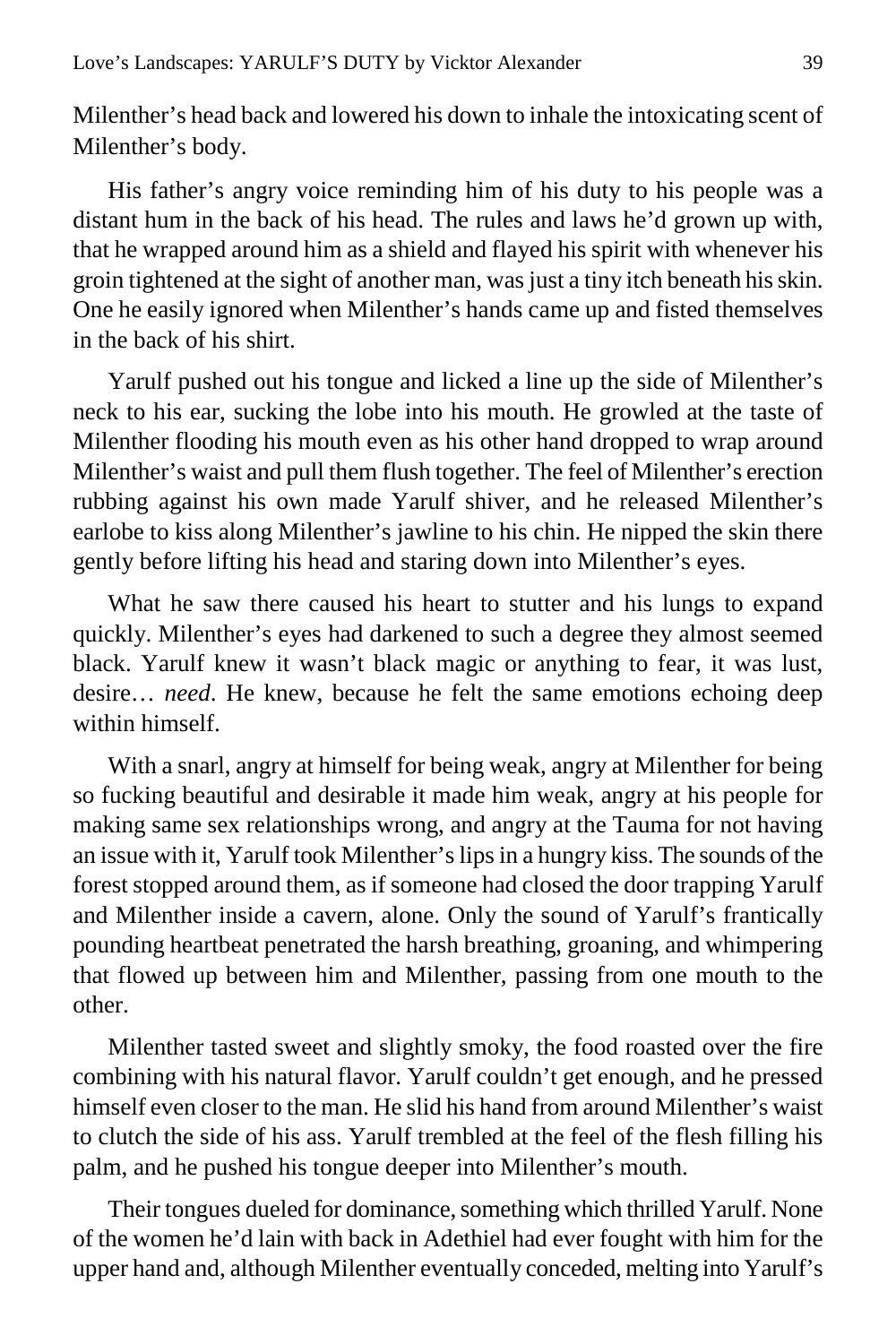Milenther's head back and lowered his down to inhale the intoxicating scent of Milenther's body.

His father's angry voice reminding him of his duty to his people was a distant hum in the back of his head. The rules and laws he'd grown up with, that he wrapped around him as a shield and flayed his spirit with whenever his groin tightened at the sight of another man, was just a tiny itch beneath his skin. One he easily ignored when Milenther's hands came up and fisted themselves in the back of his shirt.

Yarulf pushed out his tongue and licked a line up the side of Milenther's neck to his ear, sucking the lobe into his mouth. He growled at the taste of Milenther flooding his mouth even as his other hand dropped to wrap around Milenther's waist and pull them flush together. The feel of Milenther's erection rubbing against his own made Yarulf shiver, and he released Milenther's earlobe to kiss along Milenther's jawline to his chin. He nipped the skin there gently before lifting his head and staring down into Milenther's eyes.

What he saw there caused his heart to stutter and his lungs to expand quickly. Milenther's eyes had darkened to such a degree they almost seemed black. Yarulf knew it wasn't black magic or anything to fear, it was lust, desire… *need*. He knew, because he felt the same emotions echoing deep within himself.

With a snarl, angry at himself for being weak, angry at Milenther for being so fucking beautiful and desirable it made him weak, angry at his people for making same sex relationships wrong, and angry at the Tauma for not having an issue with it, Yarulf took Milenther's lips in a hungry kiss. The sounds of the forest stopped around them, as if someone had closed the door trapping Yarulf and Milenther inside a cavern, alone. Only the sound of Yarulf's frantically pounding heartbeat penetrated the harsh breathing, groaning, and whimpering that flowed up between him and Milenther, passing from one mouth to the other.

Milenther tasted sweet and slightly smoky, the food roasted over the fire combining with his natural flavor. Yarulf couldn't get enough, and he pressed himself even closer to the man. He slid his hand from around Milenther's waist to clutch the side of his ass. Yarulf trembled at the feel of the flesh filling his palm, and he pushed his tongue deeper into Milenther's mouth.

Their tongues dueled for dominance, something which thrilled Yarulf. None of the women he'd lain with back in Adethiel had ever fought with him for the upper hand and, although Milenther eventually conceded, melting into Yarulf's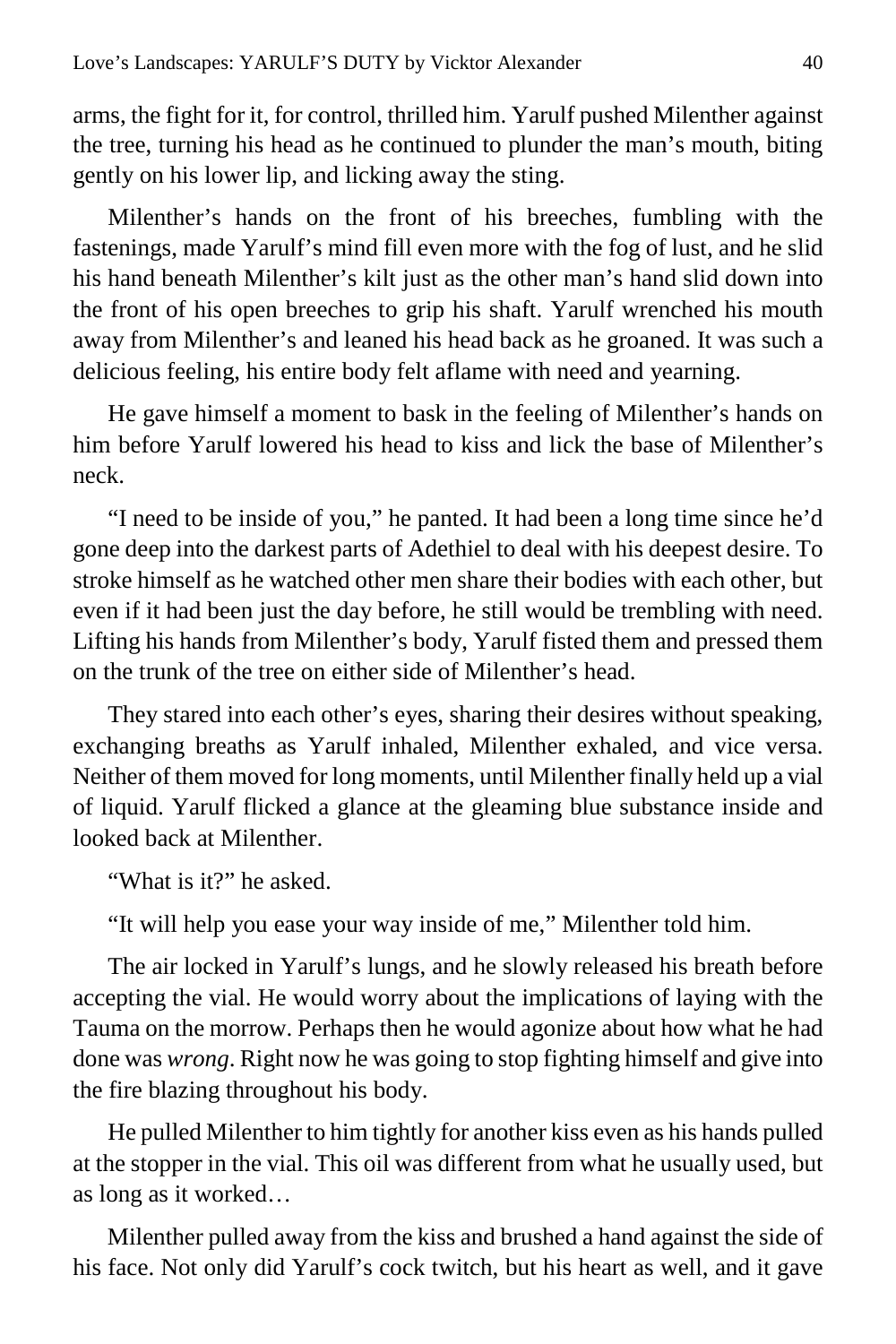arms, the fight for it, for control, thrilled him. Yarulf pushed Milenther against the tree, turning his head as he continued to plunder the man's mouth, biting gently on his lower lip, and licking away the sting.

Milenther's hands on the front of his breeches, fumbling with the fastenings, made Yarulf's mind fill even more with the fog of lust, and he slid his hand beneath Milenther's kilt just as the other man's hand slid down into the front of his open breeches to grip his shaft. Yarulf wrenched his mouth away from Milenther's and leaned his head back as he groaned. It was such a delicious feeling, his entire body felt aflame with need and yearning.

He gave himself a moment to bask in the feeling of Milenther's hands on him before Yarulf lowered his head to kiss and lick the base of Milenther's neck.

"I need to be inside of you," he panted. It had been a long time since he'd gone deep into the darkest parts of Adethiel to deal with his deepest desire. To stroke himself as he watched other men share their bodies with each other, but even if it had been just the day before, he still would be trembling with need. Lifting his hands from Milenther's body, Yarulf fisted them and pressed them on the trunk of the tree on either side of Milenther's head.

They stared into each other's eyes, sharing their desires without speaking, exchanging breaths as Yarulf inhaled, Milenther exhaled, and vice versa. Neither of them moved for long moments, until Milenther finally held up a vial of liquid. Yarulf flicked a glance at the gleaming blue substance inside and looked back at Milenther.

"What is it?" he asked.

"It will help you ease your way inside of me," Milenther told him.

The air locked in Yarulf's lungs, and he slowly released his breath before accepting the vial. He would worry about the implications of laying with the Tauma on the morrow. Perhaps then he would agonize about how what he had done was *wrong*. Right now he was going to stop fighting himself and give into the fire blazing throughout his body.

He pulled Milenther to him tightly for another kiss even as his hands pulled at the stopper in the vial. This oil was different from what he usually used, but as long as it worked…

Milenther pulled away from the kiss and brushed a hand against the side of his face. Not only did Yarulf's cock twitch, but his heart as well, and it gave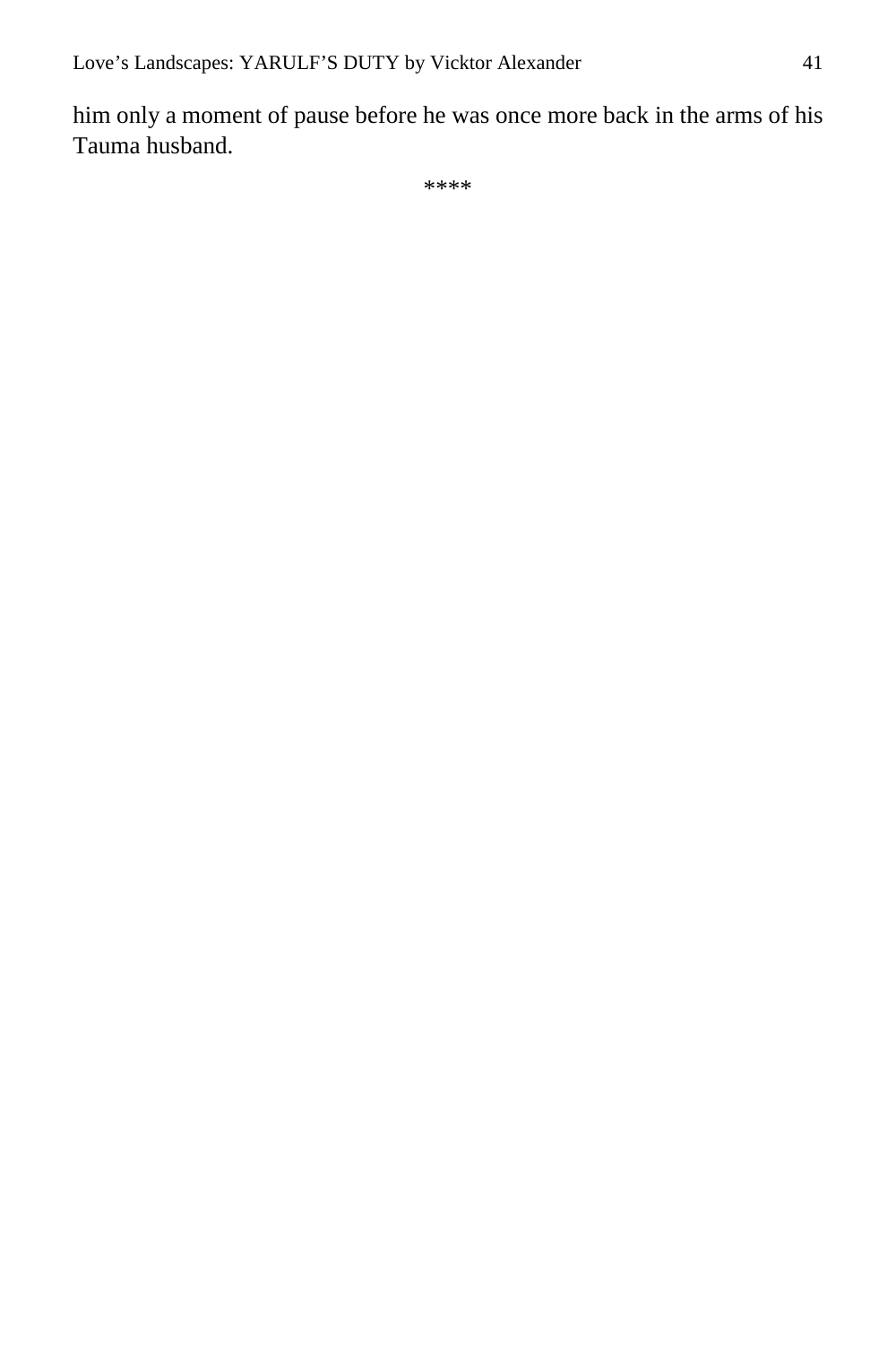him only a moment of pause before he was once more back in the arms of his Tauma husband.

****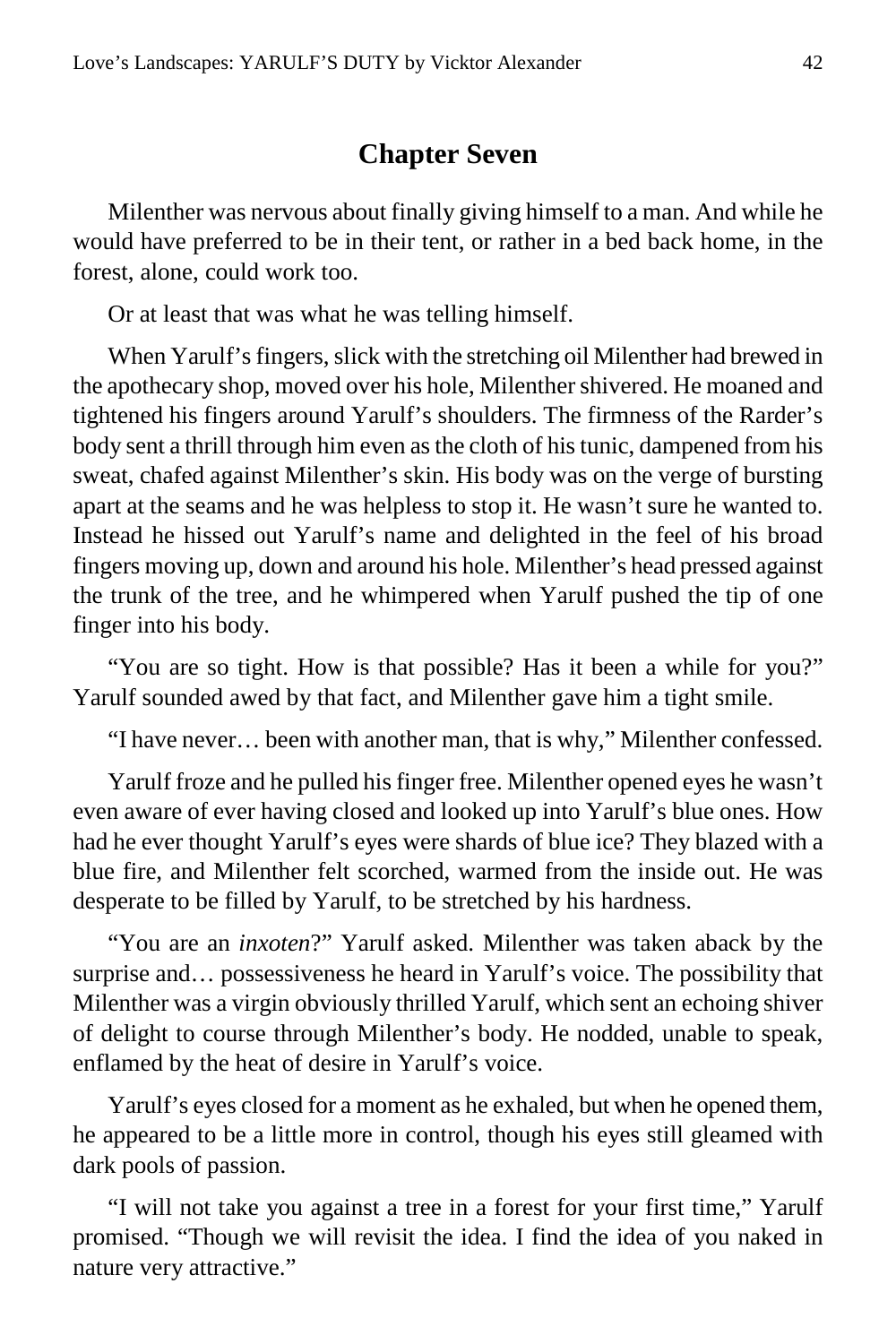## Chapter Seven

Milenther was nervous about finally giving himself to a man. And while he would have preferred to be in their tent, or rather in a bed back home, in the forest, alone, could work too.

Or at least that was what he was telling himself.

When Yarulf's fingers, slick with the stretching oil Milenther had brewed in the apothecary shop, moved over his hole, Milenther shivered. He moaned and tightened his fingers around Yarulf's shoulders. The firmness of the Rarder's body sent a thrill through him even as the cloth of his tunic, dampened from his sweat, chafed against Milenther's skin. His body was on the verge of bursting apart at the seams and he was helpless to stop it. He wasn't sure he wanted to. Instead he hissed out Yarulf's name and delighted in the feel of his broad fingers moving up, down and around his hole. Milenther's head pressed against the trunk of the tree, and he whimpered when Yarulf pushed the tip of one finger into his body.

"You are so tight. How is that possible? Has it been a while for you?" Yarulf sounded awed by that fact, and Milenther gave him a tight smile.

"I have never… been with another man, that is why," Milenther confessed.

Yarulf froze and he pulled his finger free. Milenther opened eyes he wasn't even aware of ever having closed and looked up into Yarulf's blue ones. How had he ever thought Yarulf's eyes were shards of blue ice? They blazed with a blue fire, and Milenther felt scorched, warmed from the inside out. He was desperate to be filled by Yarulf, to be stretched by his hardness.

"You are an *inxoten*?" Yarulf asked. Milenther was taken aback by the surprise and… possessiveness he heard in Yarulf's voice. The possibility that Milenther was a virgin obviously thrilled Yarulf, which sent an echoing shiver of delight to course through Milenther's body. He nodded, unable to speak, enflamed by the heat of desire in Yarulf's voice.

Yarulf's eyes closed for a moment as he exhaled, but when he opened them, he appeared to be a little more in control, though his eyes still gleamed with dark pools of passion.

"I will not take you against a tree in a forest for your first time," Yarulf promised. "Though we will revisit the idea. I find the idea of you naked in nature very attractive."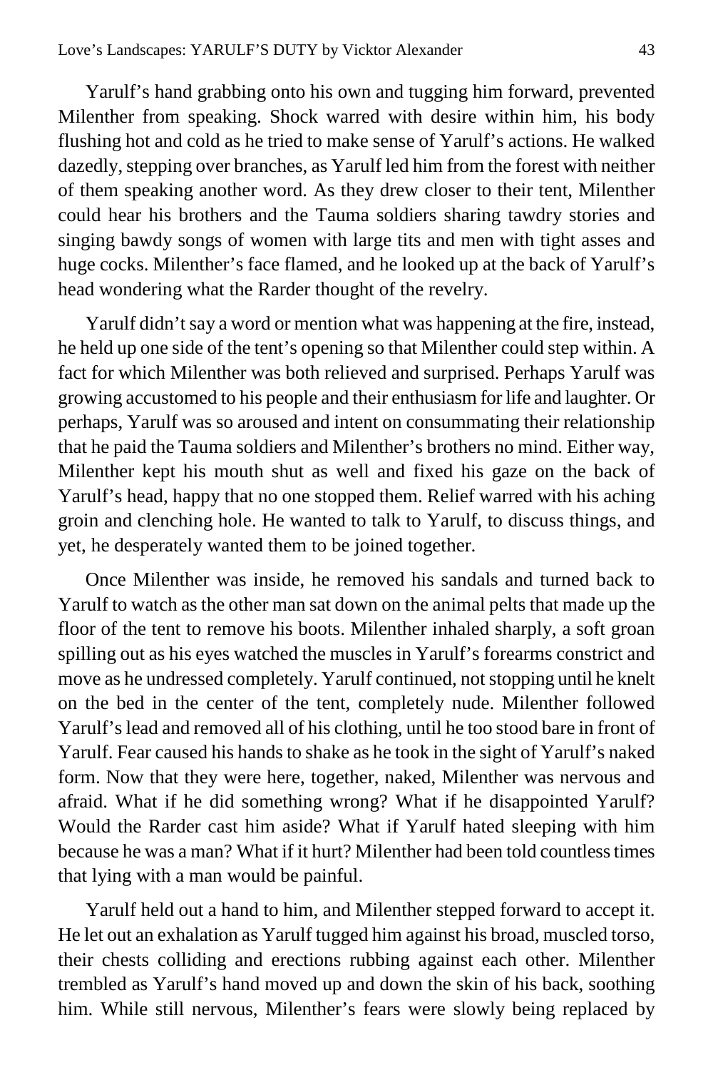Yarulf's hand grabbing onto his own and tugging him forward, prevented Milenther from speaking. Shock warred with desire within him, his body flushing hot and cold as he tried to make sense of Yarulf's actions. He walked dazedly, stepping over branches, as Yarulf led him from the forest with neither of them speaking another word. As they drew closer to their tent, Milenther could hear his brothers and the Tauma soldiers sharing tawdry stories and singing bawdy songs of women with large tits and men with tight asses and huge cocks. Milenther's face flamed, and he looked up at the back of Yarulf's head wondering what the Rarder thought of the revelry.

Yarulf didn't say a word or mention what was happening at the fire, instead, he held up one side of the tent's opening so that Milenther could step within. A fact for which Milenther was both relieved and surprised. Perhaps Yarulf was growing accustomed to his people and their enthusiasm for life and laughter. Or perhaps, Yarulf was so aroused and intent on consummating their relationship that he paid the Tauma soldiers and Milenther's brothers no mind. Either way, Milenther kept his mouth shut as well and fixed his gaze on the back of Yarulf's head, happy that no one stopped them. Relief warred with his aching groin and clenching hole. He wanted to talk to Yarulf, to discuss things, and yet, he desperately wanted them to be joined together.

Once Milenther was inside, he removed his sandals and turned back to Yarulf to watch as the other man sat down on the animal pelts that made up the floor of the tent to remove his boots. Milenther inhaled sharply, a soft groan spilling out as his eyes watched the muscles in Yarulf's forearms constrict and move as he undressed completely. Yarulf continued, not stopping until he knelt on the bed in the center of the tent, completely nude. Milenther followed Yarulf's lead and removed all of his clothing, until he too stood bare in front of Yarulf. Fear caused his hands to shake as he took in the sight of Yarulf's naked form. Now that they were here, together, naked, Milenther was nervous and afraid. What if he did something wrong? What if he disappointed Yarulf? Would the Rarder cast him aside? What if Yarulf hated sleeping with him because he was a man? What if it hurt? Milenther had been told countless times that lying with a man would be painful.

Yarulf held out a hand to him, and Milenther stepped forward to accept it. He let out an exhalation as Yarulf tugged him against his broad, muscled torso, their chests colliding and erections rubbing against each other. Milenther trembled as Yarulf's hand moved up and down the skin of his back, soothing him. While still nervous, Milenther's fears were slowly being replaced by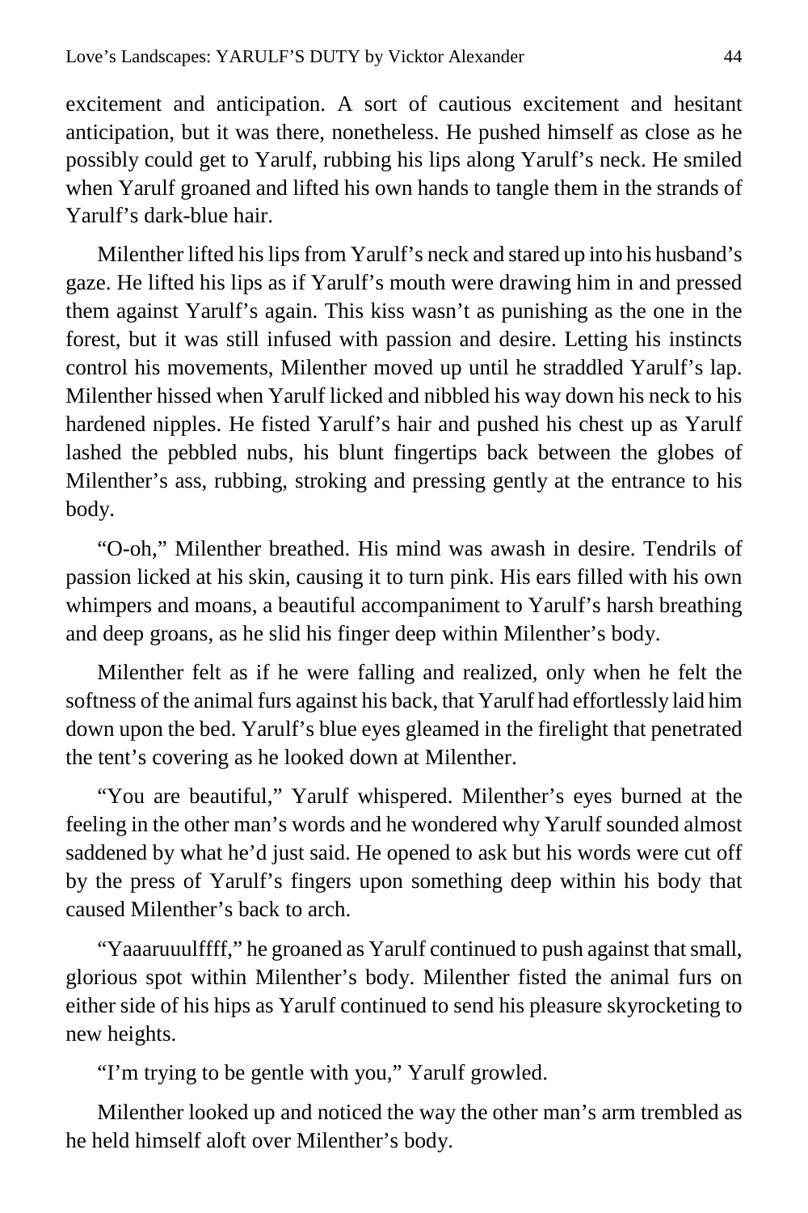excitement and anticipation. A sort of cautious excitement and hesitant anticipation, but it was there, nonetheless. He pushed himself as close as he possibly could get to Yarulf, rubbing his lips along Yarulf's neck. He smiled when Yarulf groaned and lifted his own hands to tangle them in the strands of Yarulf's dark-blue hair.

Milenther lifted his lips from Yarulf's neck and stared up into his husband's gaze. He lifted his lips as if Yarulf's mouth were drawing him in and pressed them against Yarulf's again. This kiss wasn't as punishing as the one in the forest, but it was still infused with passion and desire. Letting his instincts control his movements, Milenther moved up until he straddled Yarulf's lap. Milenther hissed when Yarulf licked and nibbled his way down his neck to his hardened nipples. He fisted Yarulf's hair and pushed his chest up as Yarulf lashed the pebbled nubs, his blunt fingertips back between the globes of Milenther's ass, rubbing, stroking and pressing gently at the entrance to his body.

"O-oh," Milenther breathed. His mind was awash in desire. Tendrils of passion licked at his skin, causing it to turn pink. His ears filled with his own whimpers and moans, a beautiful accompaniment to Yarulf's harsh breathing and deep groans, as he slid his finger deep within Milenther's body.

Milenther felt as if he were falling and realized, only when he felt the softness of the animal furs against his back, that Yarulf had effortlessly laid him down upon the bed. Yarulf's blue eyes gleamed in the firelight that penetrated the tent's covering as he looked down at Milenther.

"You are beautiful," Yarulf whispered. Milenther's eyes burned at the feeling in the other man's words and he wondered why Yarulf sounded almost saddened by what he'd just said. He opened to ask but his words were cut off by the press of Yarulf's fingers upon something deep within his body that caused Milenther's back to arch.

"Yaaaruuulffff," he groaned as Yarulf continued to push against that small, glorious spot within Milenther's body. Milenther fisted the animal furs on either side of his hips as Yarulf continued to send his pleasure skyrocketing to new heights.

"I'm trying to be gentle with you," Yarulf growled.

Milenther looked up and noticed the way the other man's arm trembled as he held himself aloft over Milenther's body.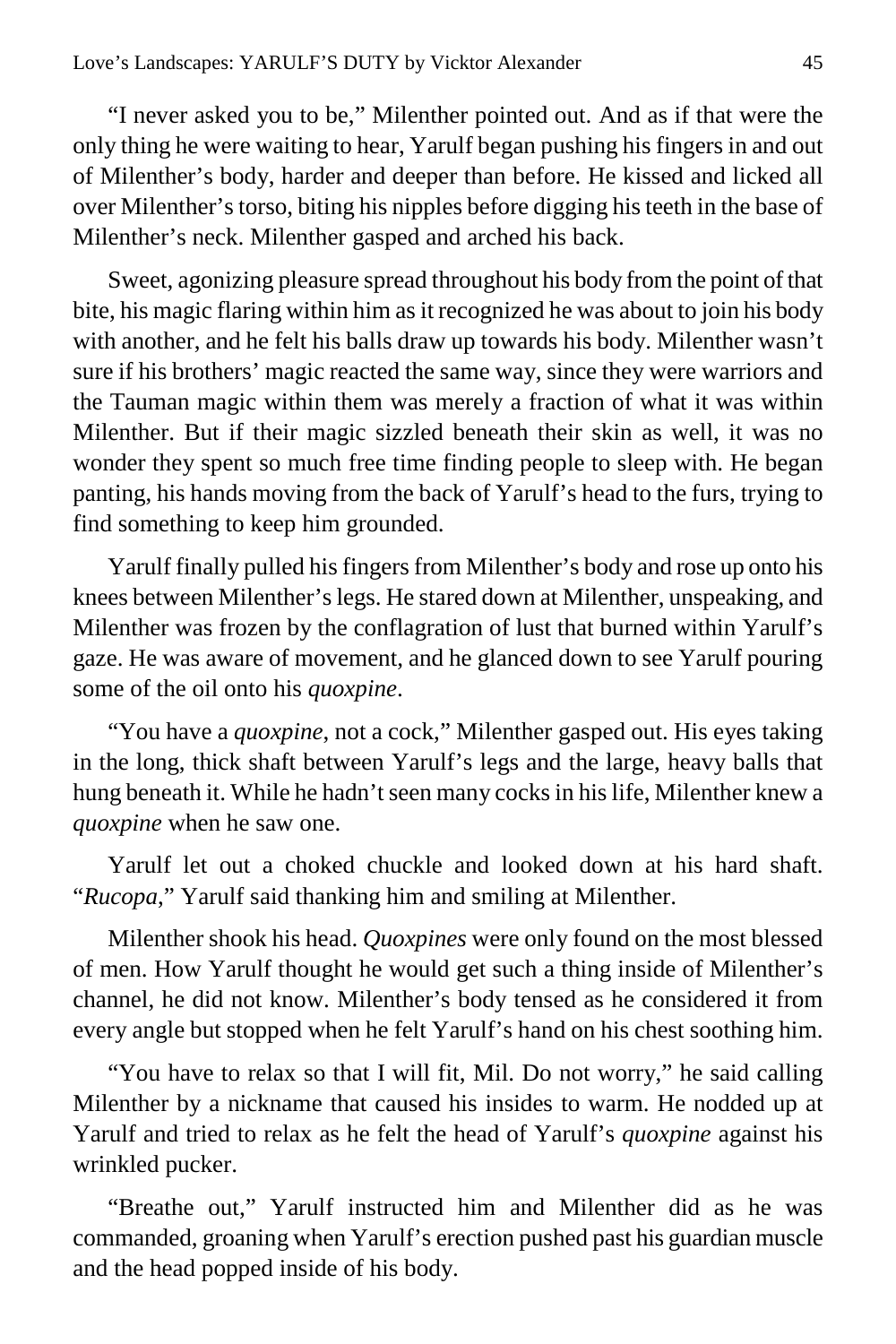"I never asked you to be," Milenther pointed out. And as if that were the only thing he were waiting to hear, Yarulf began pushing his fingers in and out of Milenther's body, harder and deeper than before. He kissed and licked all over Milenther's torso, biting his nipples before digging his teeth in the base of Milenther's neck. Milenther gasped and arched his back.

Sweet, agonizing pleasure spread throughout his body from the point of that bite, his magic flaring within him as it recognized he was about to join his body with another, and he felt his balls draw up towards his body. Milenther wasn't sure if his brothers' magic reacted the same way, since they were warriors and the Tauman magic within them was merely a fraction of what it was within Milenther. But if their magic sizzled beneath their skin as well, it was no wonder they spent so much free time finding people to sleep with. He began panting, his hands moving from the back of Yarulf's head to the furs, trying to find something to keep him grounded.

Yarulf finally pulled his fingers from Milenther's body and rose up onto his knees between Milenther's legs. He stared down at Milenther, unspeaking, and Milenther was frozen by the conflagration of lust that burned within Yarulf's gaze. He was aware of movement, and he glanced down to see Yarulf pouring some of the oil onto his *quoxpine*.

"You have a *quoxpine*, not a cock," Milenther gasped out. His eyes taking in the long, thick shaft between Yarulf's legs and the large, heavy balls that hung beneath it. While he hadn't seen many cocks in his life, Milenther knew a *quoxpine* when he saw one.

Yarulf let out a choked chuckle and looked down at his hard shaft. "*Rucopa*," Yarulf said thanking him and smiling at Milenther.

Milenther shook his head. *Quoxpines* were only found on the most blessed of men. How Yarulf thought he would get such a thing inside of Milenther's channel, he did not know. Milenther's body tensed as he considered it from every angle but stopped when he felt Yarulf's hand on his chest soothing him.

"You have to relax so that I will fit, Mil. Do not worry," he said calling Milenther by a nickname that caused his insides to warm. He nodded up at Yarulf and tried to relax as he felt the head of Yarulf's *quoxpine* against his wrinkled pucker.

"Breathe out," Yarulf instructed him and Milenther did as he was commanded, groaning when Yarulf's erection pushed past his guardian muscle and the head popped inside of his body.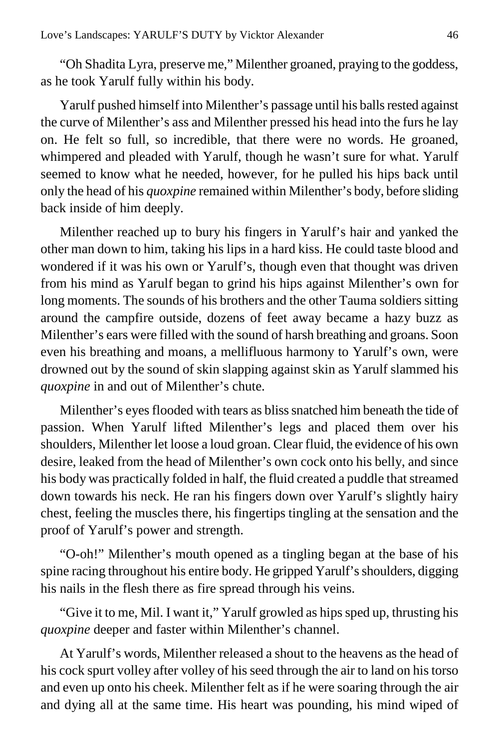"Oh Shadita Lyra, preserve me," Milenther groaned, praying to the goddess, as he took Yarulf fully within his body.

Yarulf pushed himself into Milenther's passage until his balls rested against the curve of Milenther's ass and Milenther pressed his head into the furs he lay on. He felt so full, so incredible, that there were no words. He groaned, whimpered and pleaded with Yarulf, though he wasn't sure for what. Yarulf seemed to know what he needed, however, for he pulled his hips back until only the head of his *quoxpine* remained within Milenther's body, before sliding back inside of him deeply.

Milenther reached up to bury his fingers in Yarulf's hair and yanked the other man down to him, taking his lips in a hard kiss. He could taste blood and wondered if it was his own or Yarulf's, though even that thought was driven from his mind as Yarulf began to grind his hips against Milenther's own for long moments. The sounds of his brothers and the other Tauma soldiers sitting around the campfire outside, dozens of feet away became a hazy buzz as Milenther's ears were filled with the sound of harsh breathing and groans. Soon even his breathing and moans, a mellifluous harmony to Yarulf's own, were drowned out by the sound of skin slapping against skin as Yarulf slammed his *quoxpine* in and out of Milenther's chute.

Milenther's eyes flooded with tears as bliss snatched him beneath the tide of passion. When Yarulf lifted Milenther's legs and placed them over his shoulders, Milenther let loose a loud groan. Clear fluid, the evidence of his own desire, leaked from the head of Milenther's own cock onto his belly, and since his body was practically folded in half, the fluid created a puddle that streamed down towards his neck. He ran his fingers down over Yarulf's slightly hairy chest, feeling the muscles there, his fingertips tingling at the sensation and the proof of Yarulf's power and strength.

"O-oh!" Milenther's mouth opened as a tingling began at the base of his spine racing throughout his entire body. He gripped Yarulf's shoulders, digging his nails in the flesh there as fire spread through his veins.

"Give it to me, Mil. I want it," Yarulf growled as hips sped up, thrusting his *quoxpine* deeper and faster within Milenther's channel.

At Yarulf's words, Milenther released a shout to the heavens as the head of his cock spurt volley after volley of his seed through the air to land on his torso and even up onto his cheek. Milenther felt as if he were soaring through the air and dying all at the same time. His heart was pounding, his mind wiped of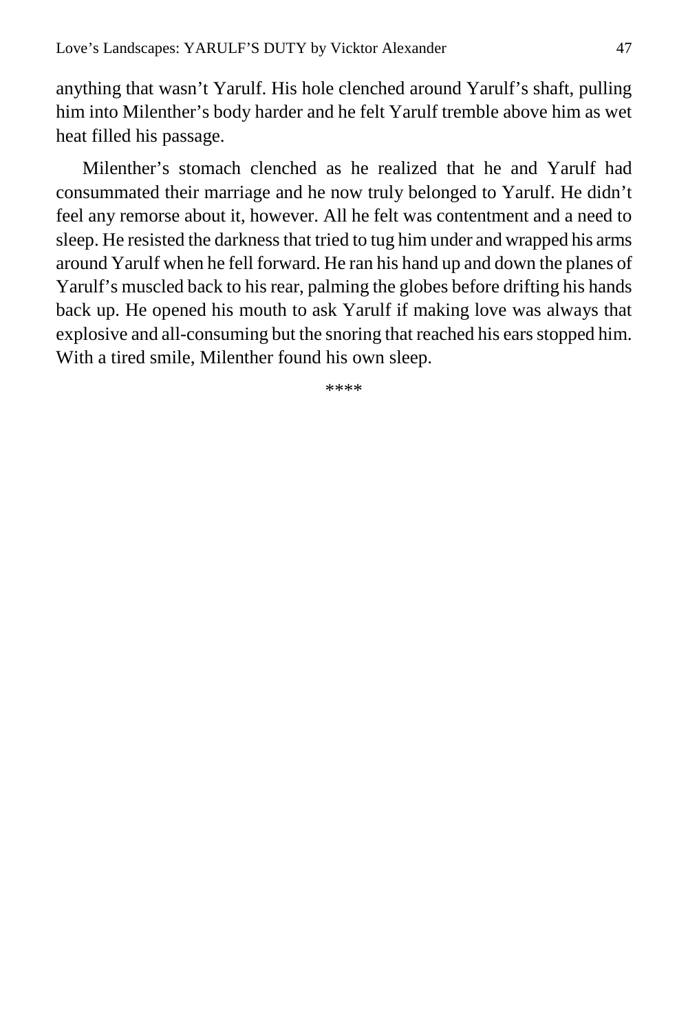anything that wasn't Yarulf. His hole clenched around Yarulf's shaft, pulling him into Milenther's body harder and he felt Yarulf tremble above him as wet heat filled his passage.

Milenther's stomach clenched as he realized that he and Yarulf had consummated their marriage and he now truly belonged to Yarulf. He didn't feel any remorse about it, however. All he felt was contentment and a need to sleep. He resisted the darkness that tried to tug him under and wrapped his arms around Yarulf when he fell forward. He ran his hand up and down the planes of Yarulf's muscled back to his rear, palming the globes before drifting his hands back up. He opened his mouth to ask Yarulf if making love was always that explosive and all-consuming but the snoring that reached his ears stopped him. With a tired smile, Milenther found his own sleep.

****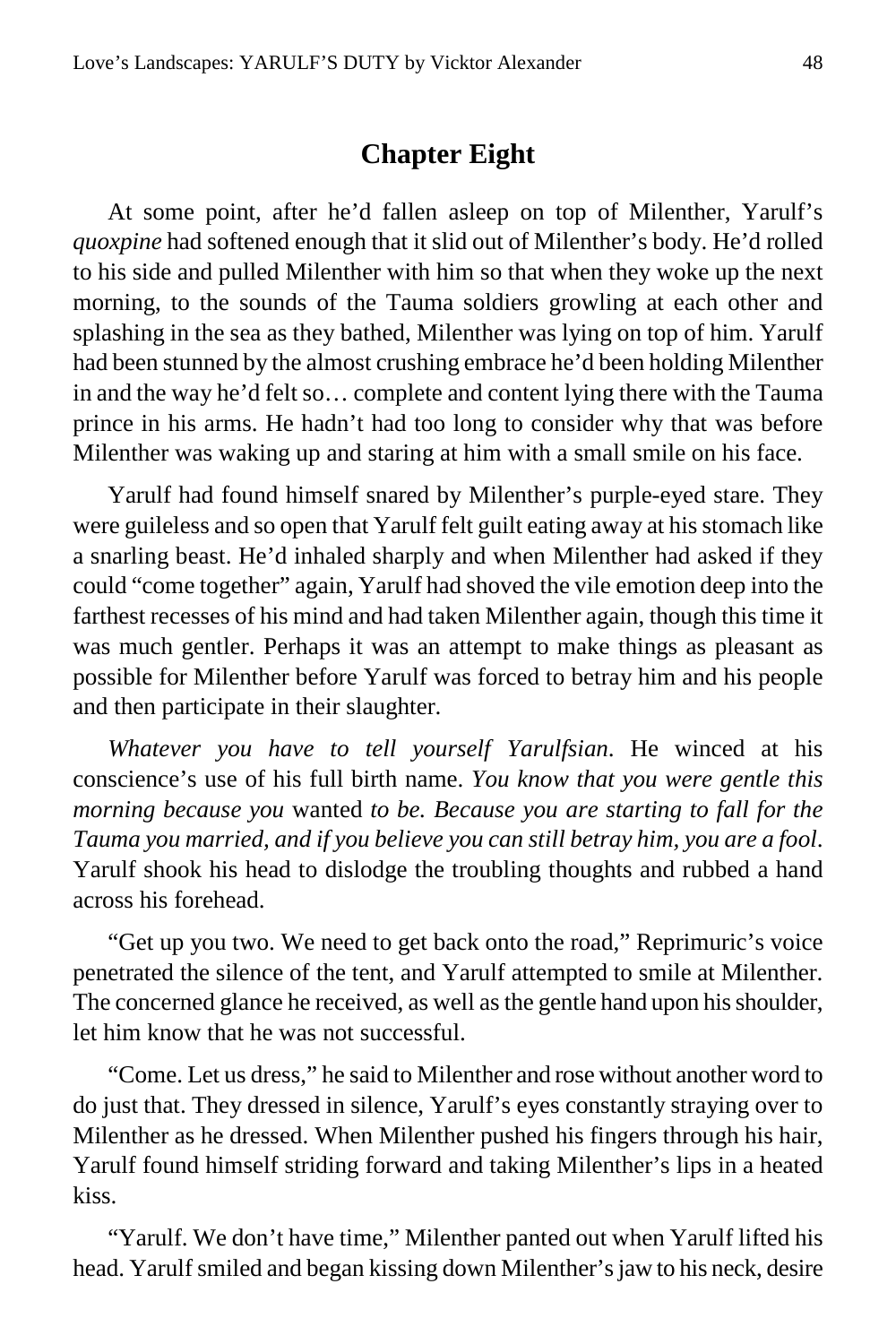## Chapter Eight

At some point, after he'd fallen asleep on top of Milenther, Yarulf's *quoxpine* had softened enough that it slid out of Milenther's body. He'd rolled to his side and pulled Milenther with him so that when they woke up the next morning, to the sounds of the Tauma soldiers growling at each other and splashing in the sea as they bathed, Milenther was lying on top of him. Yarulf had been stunned by the almost crushing embrace he'd been holding Milenther in and the way he'd felt so… complete and content lying there with the Tauma prince in his arms. He hadn't had too long to consider why that was before Milenther was waking up and staring at him with a small smile on his face.

Yarulf had found himself snared by Milenther's purple-eyed stare. They were guileless and so open that Yarulf felt guilt eating away at his stomach like a snarling beast. He'd inhaled sharply and when Milenther had asked if they could "come together" again, Yarulf had shoved the vile emotion deep into the farthest recesses of his mind and had taken Milenther again, though this time it was much gentler. Perhaps it was an attempt to make things as pleasant as possible for Milenther before Yarulf was forced to betray him and his people and then participate in their slaughter.

*Whatever you have to tell yourself Yarulfsian*. He winced at his conscience's use of his full birth name. *You know that you were gentle this morning because you* wanted *to be. Because you are starting to fall for the Tauma you married, and if you believe you can still betray him, you are a fool*. Yarulf shook his head to dislodge the troubling thoughts and rubbed a hand across his forehead.

"Get up you two. We need to get back onto the road," Reprimuric's voice penetrated the silence of the tent, and Yarulf attempted to smile at Milenther. The concerned glance he received, as well as the gentle hand upon his shoulder, let him know that he was not successful.

"Come. Let us dress," he said to Milenther and rose without another word to do just that. They dressed in silence, Yarulf's eyes constantly straying over to Milenther as he dressed. When Milenther pushed his fingers through his hair, Yarulf found himself striding forward and taking Milenther's lips in a heated kiss.

"Yarulf. We don't have time," Milenther panted out when Yarulf lifted his head. Yarulf smiled and began kissing down Milenther's jaw to his neck, desire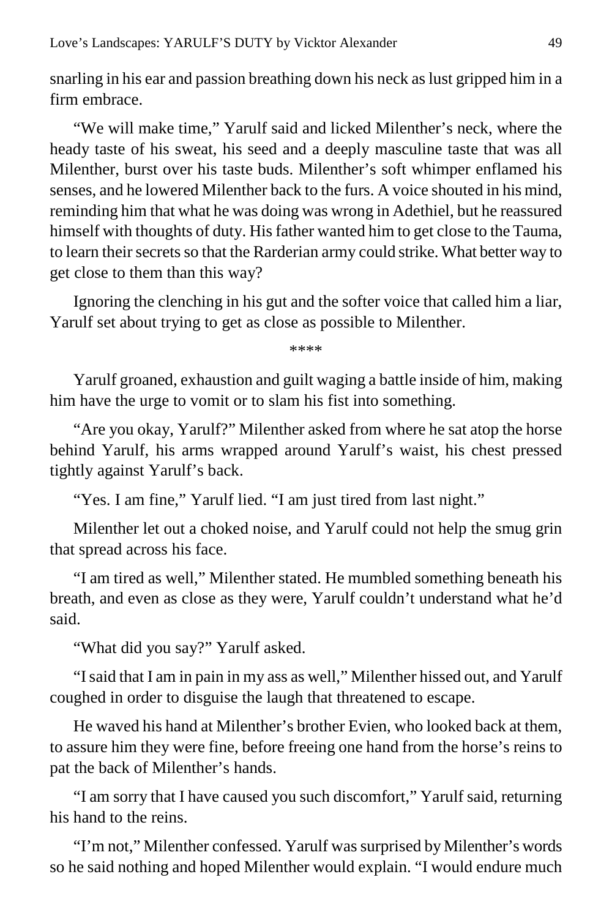snarling in his ear and passion breathing down his neck as lust gripped him in a firm embrace.

"We will make time," Yarulf said and licked Milenther's neck, where the heady taste of his sweat, his seed and a deeply masculine taste that was all Milenther, burst over his taste buds. Milenther's soft whimper enflamed his senses, and he lowered Milenther back to the furs. A voice shouted in his mind, reminding him that what he was doing was wrong in Adethiel, but he reassured himself with thoughts of duty. His father wanted him to get close to the Tauma, to learn their secrets so that the Rarderian army could strike. What better way to get close to them than this way?

Ignoring the clenching in his gut and the softer voice that called him a liar, Yarulf set about trying to get as close as possible to Milenther.

****

Yarulf groaned, exhaustion and guilt waging a battle inside of him, making him have the urge to vomit or to slam his fist into something.

"Are you okay, Yarulf?" Milenther asked from where he sat atop the horse behind Yarulf, his arms wrapped around Yarulf's waist, his chest pressed tightly against Yarulf's back.

"Yes. I am fine," Yarulf lied. "I am just tired from last night."

Milenther let out a choked noise, and Yarulf could not help the smug grin that spread across his face.

"I am tired as well," Milenther stated. He mumbled something beneath his breath, and even as close as they were, Yarulf couldn't understand what he'd said.

"What did you say?" Yarulf asked.

"I said that I am in pain in my ass as well," Milenther hissed out, and Yarulf coughed in order to disguise the laugh that threatened to escape.

He waved his hand at Milenther's brother Evien, who looked back at them, to assure him they were fine, before freeing one hand from the horse's reins to pat the back of Milenther's hands.

"I am sorry that I have caused you such discomfort," Yarulf said, returning his hand to the reins.

"I'm not," Milenther confessed. Yarulf was surprised by Milenther's words so he said nothing and hoped Milenther would explain. "I would endure much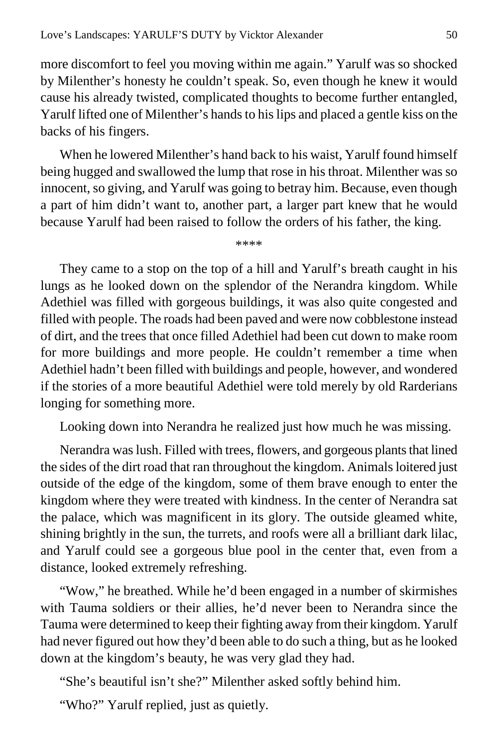more discomfort to feel you moving within me again." Yarulf was so shocked by Milenther's honesty he couldn't speak. So, even though he knew it would cause his already twisted, complicated thoughts to become further entangled, Yarulf lifted one of Milenther's hands to his lips and placed a gentle kiss on the backs of his fingers.

When he lowered Milenther's hand back to his waist, Yarulf found himself being hugged and swallowed the lump that rose in his throat. Milenther was so innocent, so giving, and Yarulf was going to betray him. Because, even though a part of him didn't want to, another part, a larger part knew that he would because Yarulf had been raised to follow the orders of his father, the king.

****

They came to a stop on the top of a hill and Yarulf's breath caught in his lungs as he looked down on the splendor of the Nerandra kingdom. While Adethiel was filled with gorgeous buildings, it was also quite congested and filled with people. The roads had been paved and were now cobblestone instead of dirt, and the trees that once filled Adethiel had been cut down to make room for more buildings and more people. He couldn't remember a time when Adethiel hadn't been filled with buildings and people, however, and wondered if the stories of a more beautiful Adethiel were told merely by old Rarderians longing for something more.

Looking down into Nerandra he realized just how much he was missing.

Nerandra was lush. Filled with trees, flowers, and gorgeous plants that lined the sides of the dirt road that ran throughout the kingdom. Animals loitered just outside of the edge of the kingdom, some of them brave enough to enter the kingdom where they were treated with kindness. In the center of Nerandra sat the palace, which was magnificent in its glory. The outside gleamed white, shining brightly in the sun, the turrets, and roofs were all a brilliant dark lilac, and Yarulf could see a gorgeous blue pool in the center that, even from a distance, looked extremely refreshing.

"Wow," he breathed. While he'd been engaged in a number of skirmishes with Tauma soldiers or their allies, he'd never been to Nerandra since the Tauma were determined to keep their fighting away from their kingdom. Yarulf had never figured out how they'd been able to do such a thing, but as he looked down at the kingdom's beauty, he was very glad they had.

"She's beautiful isn't she?" Milenther asked softly behind him.

"Who?" Yarulf replied, just as quietly.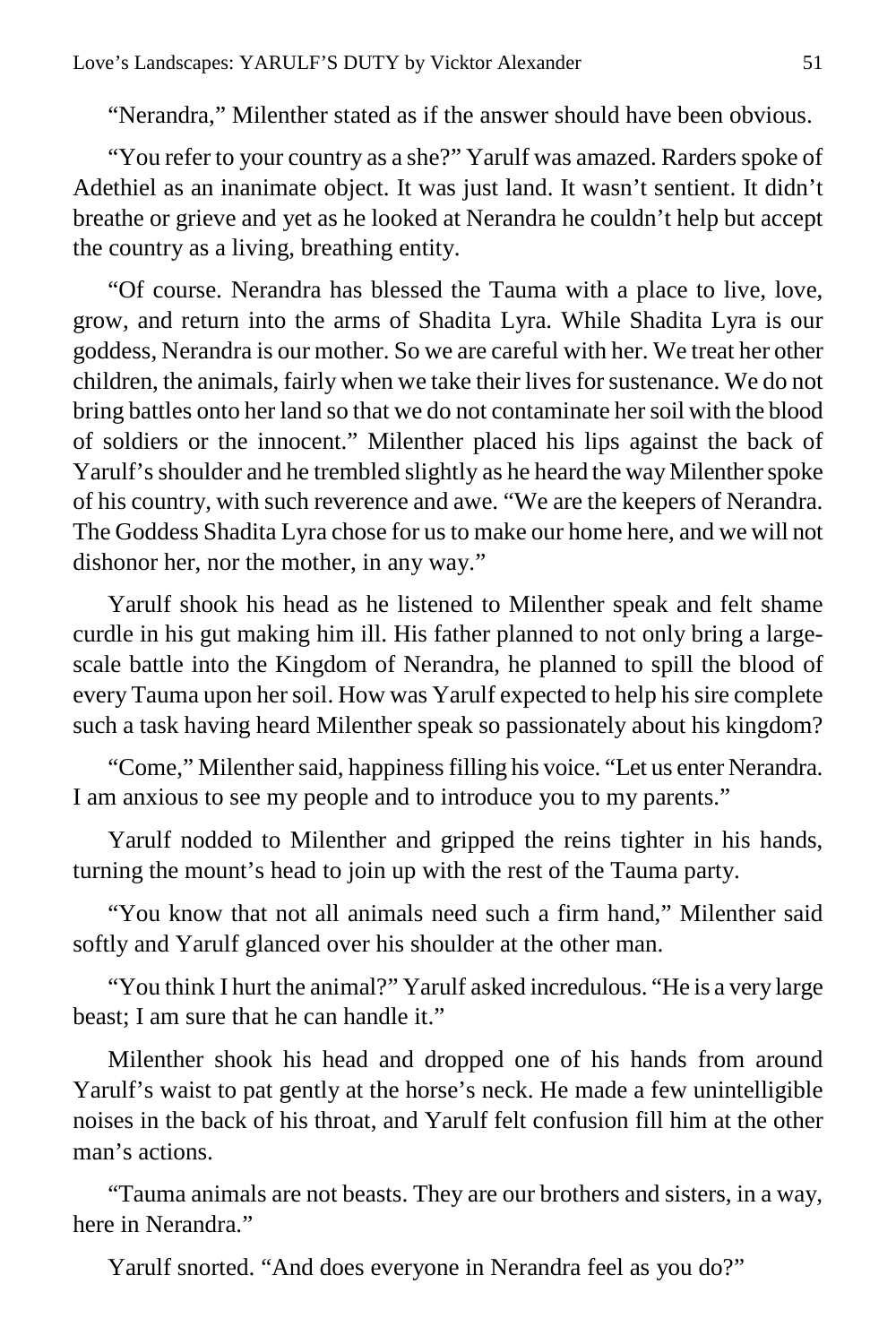"Nerandra," Milenther stated as if the answer should have been obvious.

"You refer to your country as a she?" Yarulf was amazed. Rarders spoke of Adethiel as an inanimate object. It was just land. It wasn't sentient. It didn't breathe or grieve and yet as he looked at Nerandra he couldn't help but accept the country as a living, breathing entity.

"Of course. Nerandra has blessed the Tauma with a place to live, love, grow, and return into the arms of Shadita Lyra. While Shadita Lyra is our goddess, Nerandra is our mother. So we are careful with her. We treat her other children, the animals, fairly when we take their lives for sustenance. We do not bring battles onto her land so that we do not contaminate her soil with the blood of soldiers or the innocent." Milenther placed his lips against the back of Yarulf's shoulder and he trembled slightly as he heard the way Milenther spoke of his country, with such reverence and awe. "We are the keepers of Nerandra. The Goddess Shadita Lyra chose for us to make our home here, and we will not dishonor her, nor the mother, in any way."

Yarulf shook his head as he listened to Milenther speak and felt shame curdle in his gut making him ill. His father planned to not only bring a large-scale battle into the Kingdom of Nerandra, he planned to spill the blood of every Tauma upon her soil. How was Yarulf expected to help his sire complete such a task having heard Milenther speak so passionately about his kingdom?

"Come," Milenther said, happiness filling his voice. "Let us enter Nerandra. I am anxious to see my people and to introduce you to my parents."

Yarulf nodded to Milenther and gripped the reins tighter in his hands, turning the mount's head to join up with the rest of the Tauma party.

"You know that not all animals need such a firm hand," Milenther said softly and Yarulf glanced over his shoulder at the other man.

"You think I hurt the animal?" Yarulf asked incredulous. "He is a very large beast; I am sure that he can handle it."

Milenther shook his head and dropped one of his hands from around Yarulf's waist to pat gently at the horse's neck. He made a few unintelligible noises in the back of his throat, and Yarulf felt confusion fill him at the other man's actions.

"Tauma animals are not beasts. They are our brothers and sisters, in a way, here in Nerandra."

Yarulf snorted. "And does everyone in Nerandra feel as you do?"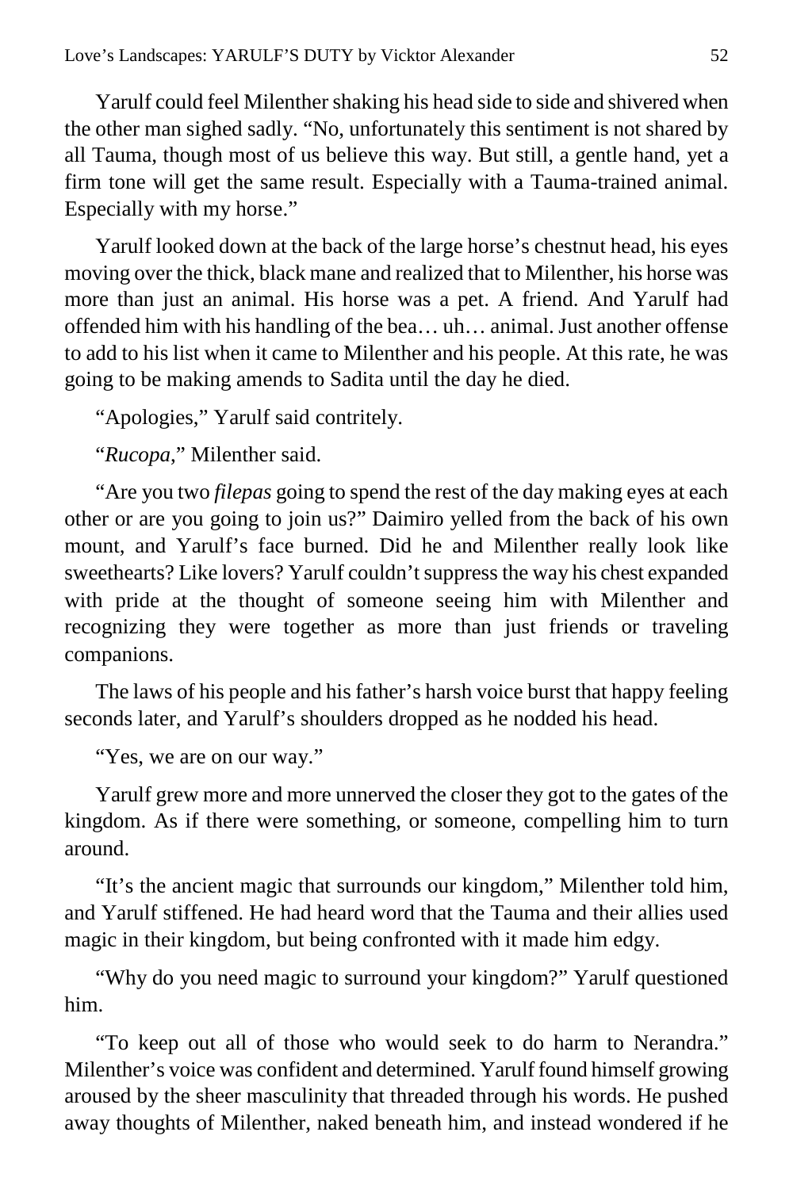Yarulf could feel Milenther shaking his head side to side and shivered when the other man sighed sadly. "No, unfortunately this sentiment is not shared by all Tauma, though most of us believe this way. But still, a gentle hand, yet a firm tone will get the same result. Especially with a Tauma-trained animal. Especially with my horse."

Yarulf looked down at the back of the large horse's chestnut head, his eyes moving over the thick, black mane and realized that to Milenther, his horse was more than just an animal. His horse was a pet. A friend. And Yarulf had offended him with his handling of the bea… uh… animal. Just another offense to add to his list when it came to Milenther and his people. At this rate, he was going to be making amends to Sadita until the day he died.

"Apologies," Yarulf said contritely.

"*Rucopa*," Milenther said.

"Are you two *filepas* going to spend the rest of the day making eyes at each other or are you going to join us?" Daimiro yelled from the back of his own mount, and Yarulf's face burned. Did he and Milenther really look like sweethearts? Like lovers? Yarulf couldn't suppress the way his chest expanded with pride at the thought of someone seeing him with Milenther and recognizing they were together as more than just friends or traveling companions.

The laws of his people and his father's harsh voice burst that happy feeling seconds later, and Yarulf's shoulders dropped as he nodded his head.

"Yes, we are on our way."

Yarulf grew more and more unnerved the closer they got to the gates of the kingdom. As if there were something, or someone, compelling him to turn around.

"It's the ancient magic that surrounds our kingdom," Milenther told him, and Yarulf stiffened. He had heard word that the Tauma and their allies used magic in their kingdom, but being confronted with it made him edgy.

"Why do you need magic to surround your kingdom?" Yarulf questioned him.

"To keep out all of those who would seek to do harm to Nerandra." Milenther's voice was confident and determined. Yarulf found himself growing aroused by the sheer masculinity that threaded through his words. He pushed away thoughts of Milenther, naked beneath him, and instead wondered if he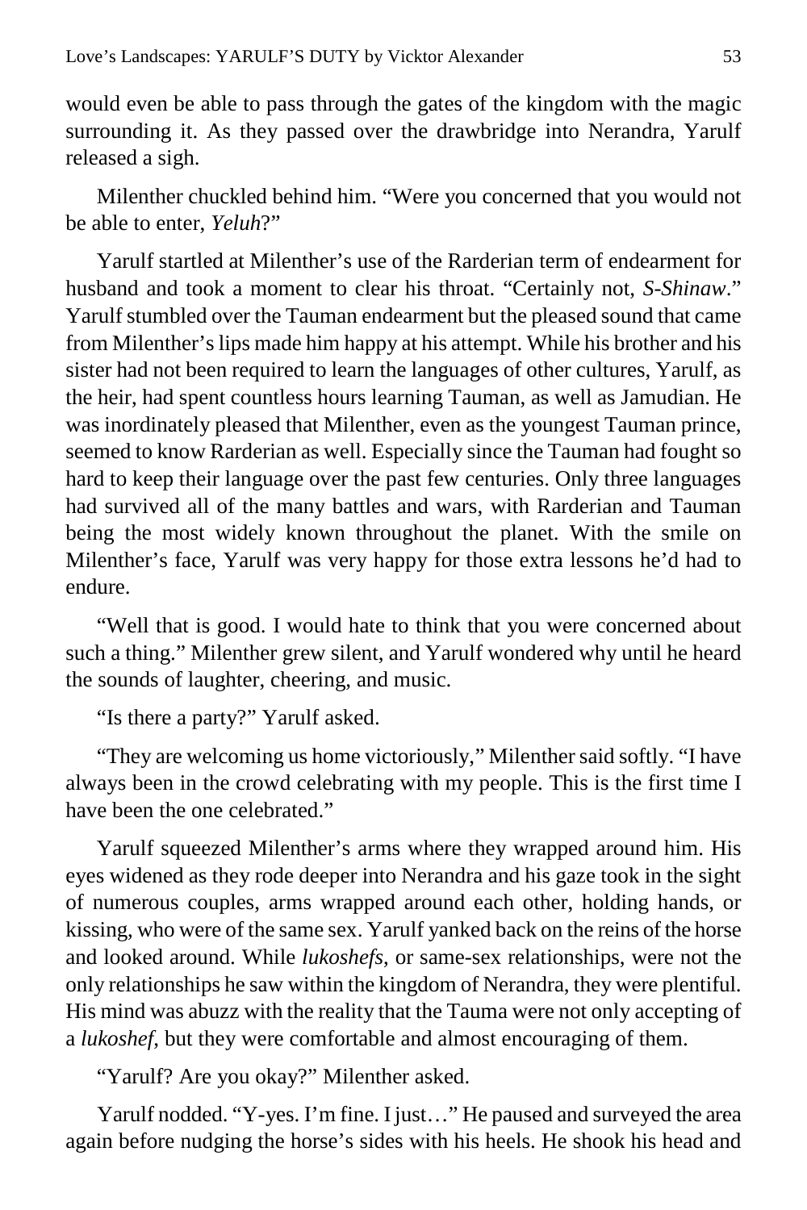would even be able to pass through the gates of the kingdom with the magic surrounding it. As they passed over the drawbridge into Nerandra, Yarulf released a sigh.

Milenther chuckled behind him. "Were you concerned that you would not be able to enter, *Yeluh*?"

Yarulf startled at Milenther's use of the Rarderian term of endearment for husband and took a moment to clear his throat. "Certainly not, *S-Shinaw*." Yarulf stumbled over the Tauman endearment but the pleased sound that came from Milenther's lips made him happy at his attempt. While his brother and his sister had not been required to learn the languages of other cultures, Yarulf, as the heir, had spent countless hours learning Tauman, as well as Jamudian. He was inordinately pleased that Milenther, even as the youngest Tauman prince, seemed to know Rarderian as well. Especially since the Tauman had fought so hard to keep their language over the past few centuries. Only three languages had survived all of the many battles and wars, with Rarderian and Tauman being the most widely known throughout the planet. With the smile on Milenther's face, Yarulf was very happy for those extra lessons he'd had to endure.

"Well that is good. I would hate to think that you were concerned about such a thing." Milenther grew silent, and Yarulf wondered why until he heard the sounds of laughter, cheering, and music.

"Is there a party?" Yarulf asked.

"They are welcoming us home victoriously," Milenther said softly. "I have always been in the crowd celebrating with my people. This is the first time I have been the one celebrated."

Yarulf squeezed Milenther's arms where they wrapped around him. His eyes widened as they rode deeper into Nerandra and his gaze took in the sight of numerous couples, arms wrapped around each other, holding hands, or kissing, who were of the same sex. Yarulf yanked back on the reins of the horse and looked around. While *lukoshefs*, or same-sex relationships, were not the only relationships he saw within the kingdom of Nerandra, they were plentiful. His mind was abuzz with the reality that the Tauma were not only accepting of a *lukoshef*, but they were comfortable and almost encouraging of them.

"Yarulf? Are you okay?" Milenther asked.

Yarulf nodded. "Y-yes. I'm fine. I just…" He paused and surveyed the area again before nudging the horse's sides with his heels. He shook his head and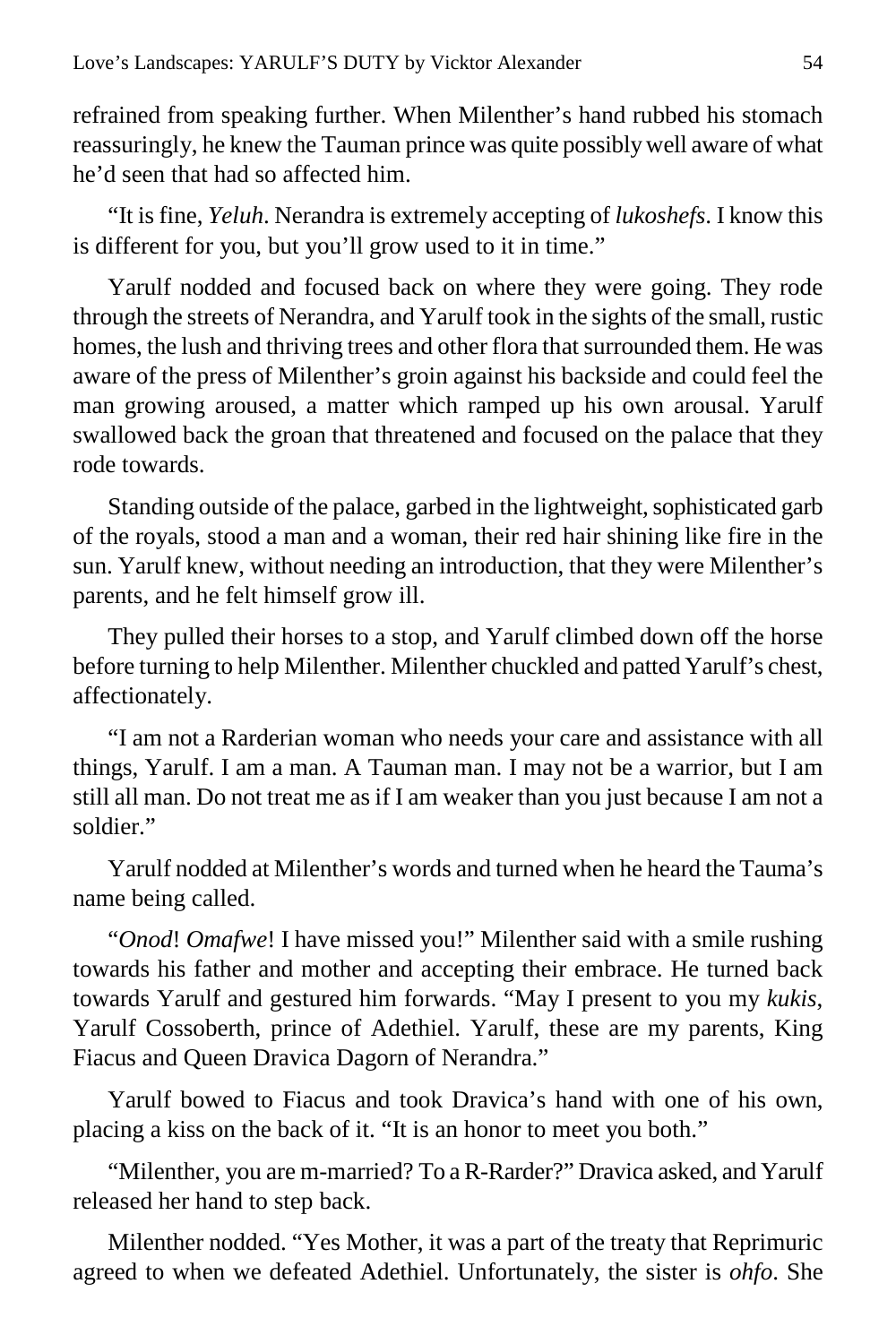refrained from speaking further. When Milenther's hand rubbed his stomach reassuringly, he knew the Tauman prince was quite possibly well aware of what he'd seen that had so affected him.

"It is fine, *Yeluh*. Nerandra is extremely accepting of *lukoshefs*. I know this is different for you, but you'll grow used to it in time."

Yarulf nodded and focused back on where they were going. They rode through the streets of Nerandra, and Yarulf took in the sights of the small, rustic homes, the lush and thriving trees and other flora that surrounded them. He was aware of the press of Milenther's groin against his backside and could feel the man growing aroused, a matter which ramped up his own arousal. Yarulf swallowed back the groan that threatened and focused on the palace that they rode towards.

Standing outside of the palace, garbed in the lightweight, sophisticated garb of the royals, stood a man and a woman, their red hair shining like fire in the sun. Yarulf knew, without needing an introduction, that they were Milenther's parents, and he felt himself grow ill.

They pulled their horses to a stop, and Yarulf climbed down off the horse before turning to help Milenther. Milenther chuckled and patted Yarulf's chest, affectionately.

"I am not a Rarderian woman who needs your care and assistance with all things, Yarulf. I am a man. A Tauman man. I may not be a warrior, but I am still all man. Do not treat me as if I am weaker than you just because I am not a soldier."

Yarulf nodded at Milenther's words and turned when he heard the Tauma's name being called.

"*Onod*! *Omafwe*! I have missed you!" Milenther said with a smile rushing towards his father and mother and accepting their embrace. He turned back towards Yarulf and gestured him forwards. "May I present to you my *kukis*, Yarulf Cossoberth, prince of Adethiel. Yarulf, these are my parents, King Fiacus and Queen Dravica Dagorn of Nerandra."

Yarulf bowed to Fiacus and took Dravica's hand with one of his own, placing a kiss on the back of it. "It is an honor to meet you both."

"Milenther, you are m-married? To a R-Rarder?" Dravica asked, and Yarulf released her hand to step back.

Milenther nodded. "Yes Mother, it was a part of the treaty that Reprimuric agreed to when we defeated Adethiel. Unfortunately, the sister is *ohfo*. She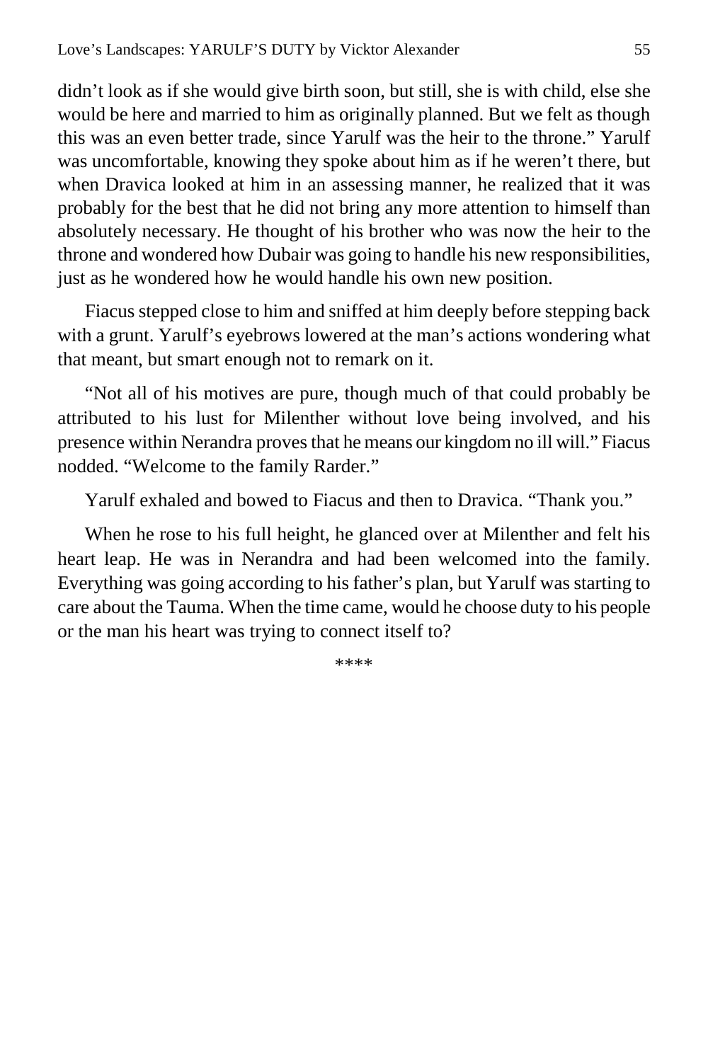didn't look as if she would give birth soon, but still, she is with child, else she would be here and married to him as originally planned. But we felt as though this was an even better trade, since Yarulf was the heir to the throne." Yarulf was uncomfortable, knowing they spoke about him as if he weren't there, but when Dravica looked at him in an assessing manner, he realized that it was probably for the best that he did not bring any more attention to himself than absolutely necessary. He thought of his brother who was now the heir to the throne and wondered how Dubair was going to handle his new responsibilities, just as he wondered how he would handle his own new position.

Fiacus stepped close to him and sniffed at him deeply before stepping back with a grunt. Yarulf's eyebrows lowered at the man's actions wondering what that meant, but smart enough not to remark on it.

"Not all of his motives are pure, though much of that could probably be attributed to his lust for Milenther without love being involved, and his presence within Nerandra proves that he means our kingdom no ill will." Fiacus nodded. "Welcome to the family Rarder."

Yarulf exhaled and bowed to Fiacus and then to Dravica. "Thank you."

When he rose to his full height, he glanced over at Milenther and felt his heart leap. He was in Nerandra and had been welcomed into the family. Everything was going according to his father's plan, but Yarulf was starting to care about the Tauma. When the time came, would he choose duty to his people or the man his heart was trying to connect itself to?

****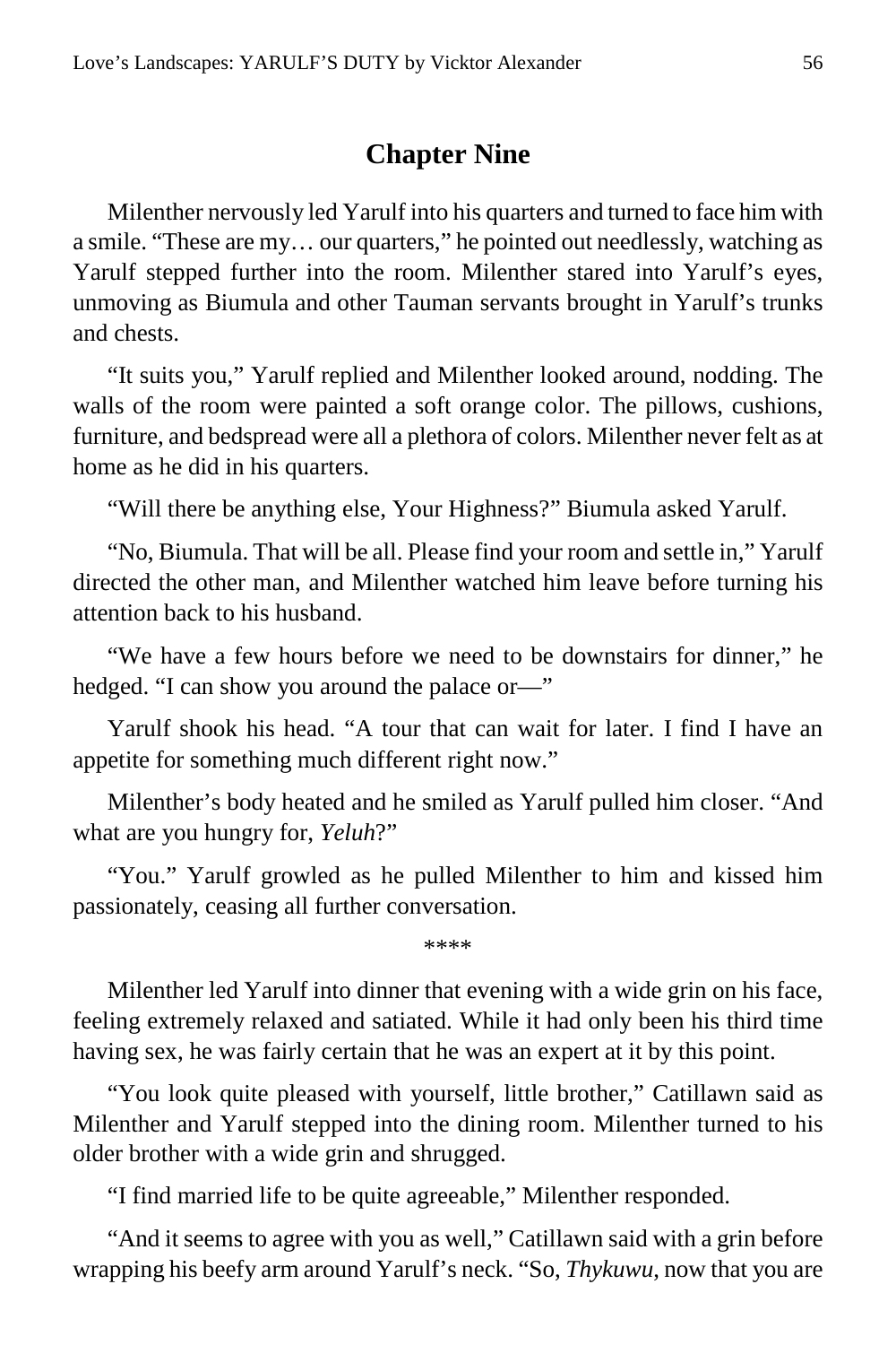## Chapter Nine

Milenther nervously led Yarulf into his quarters and turned to face him with a smile. "These are my… our quarters," he pointed out needlessly, watching as Yarulf stepped further into the room. Milenther stared into Yarulf's eyes, unmoving as Biumula and other Tauman servants brought in Yarulf's trunks and chests.

"It suits you," Yarulf replied and Milenther looked around, nodding. The walls of the room were painted a soft orange color. The pillows, cushions, furniture, and bedspread were all a plethora of colors. Milenther never felt as at home as he did in his quarters.

"Will there be anything else, Your Highness?" Biumula asked Yarulf.

"No, Biumula. That will be all. Please find your room and settle in," Yarulf directed the other man, and Milenther watched him leave before turning his attention back to his husband.

"We have a few hours before we need to be downstairs for dinner," he hedged. "I can show you around the palace or—"

Yarulf shook his head. "A tour that can wait for later. I find I have an appetite for something much different right now."

Milenther's body heated and he smiled as Yarulf pulled him closer. "And what are you hungry for, *Yeluh*?"

"You." Yarulf growled as he pulled Milenther to him and kissed him passionately, ceasing all further conversation.

****

Milenther led Yarulf into dinner that evening with a wide grin on his face, feeling extremely relaxed and satiated. While it had only been his third time having sex, he was fairly certain that he was an expert at it by this point.

"You look quite pleased with yourself, little brother," Catillawn said as Milenther and Yarulf stepped into the dining room. Milenther turned to his older brother with a wide grin and shrugged.

"I find married life to be quite agreeable," Milenther responded.

"And it seems to agree with you as well," Catillawn said with a grin before wrapping his beefy arm around Yarulf's neck. "So, *Thykuwu*, now that you are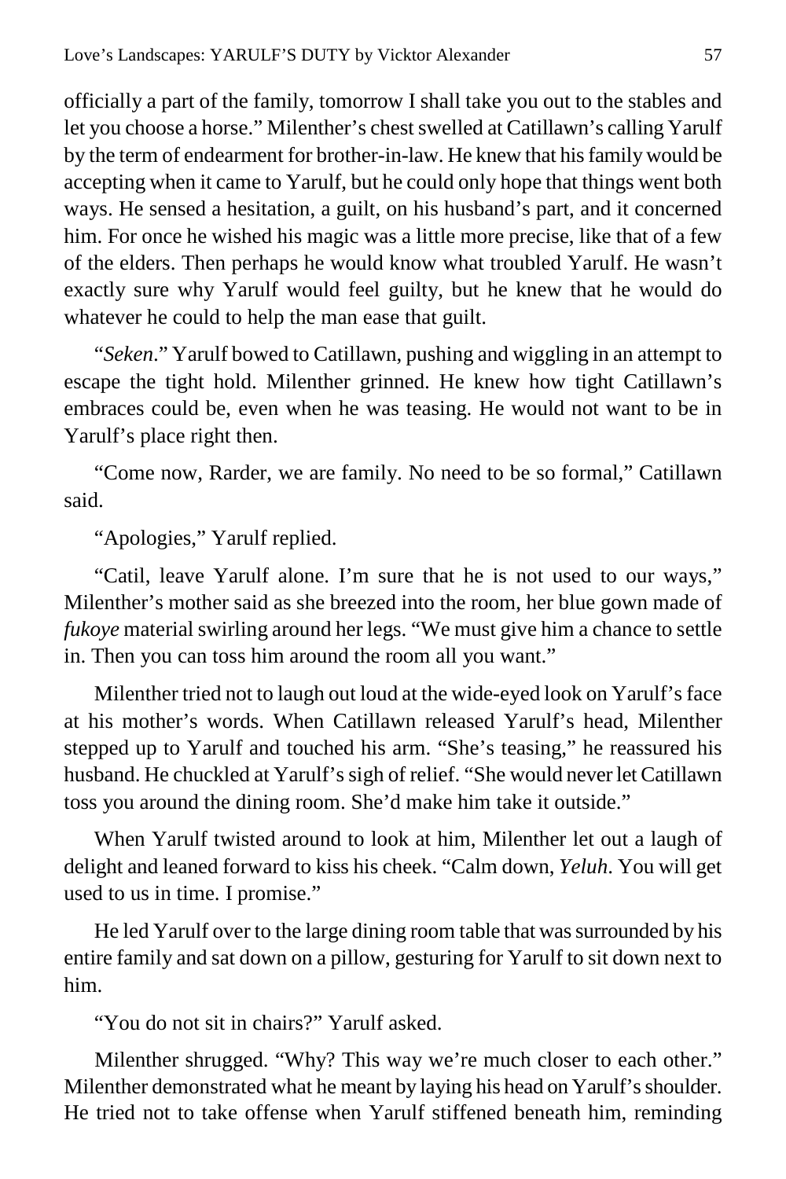officially a part of the family, tomorrow I shall take you out to the stables and let you choose a horse." Milenther's chest swelled at Catillawn's calling Yarulf by the term of endearment for brother-in-law. He knew that his family would be accepting when it came to Yarulf, but he could only hope that things went both ways. He sensed a hesitation, a guilt, on his husband's part, and it concerned him. For once he wished his magic was a little more precise, like that of a few of the elders. Then perhaps he would know what troubled Yarulf. He wasn't exactly sure why Yarulf would feel guilty, but he knew that he would do whatever he could to help the man ease that guilt.

"*Seken*." Yarulf bowed to Catillawn, pushing and wiggling in an attempt to escape the tight hold. Milenther grinned. He knew how tight Catillawn's embraces could be, even when he was teasing. He would not want to be in Yarulf's place right then.

"Come now, Rarder, we are family. No need to be so formal," Catillawn said.

"Apologies," Yarulf replied.

"Catil, leave Yarulf alone. I'm sure that he is not used to our ways," Milenther's mother said as she breezed into the room, her blue gown made of *fukoye* material swirling around her legs. "We must give him a chance to settle in. Then you can toss him around the room all you want."

Milenther tried not to laugh out loud at the wide-eyed look on Yarulf's face at his mother's words. When Catillawn released Yarulf's head, Milenther stepped up to Yarulf and touched his arm. "She's teasing," he reassured his husband. He chuckled at Yarulf's sigh of relief. "She would never let Catillawn toss you around the dining room. She'd make him take it outside."

When Yarulf twisted around to look at him, Milenther let out a laugh of delight and leaned forward to kiss his cheek. "Calm down, *Yeluh*. You will get used to us in time. I promise."

He led Yarulf over to the large dining room table that was surrounded by his entire family and sat down on a pillow, gesturing for Yarulf to sit down next to him.

"You do not sit in chairs?" Yarulf asked.

Milenther shrugged. "Why? This way we're much closer to each other." Milenther demonstrated what he meant by laying his head on Yarulf's shoulder. He tried not to take offense when Yarulf stiffened beneath him, reminding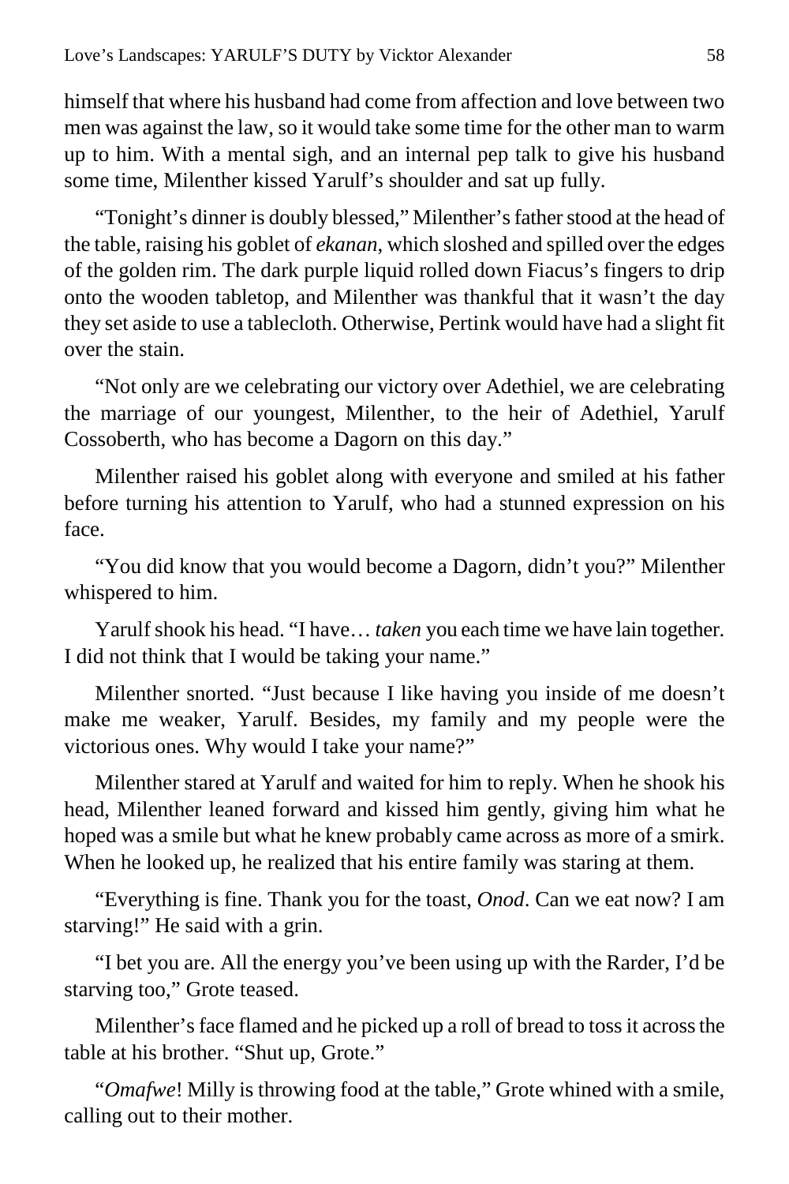himself that where his husband had come from affection and love between two men was against the law, so it would take some time for the other man to warm up to him. With a mental sigh, and an internal pep talk to give his husband some time, Milenther kissed Yarulf's shoulder and sat up fully.

"Tonight's dinner is doubly blessed," Milenther's father stood at the head of the table, raising his goblet of *ekanan*, which sloshed and spilled over the edges of the golden rim. The dark purple liquid rolled down Fiacus's fingers to drip onto the wooden tabletop, and Milenther was thankful that it wasn't the day they set aside to use a tablecloth. Otherwise, Pertink would have had a slight fit over the stain.

"Not only are we celebrating our victory over Adethiel, we are celebrating the marriage of our youngest, Milenther, to the heir of Adethiel, Yarulf Cossoberth, who has become a Dagorn on this day."

Milenther raised his goblet along with everyone and smiled at his father before turning his attention to Yarulf, who had a stunned expression on his face.

"You did know that you would become a Dagorn, didn't you?" Milenther whispered to him.

Yarulf shook his head. "I have… *taken* you each time we have lain together. I did not think that I would be taking your name."

Milenther snorted. "Just because I like having you inside of me doesn't make me weaker, Yarulf. Besides, my family and my people were the victorious ones. Why would I take your name?"

Milenther stared at Yarulf and waited for him to reply. When he shook his head, Milenther leaned forward and kissed him gently, giving him what he hoped was a smile but what he knew probably came across as more of a smirk. When he looked up, he realized that his entire family was staring at them.

"Everything is fine. Thank you for the toast, *Onod*. Can we eat now? I am starving!" He said with a grin.

"I bet you are. All the energy you've been using up with the Rarder, I'd be starving too," Grote teased.

Milenther's face flamed and he picked up a roll of bread to toss it across the table at his brother. "Shut up, Grote."

"*Omafwe*! Milly is throwing food at the table," Grote whined with a smile, calling out to their mother.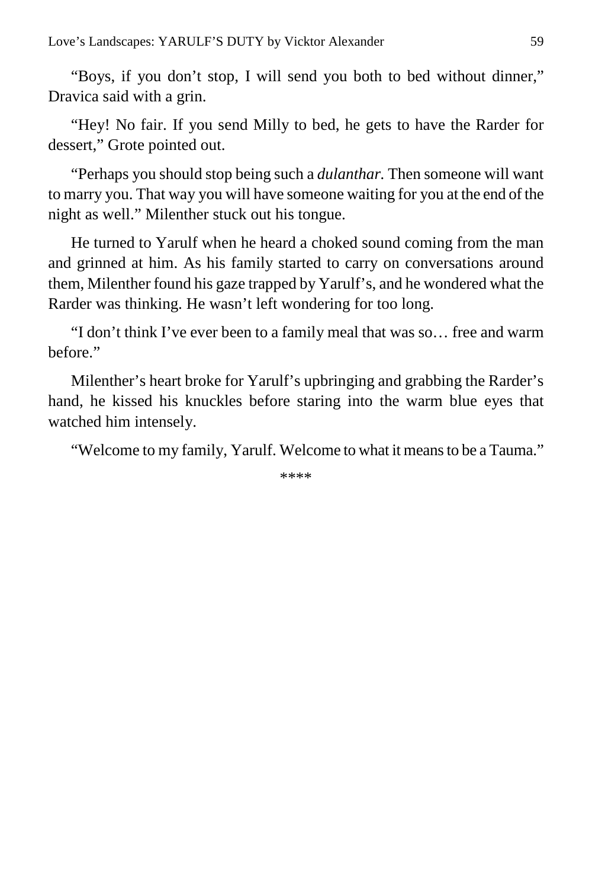"Boys, if you don't stop, I will send you both to bed without dinner," Dravica said with a grin.

"Hey! No fair. If you send Milly to bed, he gets to have the Rarder for dessert," Grote pointed out.

"Perhaps you should stop being such a *dulanthar.* Then someone will want to marry you. That way you will have someone waiting for you at the end of the night as well." Milenther stuck out his tongue.

He turned to Yarulf when he heard a choked sound coming from the man and grinned at him. As his family started to carry on conversations around them, Milenther found his gaze trapped by Yarulf's, and he wondered what the Rarder was thinking. He wasn't left wondering for too long.

"I don't think I've ever been to a family meal that was so… free and warm before."

Milenther's heart broke for Yarulf's upbringing and grabbing the Rarder's hand, he kissed his knuckles before staring into the warm blue eyes that watched him intensely.

"Welcome to my family, Yarulf. Welcome to what it means to be a Tauma."

****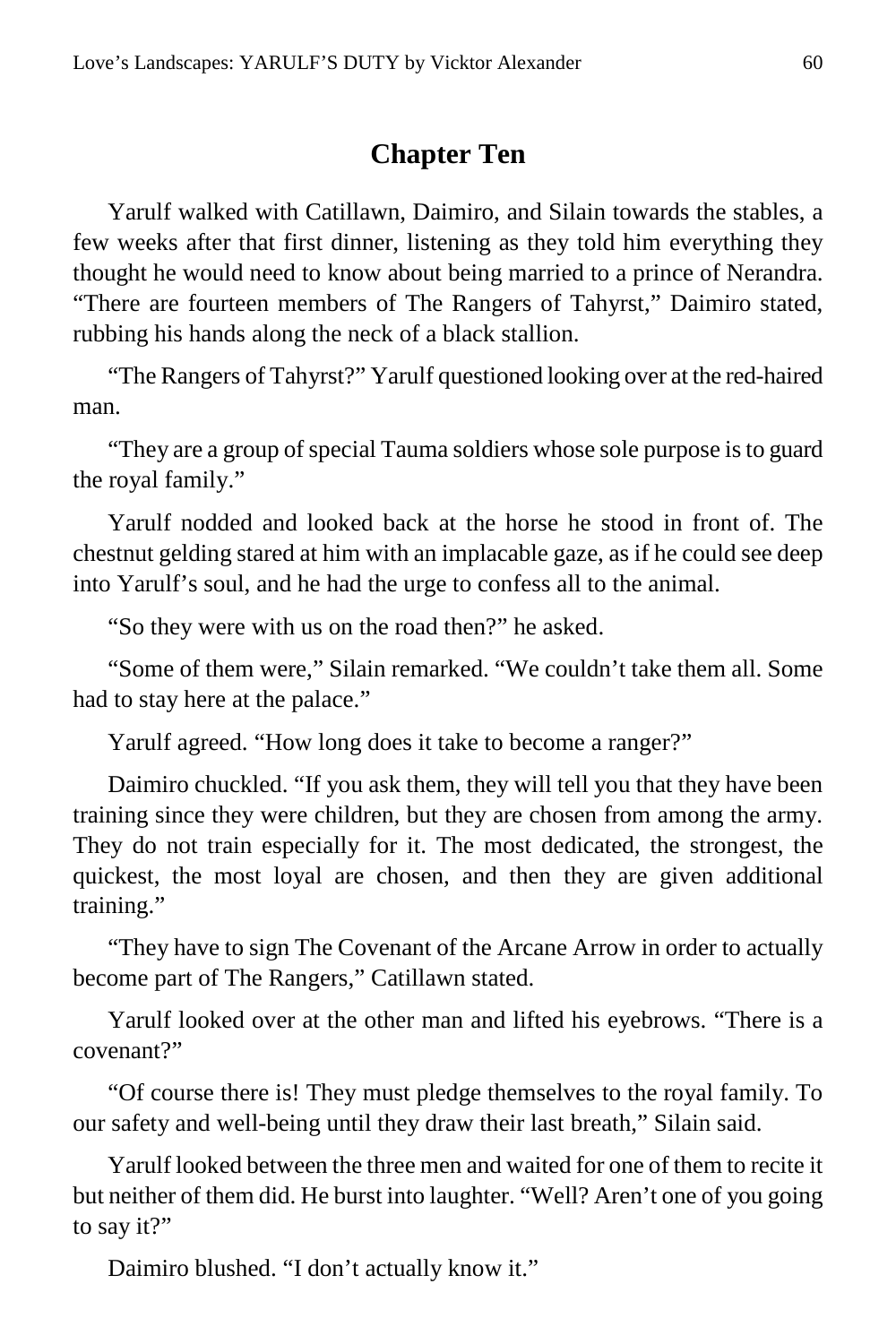## Chapter Ten

Yarulf walked with Catillawn, Daimiro, and Silain towards the stables, a few weeks after that first dinner, listening as they told him everything they thought he would need to know about being married to a prince of Nerandra. "There are fourteen members of The Rangers of Tahyrst," Daimiro stated, rubbing his hands along the neck of a black stallion.

"The Rangers of Tahyrst?" Yarulf questioned looking over at the red-haired man.

"They are a group of special Tauma soldiers whose sole purpose is to guard the royal family."

Yarulf nodded and looked back at the horse he stood in front of. The chestnut gelding stared at him with an implacable gaze, as if he could see deep into Yarulf's soul, and he had the urge to confess all to the animal.

"So they were with us on the road then?" he asked.

"Some of them were," Silain remarked. "We couldn't take them all. Some had to stay here at the palace."

Yarulf agreed. "How long does it take to become a ranger?"

Daimiro chuckled. "If you ask them, they will tell you that they have been training since they were children, but they are chosen from among the army. They do not train especially for it. The most dedicated, the strongest, the quickest, the most loyal are chosen, and then they are given additional training."

"They have to sign The Covenant of the Arcane Arrow in order to actually become part of The Rangers," Catillawn stated.

Yarulf looked over at the other man and lifted his eyebrows. "There is a covenant?"

"Of course there is! They must pledge themselves to the royal family. To our safety and well-being until they draw their last breath," Silain said.

Yarulf looked between the three men and waited for one of them to recite it but neither of them did. He burst into laughter. "Well? Aren't one of you going to say it?"

Daimiro blushed. "I don't actually know it."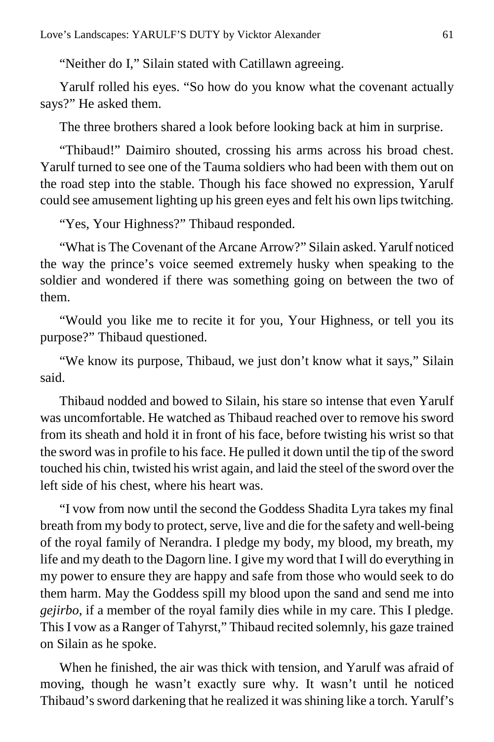"Neither do I," Silain stated with Catillawn agreeing.

Yarulf rolled his eyes. "So how do you know what the covenant actually says?" He asked them.

The three brothers shared a look before looking back at him in surprise.

"Thibaud!" Daimiro shouted, crossing his arms across his broad chest. Yarulf turned to see one of the Tauma soldiers who had been with them out on the road step into the stable. Though his face showed no expression, Yarulf could see amusement lighting up his green eyes and felt his own lips twitching.

"Yes, Your Highness?" Thibaud responded.

"What is The Covenant of the Arcane Arrow?" Silain asked. Yarulf noticed the way the prince's voice seemed extremely husky when speaking to the soldier and wondered if there was something going on between the two of them.

"Would you like me to recite it for you, Your Highness, or tell you its purpose?" Thibaud questioned.

"We know its purpose, Thibaud, we just don't know what it says," Silain said.

Thibaud nodded and bowed to Silain, his stare so intense that even Yarulf was uncomfortable. He watched as Thibaud reached over to remove his sword from its sheath and hold it in front of his face, before twisting his wrist so that the sword was in profile to his face. He pulled it down until the tip of the sword touched his chin, twisted his wrist again, and laid the steel of the sword over the left side of his chest, where his heart was.

"I vow from now until the second the Goddess Shadita Lyra takes my final breath from my body to protect, serve, live and die for the safety and well-being of the royal family of Nerandra. I pledge my body, my blood, my breath, my life and my death to the Dagorn line. I give my word that I will do everything in my power to ensure they are happy and safe from those who would seek to do them harm. May the Goddess spill my blood upon the sand and send me into *gejirbo*, if a member of the royal family dies while in my care. This I pledge. This I vow as a Ranger of Tahyrst," Thibaud recited solemnly, his gaze trained on Silain as he spoke.

When he finished, the air was thick with tension, and Yarulf was afraid of moving, though he wasn't exactly sure why. It wasn't until he noticed Thibaud's sword darkening that he realized it was shining like a torch. Yarulf's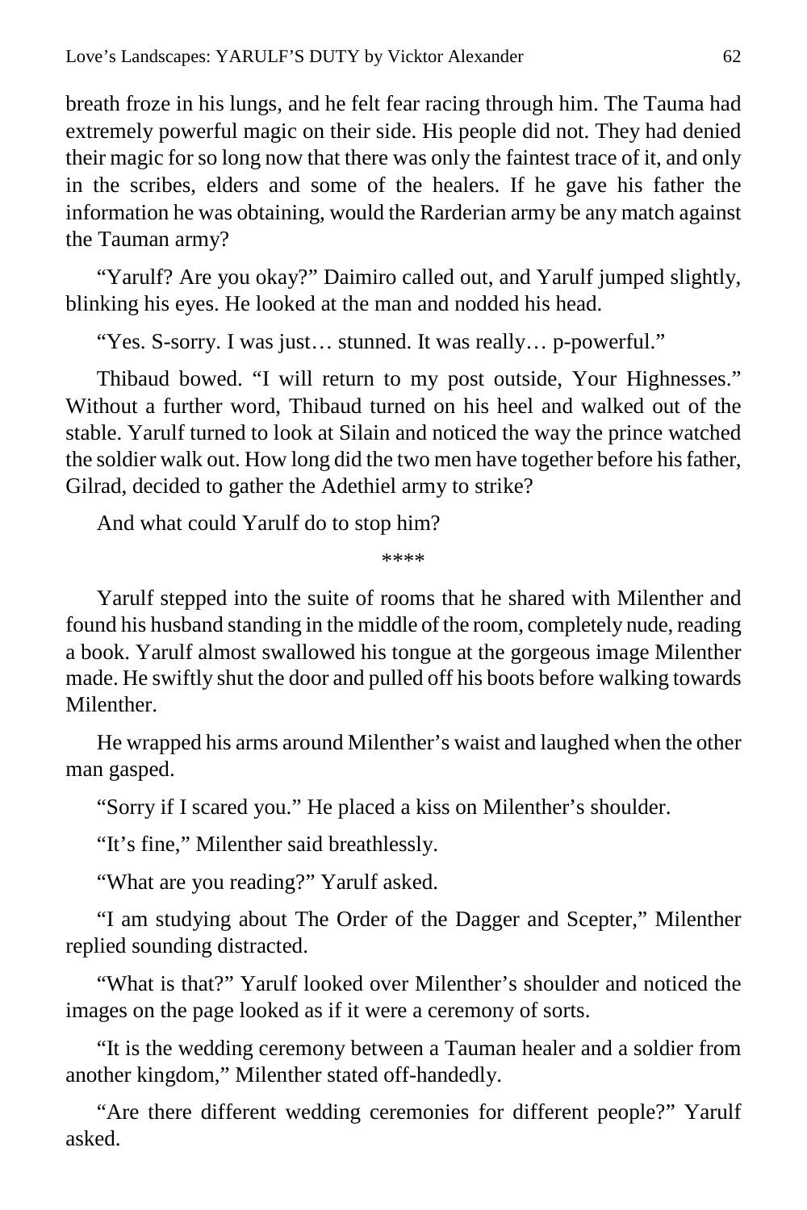breath froze in his lungs, and he felt fear racing through him. The Tauma had extremely powerful magic on their side. His people did not. They had denied their magic for so long now that there was only the faintest trace of it, and only in the scribes, elders and some of the healers. If he gave his father the information he was obtaining, would the Rarderian army be any match against the Tauman army?

"Yarulf? Are you okay?" Daimiro called out, and Yarulf jumped slightly, blinking his eyes. He looked at the man and nodded his head.

"Yes. S-sorry. I was just… stunned. It was really… p-powerful."

Thibaud bowed. "I will return to my post outside, Your Highnesses." Without a further word, Thibaud turned on his heel and walked out of the stable. Yarulf turned to look at Silain and noticed the way the prince watched the soldier walk out. How long did the two men have together before his father, Gilrad, decided to gather the Adethiel army to strike?

And what could Yarulf do to stop him?

****

Yarulf stepped into the suite of rooms that he shared with Milenther and found his husband standing in the middle of the room, completely nude, reading a book. Yarulf almost swallowed his tongue at the gorgeous image Milenther made. He swiftly shut the door and pulled off his boots before walking towards Milenther.

He wrapped his arms around Milenther's waist and laughed when the other man gasped.

"Sorry if I scared you." He placed a kiss on Milenther's shoulder.

"It's fine," Milenther said breathlessly.

"What are you reading?" Yarulf asked.

"I am studying about The Order of the Dagger and Scepter," Milenther replied sounding distracted.

"What is that?" Yarulf looked over Milenther's shoulder and noticed the images on the page looked as if it were a ceremony of sorts.

"It is the wedding ceremony between a Tauman healer and a soldier from another kingdom," Milenther stated off-handedly.

"Are there different wedding ceremonies for different people?" Yarulf asked.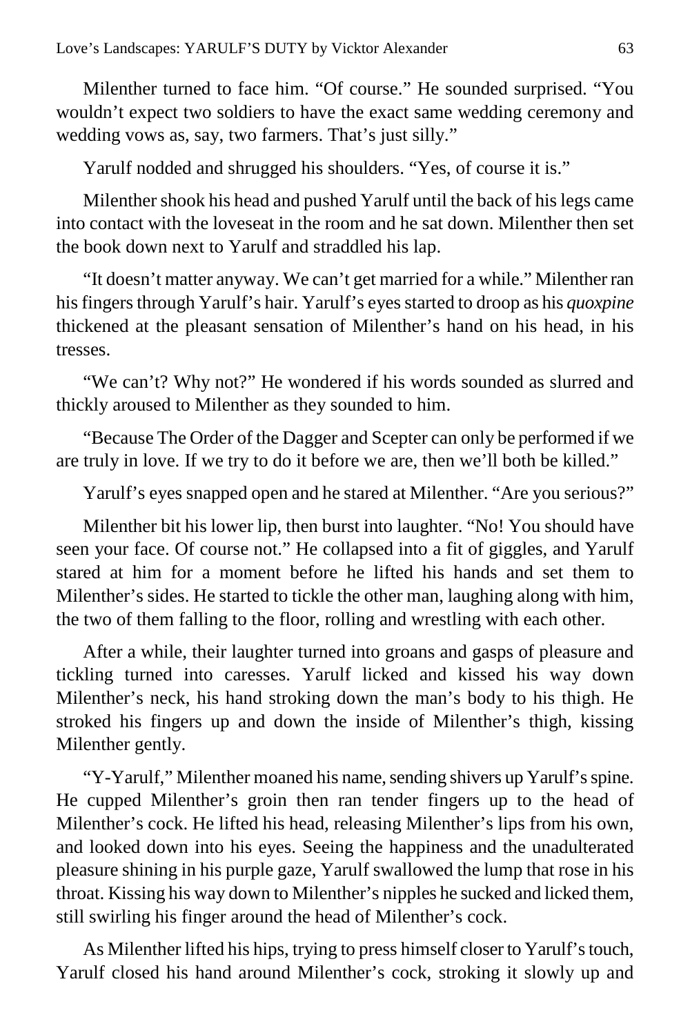Milenther turned to face him. "Of course." He sounded surprised. "You wouldn't expect two soldiers to have the exact same wedding ceremony and wedding vows as, say, two farmers. That's just silly."

Yarulf nodded and shrugged his shoulders. "Yes, of course it is."

Milenther shook his head and pushed Yarulf until the back of his legs came into contact with the loveseat in the room and he sat down. Milenther then set the book down next to Yarulf and straddled his lap.

"It doesn't matter anyway. We can't get married for a while." Milenther ran his fingers through Yarulf's hair. Yarulf's eyes started to droop as his *quoxpine* thickened at the pleasant sensation of Milenther's hand on his head, in his tresses.

"We can't? Why not?" He wondered if his words sounded as slurred and thickly aroused to Milenther as they sounded to him.

"Because The Order of the Dagger and Scepter can only be performed if we are truly in love. If we try to do it before we are, then we'll both be killed."

Yarulf's eyes snapped open and he stared at Milenther. "Are you serious?"

Milenther bit his lower lip, then burst into laughter. "No! You should have seen your face. Of course not." He collapsed into a fit of giggles, and Yarulf stared at him for a moment before he lifted his hands and set them to Milenther's sides. He started to tickle the other man, laughing along with him, the two of them falling to the floor, rolling and wrestling with each other.

After a while, their laughter turned into groans and gasps of pleasure and tickling turned into caresses. Yarulf licked and kissed his way down Milenther's neck, his hand stroking down the man's body to his thigh. He stroked his fingers up and down the inside of Milenther's thigh, kissing Milenther gently.

"Y-Yarulf," Milenther moaned his name, sending shivers up Yarulf's spine. He cupped Milenther's groin then ran tender fingers up to the head of Milenther's cock. He lifted his head, releasing Milenther's lips from his own, and looked down into his eyes. Seeing the happiness and the unadulterated pleasure shining in his purple gaze, Yarulf swallowed the lump that rose in his throat. Kissing his way down to Milenther's nipples he sucked and licked them, still swirling his finger around the head of Milenther's cock.

As Milenther lifted his hips, trying to press himself closer to Yarulf's touch, Yarulf closed his hand around Milenther's cock, stroking it slowly up and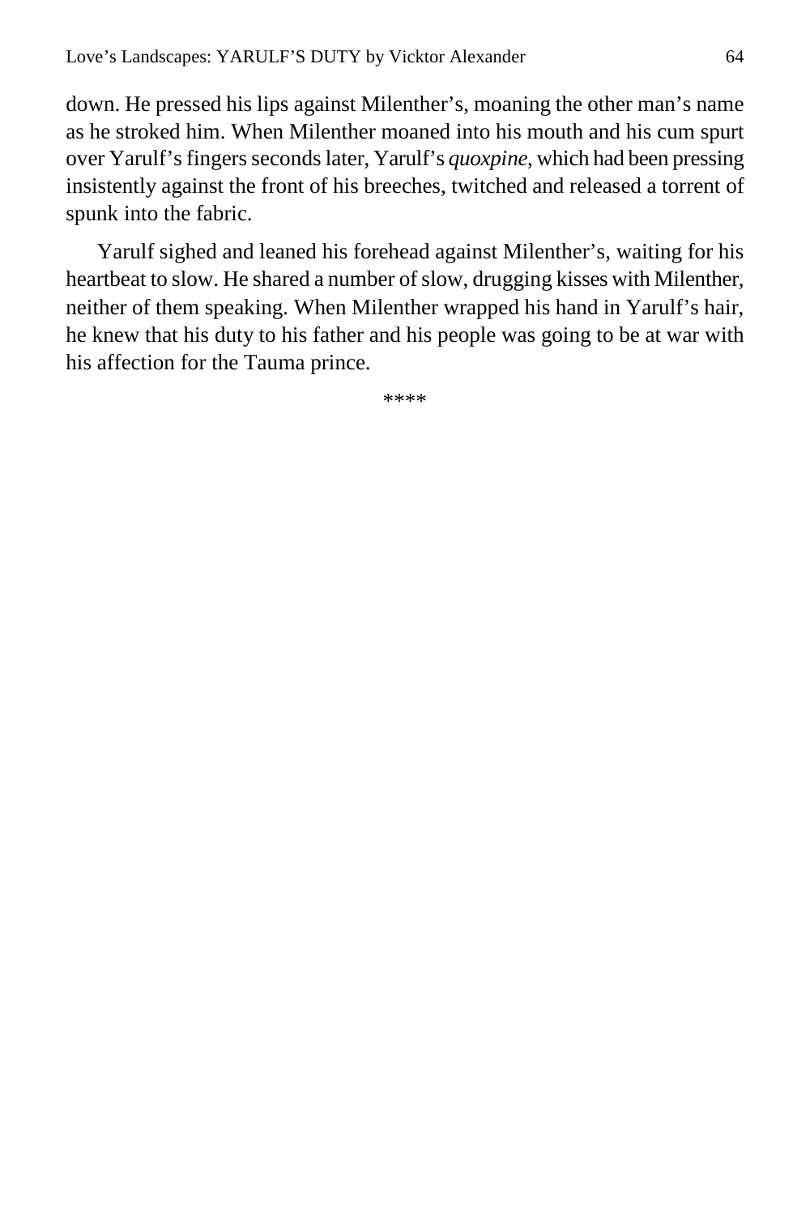down. He pressed his lips against Milenther's, moaning the other man's name as he stroked him. When Milenther moaned into his mouth and his cum spurt over Yarulf's fingers seconds later, Yarulf's *quoxpine*, which had been pressing insistently against the front of his breeches, twitched and released a torrent of spunk into the fabric.

Yarulf sighed and leaned his forehead against Milenther's, waiting for his heartbeat to slow. He shared a number of slow, drugging kisses with Milenther, neither of them speaking. When Milenther wrapped his hand in Yarulf's hair, he knew that his duty to his father and his people was going to be at war with his affection for the Tauma prince.

****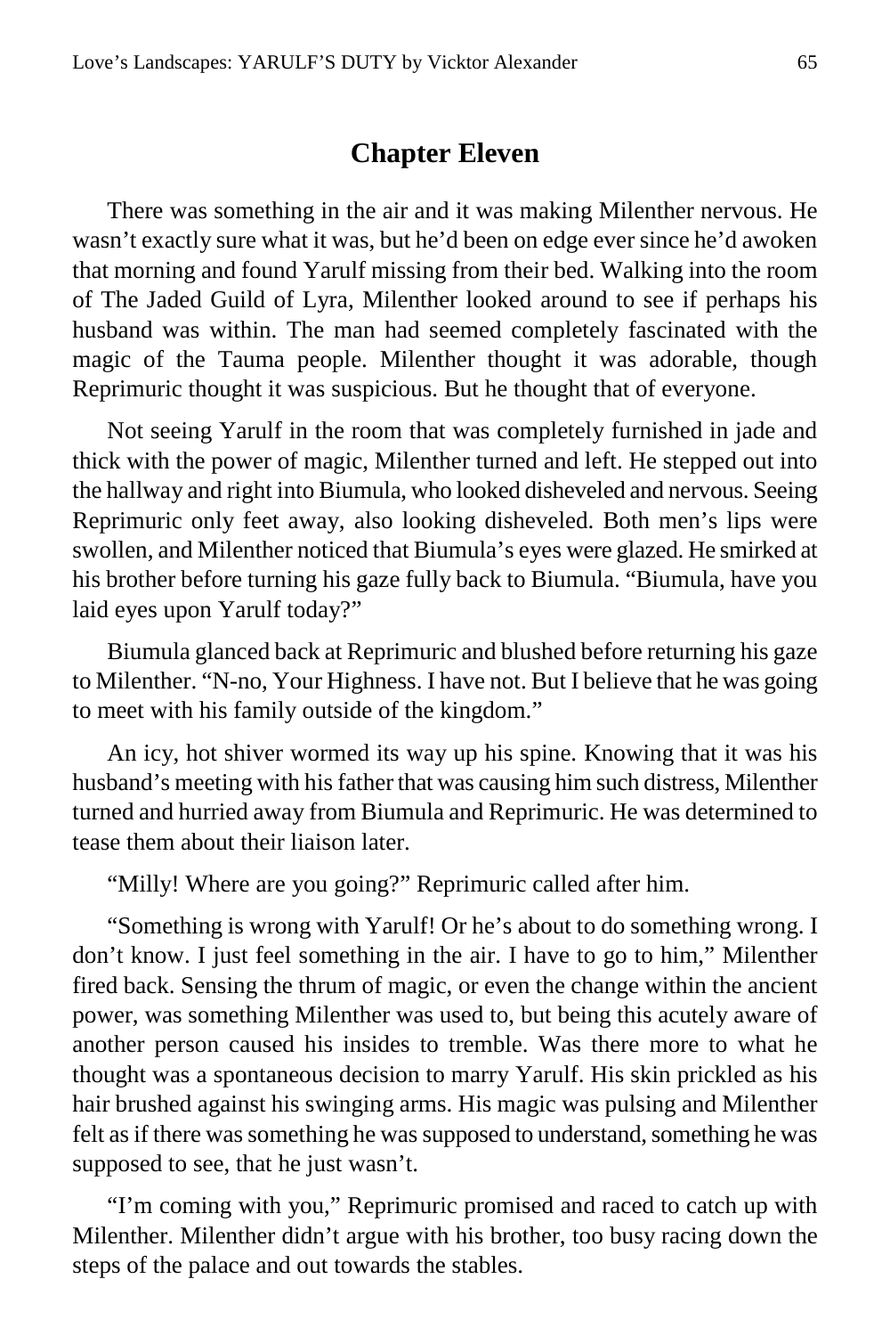## Chapter Eleven

There was something in the air and it was making Milenther nervous. He wasn't exactly sure what it was, but he'd been on edge ever since he'd awoken that morning and found Yarulf missing from their bed. Walking into the room of The Jaded Guild of Lyra, Milenther looked around to see if perhaps his husband was within. The man had seemed completely fascinated with the magic of the Tauma people. Milenther thought it was adorable, though Reprimuric thought it was suspicious. But he thought that of everyone.

Not seeing Yarulf in the room that was completely furnished in jade and thick with the power of magic, Milenther turned and left. He stepped out into the hallway and right into Biumula, who looked disheveled and nervous. Seeing Reprimuric only feet away, also looking disheveled. Both men's lips were swollen, and Milenther noticed that Biumula's eyes were glazed. He smirked at his brother before turning his gaze fully back to Biumula. "Biumula, have you laid eyes upon Yarulf today?"

Biumula glanced back at Reprimuric and blushed before returning his gaze to Milenther. "N-no, Your Highness. I have not. But I believe that he was going to meet with his family outside of the kingdom."

An icy, hot shiver wormed its way up his spine. Knowing that it was his husband's meeting with his father that was causing him such distress, Milenther turned and hurried away from Biumula and Reprimuric. He was determined to tease them about their liaison later.

"Milly! Where are you going?" Reprimuric called after him.

"Something is wrong with Yarulf! Or he's about to do something wrong. I don't know. I just feel something in the air. I have to go to him," Milenther fired back. Sensing the thrum of magic, or even the change within the ancient power, was something Milenther was used to, but being this acutely aware of another person caused his insides to tremble. Was there more to what he thought was a spontaneous decision to marry Yarulf. His skin prickled as his hair brushed against his swinging arms. His magic was pulsing and Milenther felt as if there was something he was supposed to understand, something he was supposed to see, that he just wasn't.

"I'm coming with you," Reprimuric promised and raced to catch up with Milenther. Milenther didn't argue with his brother, too busy racing down the steps of the palace and out towards the stables.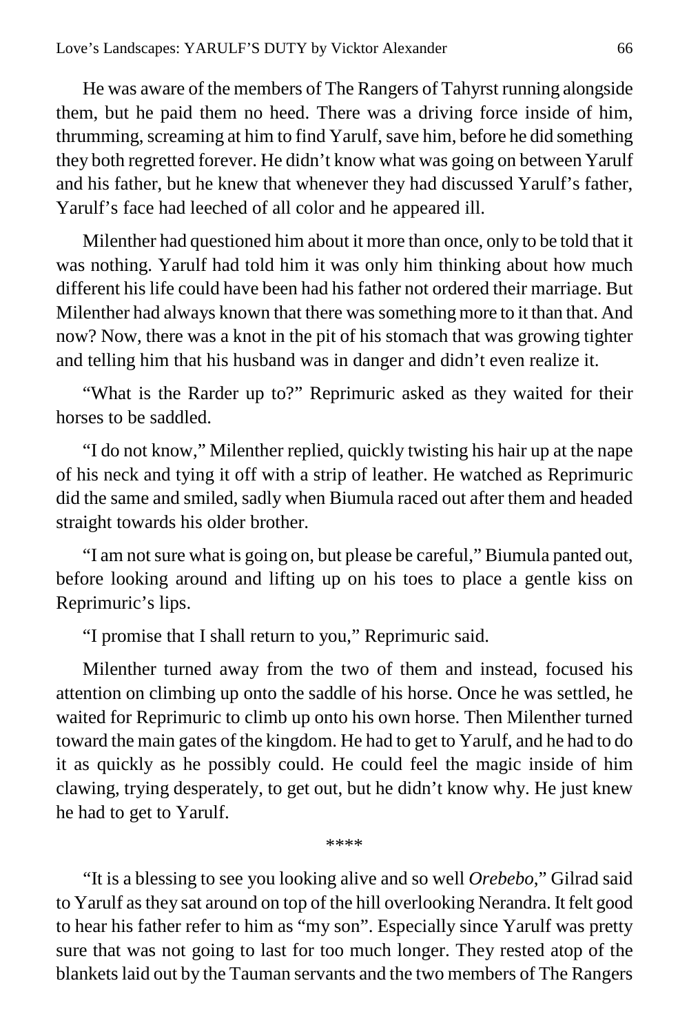He was aware of the members of The Rangers of Tahyrst running alongside them, but he paid them no heed. There was a driving force inside of him, thrumming, screaming at him to find Yarulf, save him, before he did something they both regretted forever. He didn't know what was going on between Yarulf and his father, but he knew that whenever they had discussed Yarulf's father, Yarulf's face had leeched of all color and he appeared ill.

Milenther had questioned him about it more than once, only to be told that it was nothing. Yarulf had told him it was only him thinking about how much different his life could have been had his father not ordered their marriage. But Milenther had always known that there was something more to it than that. And now? Now, there was a knot in the pit of his stomach that was growing tighter and telling him that his husband was in danger and didn't even realize it.

"What is the Rarder up to?" Reprimuric asked as they waited for their horses to be saddled.

"I do not know," Milenther replied, quickly twisting his hair up at the nape of his neck and tying it off with a strip of leather. He watched as Reprimuric did the same and smiled, sadly when Biumula raced out after them and headed straight towards his older brother.

"I am not sure what is going on, but please be careful," Biumula panted out, before looking around and lifting up on his toes to place a gentle kiss on Reprimuric's lips.

"I promise that I shall return to you," Reprimuric said.

Milenther turned away from the two of them and instead, focused his attention on climbing up onto the saddle of his horse. Once he was settled, he waited for Reprimuric to climb up onto his own horse. Then Milenther turned toward the main gates of the kingdom. He had to get to Yarulf, and he had to do it as quickly as he possibly could. He could feel the magic inside of him clawing, trying desperately, to get out, but he didn't know why. He just knew he had to get to Yarulf.

****

"It is a blessing to see you looking alive and so well *Orebebo*," Gilrad said to Yarulf as they sat around on top of the hill overlooking Nerandra. It felt good to hear his father refer to him as "my son". Especially since Yarulf was pretty sure that was not going to last for too much longer. They rested atop of the blankets laid out by the Tauman servants and the two members of The Rangers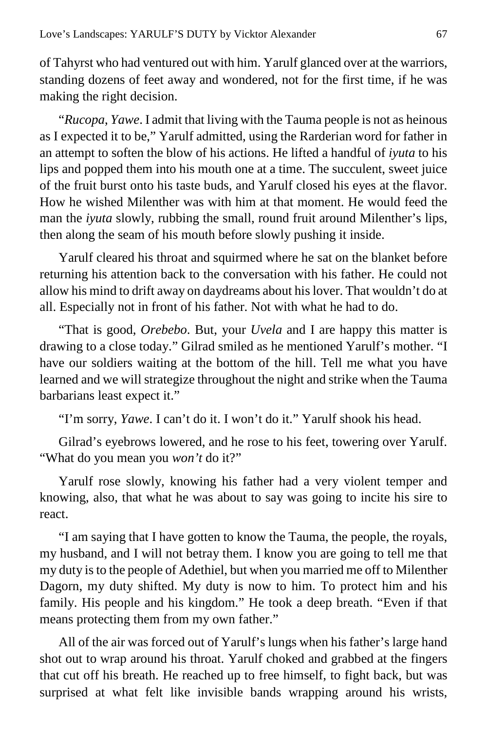of Tahyrst who had ventured out with him. Yarulf glanced over at the warriors, standing dozens of feet away and wondered, not for the first time, if he was making the right decision.

"*Rucopa*, *Yawe*. I admit that living with the Tauma people is not as heinous as I expected it to be," Yarulf admitted, using the Rarderian word for father in an attempt to soften the blow of his actions. He lifted a handful of *iyuta* to his lips and popped them into his mouth one at a time. The succulent, sweet juice of the fruit burst onto his taste buds, and Yarulf closed his eyes at the flavor. How he wished Milenther was with him at that moment. He would feed the man the *iyuta* slowly, rubbing the small, round fruit around Milenther's lips, then along the seam of his mouth before slowly pushing it inside.

Yarulf cleared his throat and squirmed where he sat on the blanket before returning his attention back to the conversation with his father. He could not allow his mind to drift away on daydreams about his lover. That wouldn't do at all. Especially not in front of his father. Not with what he had to do.

"That is good, *Orebebo*. But, your *Uvela* and I are happy this matter is drawing to a close today." Gilrad smiled as he mentioned Yarulf's mother. "I have our soldiers waiting at the bottom of the hill. Tell me what you have learned and we will strategize throughout the night and strike when the Tauma barbarians least expect it."

"I'm sorry, *Yawe*. I can't do it. I won't do it." Yarulf shook his head.

Gilrad's eyebrows lowered, and he rose to his feet, towering over Yarulf. "What do you mean you *won't* do it?"

Yarulf rose slowly, knowing his father had a very violent temper and knowing, also, that what he was about to say was going to incite his sire to react.

"I am saying that I have gotten to know the Tauma, the people, the royals, my husband, and I will not betray them. I know you are going to tell me that my duty is to the people of Adethiel, but when you married me off to Milenther Dagorn, my duty shifted. My duty is now to him. To protect him and his family. His people and his kingdom." He took a deep breath. "Even if that means protecting them from my own father."

All of the air was forced out of Yarulf's lungs when his father's large hand shot out to wrap around his throat. Yarulf choked and grabbed at the fingers that cut off his breath. He reached up to free himself, to fight back, but was surprised at what felt like invisible bands wrapping around his wrists,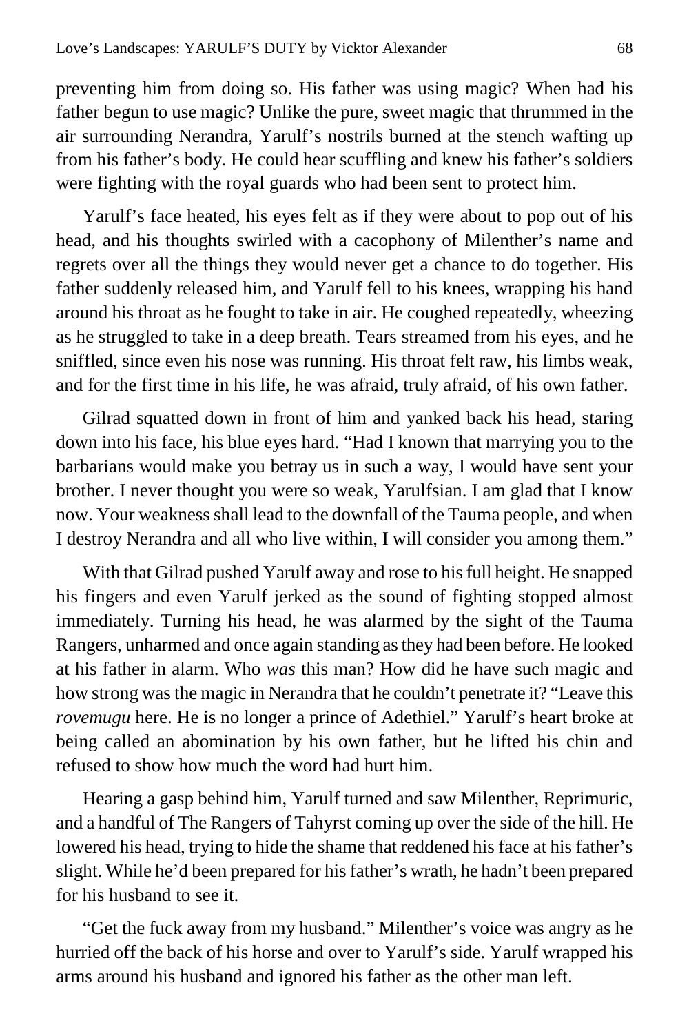preventing him from doing so. His father was using magic? When had his father begun to use magic? Unlike the pure, sweet magic that thrummed in the air surrounding Nerandra, Yarulf's nostrils burned at the stench wafting up from his father's body. He could hear scuffling and knew his father's soldiers were fighting with the royal guards who had been sent to protect him.

Yarulf's face heated, his eyes felt as if they were about to pop out of his head, and his thoughts swirled with a cacophony of Milenther's name and regrets over all the things they would never get a chance to do together. His father suddenly released him, and Yarulf fell to his knees, wrapping his hand around his throat as he fought to take in air. He coughed repeatedly, wheezing as he struggled to take in a deep breath. Tears streamed from his eyes, and he sniffled, since even his nose was running. His throat felt raw, his limbs weak, and for the first time in his life, he was afraid, truly afraid, of his own father.

Gilrad squatted down in front of him and yanked back his head, staring down into his face, his blue eyes hard. "Had I known that marrying you to the barbarians would make you betray us in such a way, I would have sent your brother. I never thought you were so weak, Yarulfsian. I am glad that I know now. Your weakness shall lead to the downfall of the Tauma people, and when I destroy Nerandra and all who live within, I will consider you among them."

With that Gilrad pushed Yarulf away and rose to his full height. He snapped his fingers and even Yarulf jerked as the sound of fighting stopped almost immediately. Turning his head, he was alarmed by the sight of the Tauma Rangers, unharmed and once again standing as they had been before. He looked at his father in alarm. Who *was* this man? How did he have such magic and how strong was the magic in Nerandra that he couldn't penetrate it? "Leave this *rovemugu* here. He is no longer a prince of Adethiel." Yarulf's heart broke at being called an abomination by his own father, but he lifted his chin and refused to show how much the word had hurt him.

Hearing a gasp behind him, Yarulf turned and saw Milenther, Reprimuric, and a handful of The Rangers of Tahyrst coming up over the side of the hill. He lowered his head, trying to hide the shame that reddened his face at his father's slight. While he'd been prepared for his father's wrath, he hadn't been prepared for his husband to see it.

"Get the fuck away from my husband." Milenther's voice was angry as he hurried off the back of his horse and over to Yarulf's side. Yarulf wrapped his arms around his husband and ignored his father as the other man left.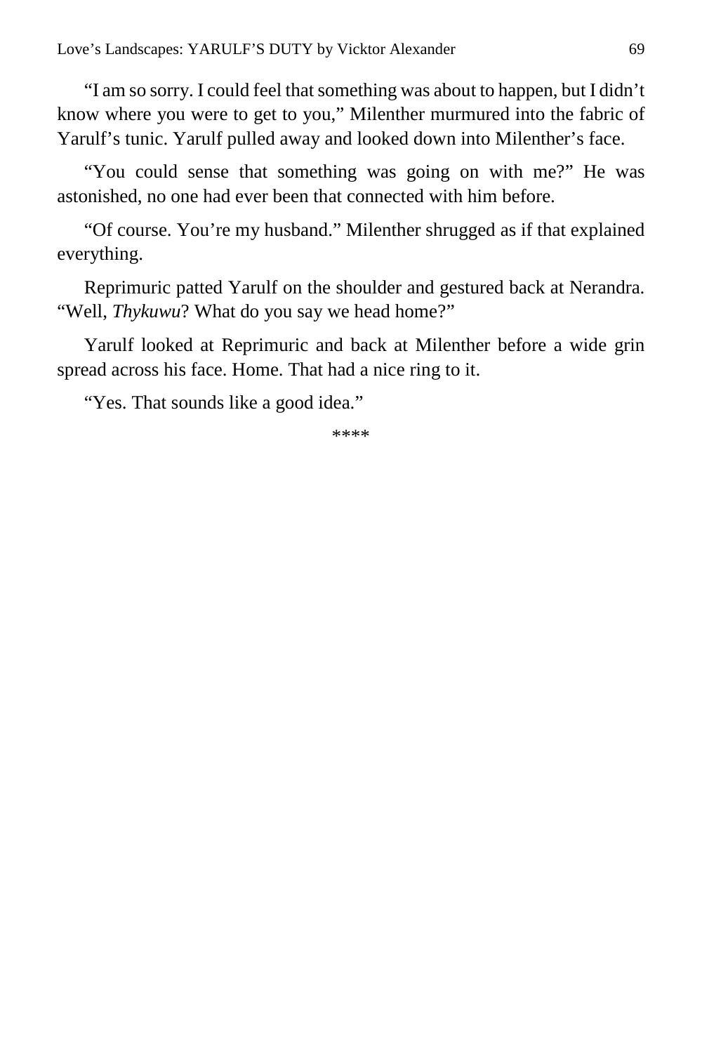"I am so sorry. I could feel that something was about to happen, but I didn't know where you were to get to you," Milenther murmured into the fabric of Yarulf's tunic. Yarulf pulled away and looked down into Milenther's face.

"You could sense that something was going on with me?" He was astonished, no one had ever been that connected with him before.

"Of course. You're my husband." Milenther shrugged as if that explained everything.

Reprimuric patted Yarulf on the shoulder and gestured back at Nerandra. "Well, *Thykuwu*? What do you say we head home?"

Yarulf looked at Reprimuric and back at Milenther before a wide grin spread across his face. Home. That had a nice ring to it.

"Yes. That sounds like a good idea."

****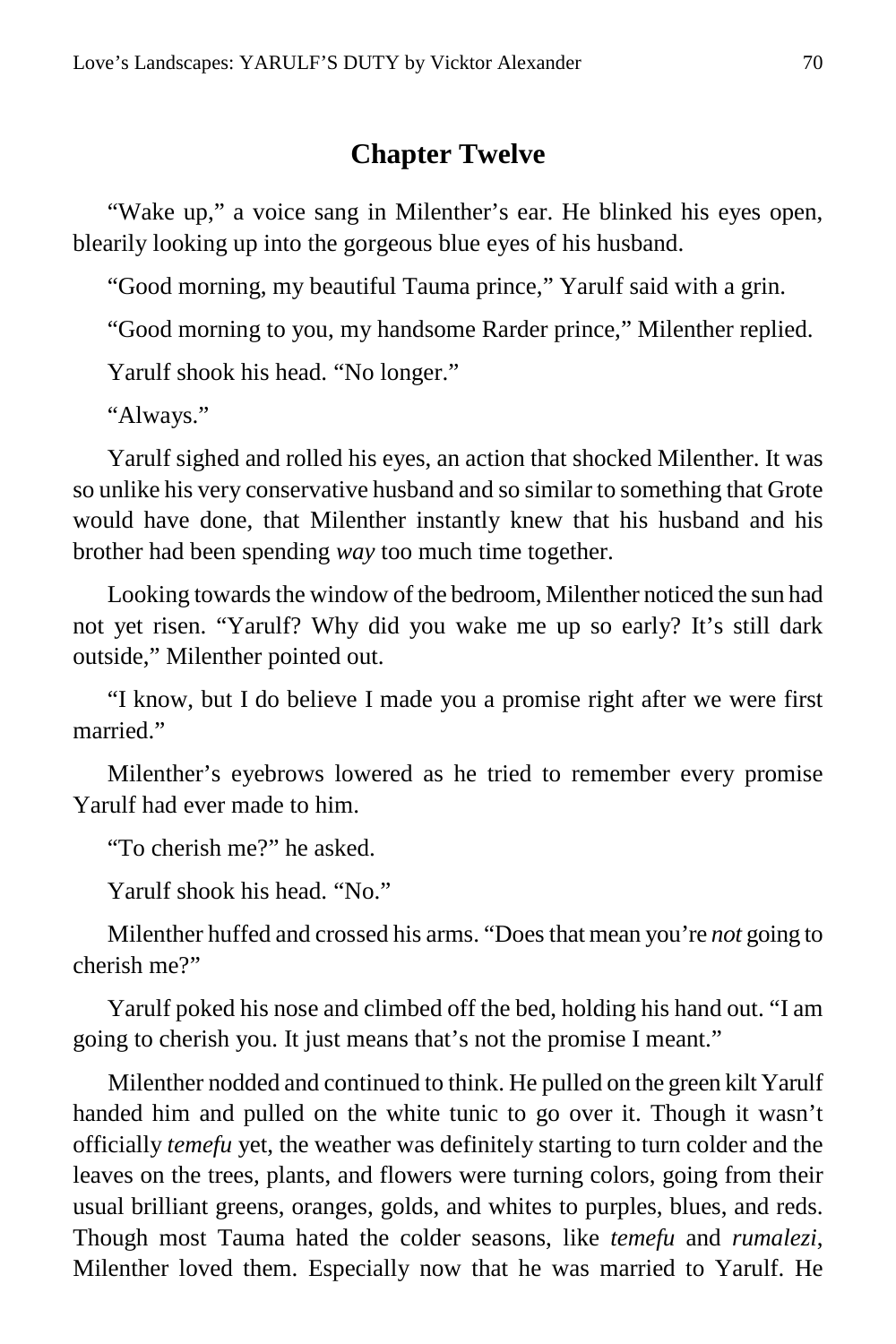## Chapter Twelve

"Wake up," a voice sang in Milenther's ear. He blinked his eyes open, blearily looking up into the gorgeous blue eyes of his husband.

"Good morning, my beautiful Tauma prince," Yarulf said with a grin.

"Good morning to you, my handsome Rarder prince," Milenther replied.

Yarulf shook his head. "No longer."

"Always."

Yarulf sighed and rolled his eyes, an action that shocked Milenther. It was so unlike his very conservative husband and so similar to something that Grote would have done, that Milenther instantly knew that his husband and his brother had been spending *way* too much time together.

Looking towards the window of the bedroom, Milenther noticed the sun had not yet risen. "Yarulf? Why did you wake me up so early? It's still dark outside," Milenther pointed out.

"I know, but I do believe I made you a promise right after we were first married."

Milenther's eyebrows lowered as he tried to remember every promise Yarulf had ever made to him.

"To cherish me?" he asked.

Yarulf shook his head. "No."

Milenther huffed and crossed his arms. "Does that mean you're *not* going to cherish me?"

Yarulf poked his nose and climbed off the bed, holding his hand out. "I am going to cherish you. It just means that's not the promise I meant."

Milenther nodded and continued to think. He pulled on the green kilt Yarulf handed him and pulled on the white tunic to go over it. Though it wasn't officially *temefu* yet, the weather was definitely starting to turn colder and the leaves on the trees, plants, and flowers were turning colors, going from their usual brilliant greens, oranges, golds, and whites to purples, blues, and reds. Though most Tauma hated the colder seasons, like *temefu* and *rumalezi*, Milenther loved them. Especially now that he was married to Yarulf. He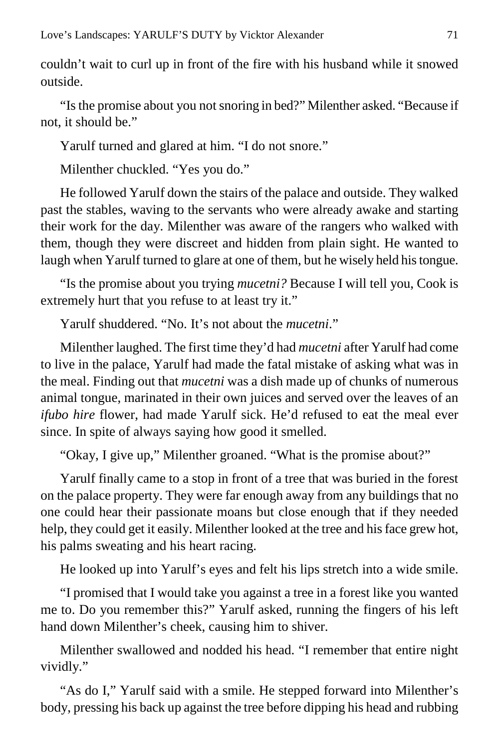couldn't wait to curl up in front of the fire with his husband while it snowed outside.

"Is the promise about you not snoring in bed?" Milenther asked. "Because if not, it should be."

Yarulf turned and glared at him. "I do not snore."

Milenther chuckled. "Yes you do."

He followed Yarulf down the stairs of the palace and outside. They walked past the stables, waving to the servants who were already awake and starting their work for the day. Milenther was aware of the rangers who walked with them, though they were discreet and hidden from plain sight. He wanted to laugh when Yarulf turned to glare at one of them, but he wisely held his tongue.

"Is the promise about you trying *mucetni?* Because I will tell you, Cook is extremely hurt that you refuse to at least try it."

Yarulf shuddered. "No. It's not about the *mucetni*."

Milenther laughed. The first time they'd had *mucetni* after Yarulf had come to live in the palace, Yarulf had made the fatal mistake of asking what was in the meal. Finding out that *mucetni* was a dish made up of chunks of numerous animal tongue, marinated in their own juices and served over the leaves of an *ifubo hire* flower, had made Yarulf sick. He'd refused to eat the meal ever since. In spite of always saying how good it smelled.

"Okay, I give up," Milenther groaned. "What is the promise about?"

Yarulf finally came to a stop in front of a tree that was buried in the forest on the palace property. They were far enough away from any buildings that no one could hear their passionate moans but close enough that if they needed help, they could get it easily. Milenther looked at the tree and his face grew hot, his palms sweating and his heart racing.

He looked up into Yarulf's eyes and felt his lips stretch into a wide smile.

"I promised that I would take you against a tree in a forest like you wanted me to. Do you remember this?" Yarulf asked, running the fingers of his left hand down Milenther's cheek, causing him to shiver.

Milenther swallowed and nodded his head. "I remember that entire night vividly."

"As do I," Yarulf said with a smile. He stepped forward into Milenther's body, pressing his back up against the tree before dipping his head and rubbing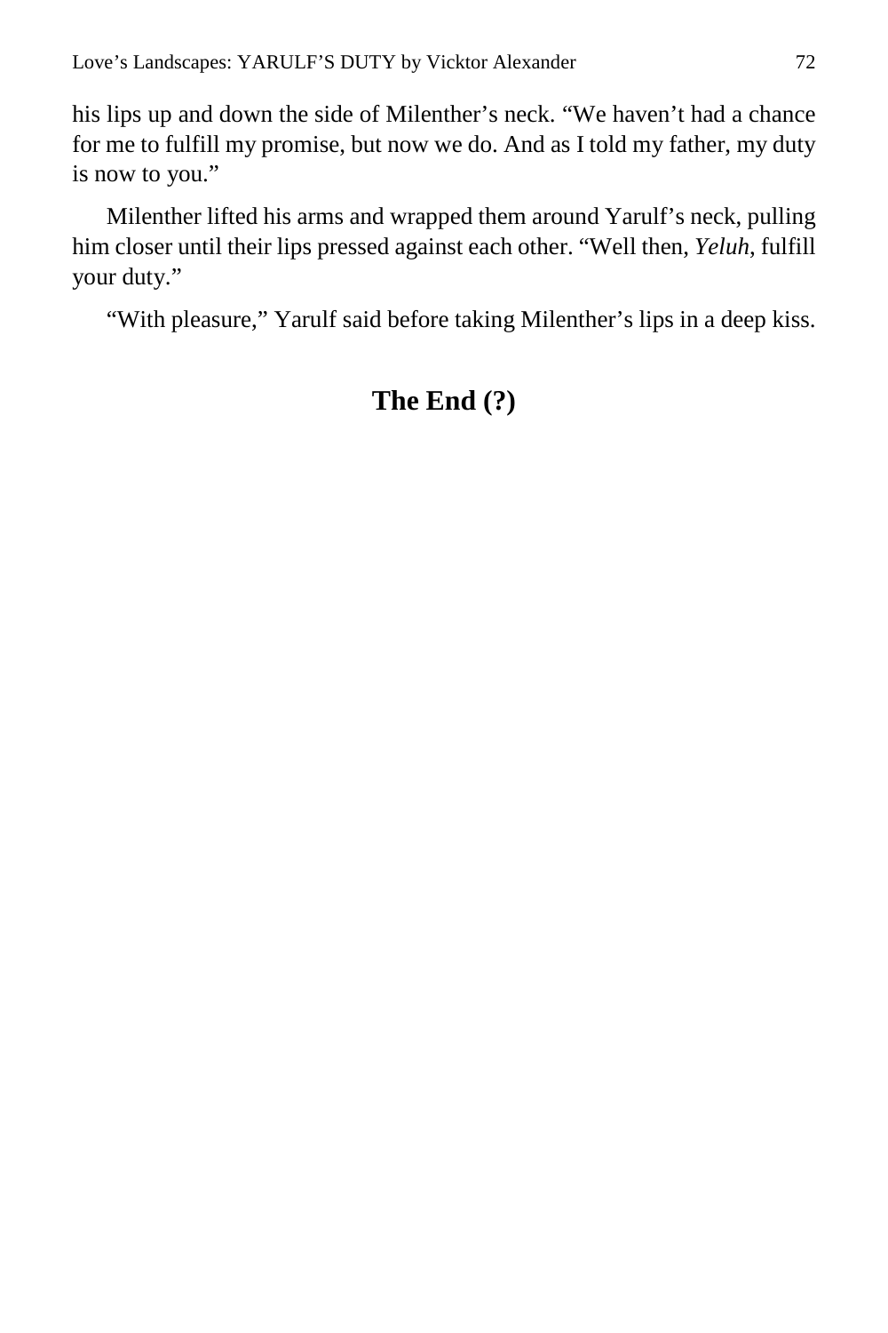his lips up and down the side of Milenther's neck. "We haven't had a chance for me to fulfill my promise, but now we do. And as I told my father, my duty is now to you."

Milenther lifted his arms and wrapped them around Yarulf's neck, pulling him closer until their lips pressed against each other. "Well then, *Yeluh*, fulfill your duty."

"With pleasure," Yarulf said before taking Milenther's lips in a deep kiss.

## The End (?)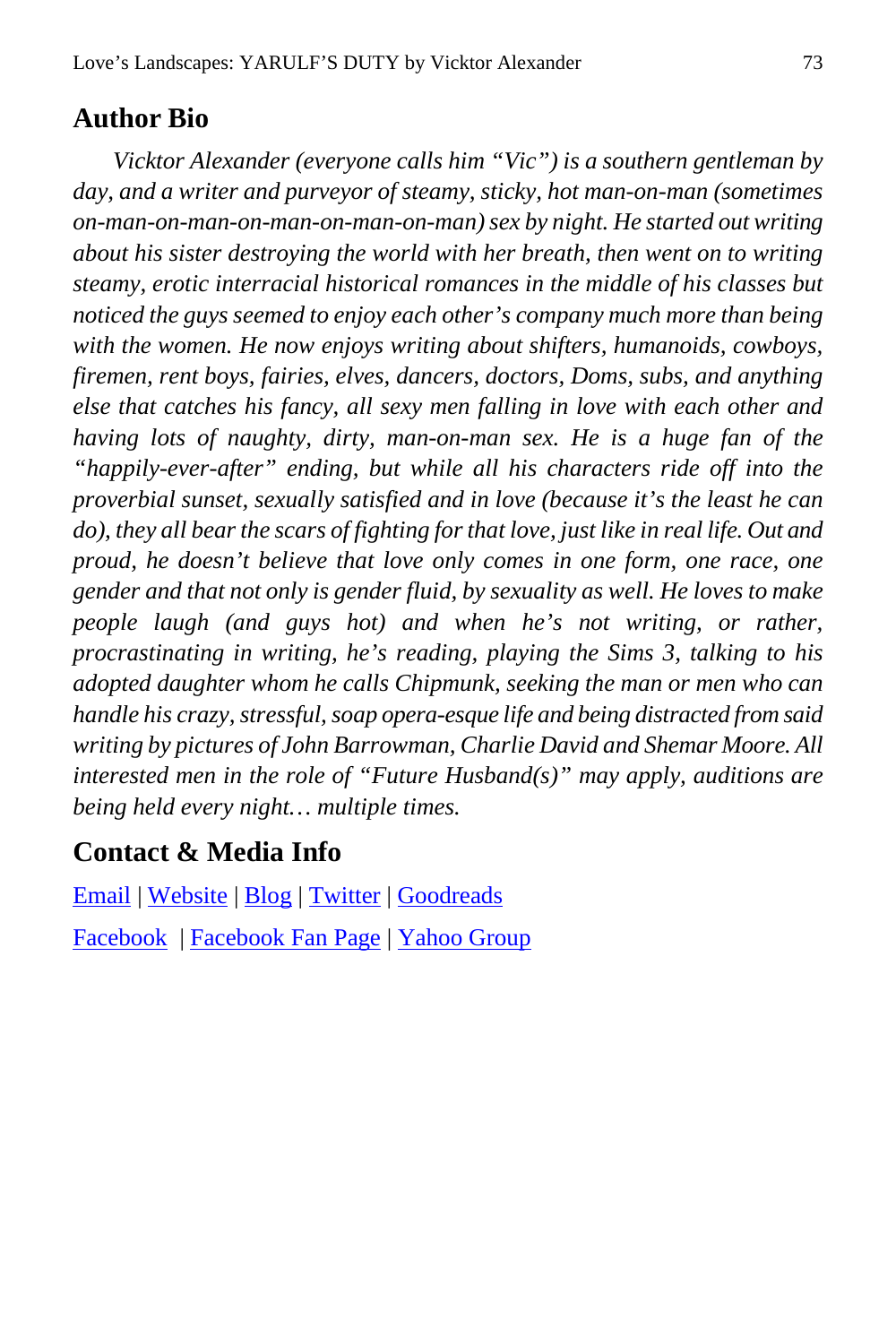## Author Bio

*Vicktor Alexander (everyone calls him "Vic") is a southern gentleman by day, and a writer and purveyor of steamy, sticky, hot man-on-man (sometimes on-man-on-man-on-man-on-man-on-man) sex by night. He started out writing about his sister destroying the world with her breath, then went on to writing steamy, erotic interracial historical romances in the middle of his classes but noticed the guys seemed to enjoy each other's company much more than being with the women. He now enjoys writing about shifters, humanoids, cowboys, firemen, rent boys, fairies, elves, dancers, doctors, Doms, subs, and anything else that catches his fancy, all sexy men falling in love with each other and having lots of naughty, dirty, man-on-man sex. He is a huge fan of the "happily-ever-after" ending, but while all his characters ride off into the proverbial sunset, sexually satisfied and in love (because it's the least he can do), they all bear the scars of fighting for that love, just like in real life. Out and proud, he doesn't believe that love only comes in one form, one race, one gender and that not only is gender fluid, by sexuality as well. He loves to make people laugh (and guys hot) and when he's not writing, or rather, procrastinating in writing, he's reading, playing the Sims 3, talking to his adopted daughter whom he calls Chipmunk, seeking the man or men who can handle his crazy, stressful, soap opera-esque life and being distracted from said writing by pictures of John Barrowman, Charlie David and Shemar Moore. All interested men in the role of "Future Husband(s)" may apply, auditions are being held every night… multiple times.*

## Contact & Media Info

Email | Website | Blog | Twitter | Goodreads

Facebook | Facebook Fan Page | Yahoo Group